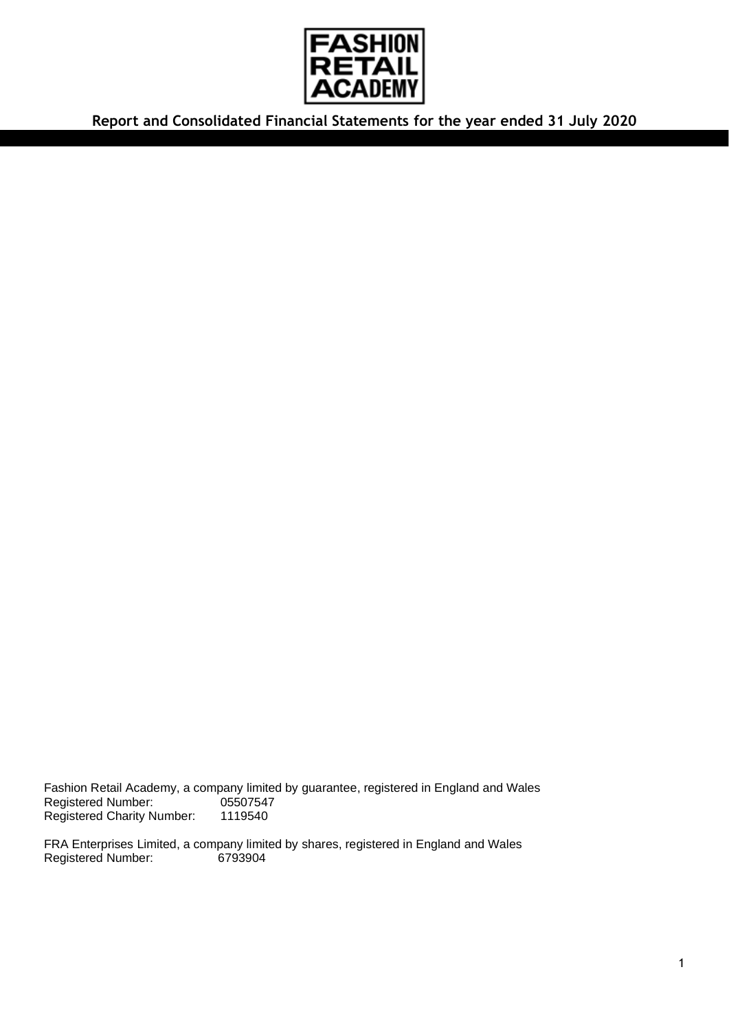FASHION RETAIL ACADEMY

# Report and Consolidated Financial Statements for the year ended 31 July 2020

Fashion Retail Academy, a company limited by guarantee, registered in England and Wales
Registered Number: 05507547
Registered Charity Number: 1119540

FRA Enterprises Limited, a company limited by shares, registered in England and Wales
Registered Number: 6793904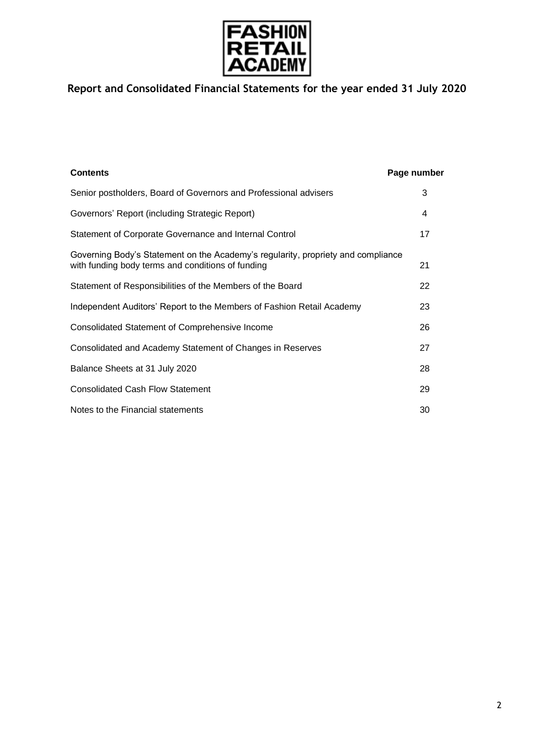FASHION RETAIL ACADEMY

# Report and Consolidated Financial Statements for the year ended 31 July 2020

| **Contents** | **Page number** |
|---|---|
| Senior postholders, Board of Governors and Professional advisers | 3 |
| Governors' Report (including Strategic Report) | 4 |
| Statement of Corporate Governance and Internal Control | 17 |
| Governing Body's Statement on the Academy's regularity, propriety and compliance with funding body terms and conditions of funding | 21 |
| Statement of Responsibilities of the Members of the Board | 22 |
| Independent Auditors' Report to the Members of Fashion Retail Academy | 23 |
| Consolidated Statement of Comprehensive Income | 26 |
| Consolidated and Academy Statement of Changes in Reserves | 27 |
| Balance Sheets at 31 July 2020 | 28 |
| Consolidated Cash Flow Statement | 29 |
| Notes to the Financial statements | 30 |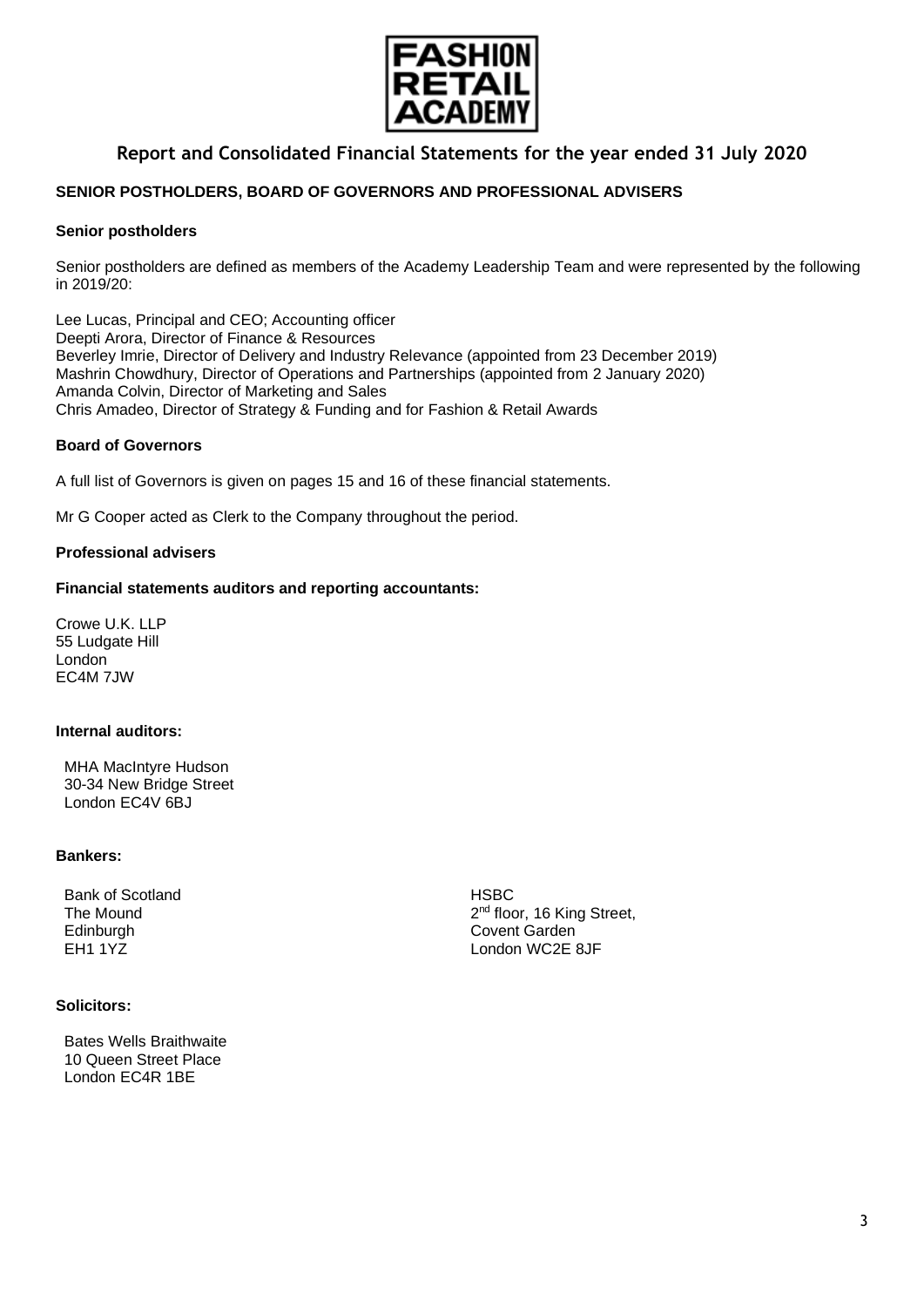FASHION RETAIL ACADEMY

# Report and Consolidated Financial Statements for the year ended 31 July 2020

## SENIOR POSTHOLDERS, BOARD OF GOVERNORS AND PROFESSIONAL ADVISERS

### Senior postholders

Senior postholders are defined as members of the Academy Leadership Team and were represented by the following in 2019/20:

Lee Lucas, Principal and CEO; Accounting officer
Deepti Arora, Director of Finance & Resources
Beverley Imrie, Director of Delivery and Industry Relevance (appointed from 23 December 2019)
Mashrin Chowdhury, Director of Operations and Partnerships (appointed from 2 January 2020)
Amanda Colvin, Director of Marketing and Sales
Chris Amadeo, Director of Strategy & Funding and for Fashion & Retail Awards

### Board of Governors

A full list of Governors is given on pages 15 and 16 of these financial statements.

Mr G Cooper acted as Clerk to the Company throughout the period.

### Professional advisers

**Financial statements auditors and reporting accountants:**

Crowe U.K. LLP
55 Ludgate Hill
London
EC4M 7JW

**Internal auditors:**

MHA MacIntyre Hudson
30-34 New Bridge Street
London EC4V 6BJ

**Bankers:**

Bank of Scotland
The Mound
Edinburgh
EH1 1YZ

HSBC
2nd floor, 16 King Street,
Covent Garden
London WC2E 8JF

**Solicitors:**

Bates Wells Braithwaite
10 Queen Street Place
London EC4R 1BE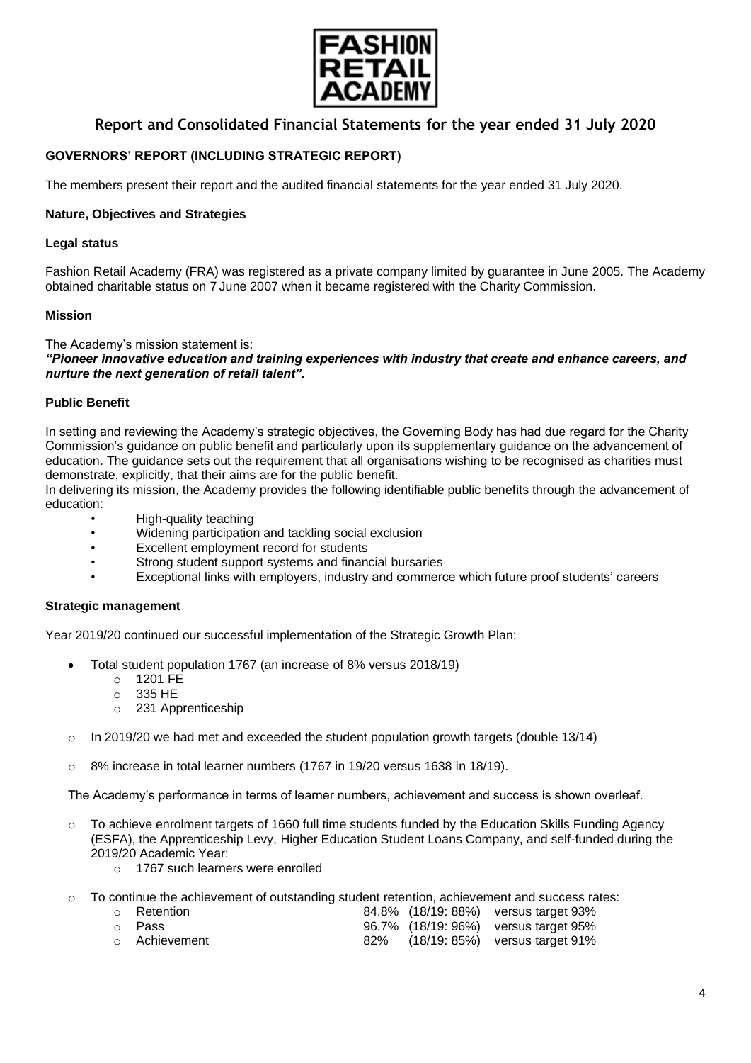FASHION RETAIL ACADEMY

# Report and Consolidated Financial Statements for the year ended 31 July 2020

## GOVERNORS' REPORT (INCLUDING STRATEGIC REPORT)

The members present their report and the audited financial statements for the year ended 31 July 2020.

### Nature, Objectives and Strategies

#### Legal status

Fashion Retail Academy (FRA) was registered as a private company limited by guarantee in June 2005. The Academy obtained charitable status on 7 June 2007 when it became registered with the Charity Commission.

#### Mission

The Academy's mission statement is:
***"Pioneer innovative education and training experiences with industry that create and enhance careers, and nurture the next generation of retail talent".***

#### Public Benefit

In setting and reviewing the Academy's strategic objectives, the Governing Body has had due regard for the Charity Commission's guidance on public benefit and particularly upon its supplementary guidance on the advancement of education. The guidance sets out the requirement that all organisations wishing to be recognised as charities must demonstrate, explicitly, that their aims are for the public benefit.
In delivering its mission, the Academy provides the following identifiable public benefits through the advancement of education:

- High-quality teaching
- Widening participation and tackling social exclusion
- Excellent employment record for students
- Strong student support systems and financial bursaries
- Exceptional links with employers, industry and commerce which future proof students' careers

#### Strategic management

Year 2019/20 continued our successful implementation of the Strategic Growth Plan:

- Total student population 1767 (an increase of 8% versus 2018/19)
  - 1201 FE
  - 335 HE
  - 231 Apprenticeship

- In 2019/20 we had met and exceeded the student population growth targets (double 13/14)

- 8% increase in total learner numbers (1767 in 19/20 versus 1638 in 18/19).

The Academy's performance in terms of learner numbers, achievement and success is shown overleaf.

- To achieve enrolment targets of 1660 full time students funded by the Education Skills Funding Agency (ESFA), the Apprenticeship Levy, Higher Education Student Loans Company, and self-funded during the 2019/20 Academic Year:
  - 1767 such learners were enrolled

- To continue the achievement of outstanding student retention, achievement and success rates:
  - Retention 84.8% (18/19: 88%) versus target 93%
  - Pass 96.7% (18/19: 96%) versus target 95%
  - Achievement 82% (18/19: 85%) versus target 91%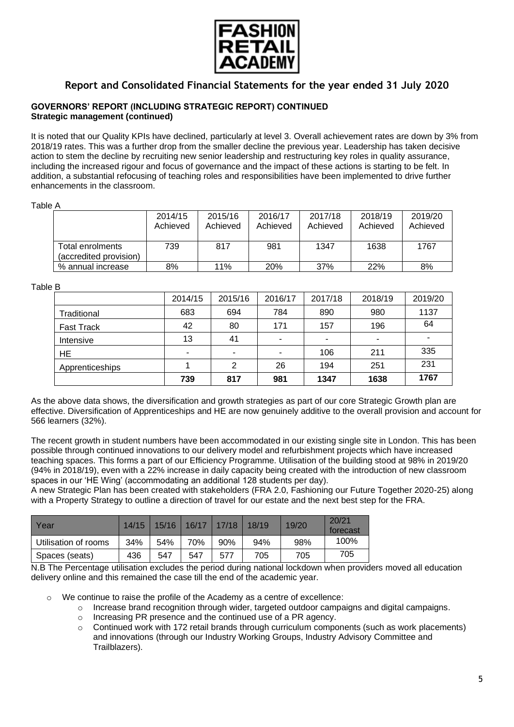## GOVERNORS' REPORT (INCLUDING STRATEGIC REPORT) CONTINUED

### Strategic management (continued)

It is noted that our Quality KPIs have declined, particularly at level 3. Overall achievement rates are down by 3% from 2018/19 rates. This was a further drop from the smaller decline the previous year. Leadership has taken decisive action to stem the decline by recruiting new senior leadership and restructuring key roles in quality assurance, including the increased rigour and focus of governance and the impact of these actions is starting to be felt. In addition, a substantial refocusing of teaching roles and responsibilities have been implemented to drive further enhancements in the classroom.

Table A

| | 2014/15 Achieved | 2015/16 Achieved | 2016/17 Achieved | 2017/18 Achieved | 2018/19 Achieved | 2019/20 Achieved |
|---|---|---|---|---|---|---|
| Total enrolments (accredited provision) | 739 | 817 | 981 | 1347 | 1638 | 1767 |
| % annual increase | 8% | 11% | 20% | 37% | 22% | 8% |

Table B

| | 2014/15 | 2015/16 | 2016/17 | 2017/18 | 2018/19 | 2019/20 |
|---|---|---|---|---|---|---|
| Traditional | 683 | 694 | 784 | 890 | 980 | 1137 |
| Fast Track | 42 | 80 | 171 | 157 | 196 | 64 |
| Intensive | 13 | 41 | - | - | - | - |
| HE | - | - | - | 106 | 211 | 335 |
| Apprenticeships | 1 | 2 | 26 | 194 | 251 | 231 |
| | **739** | **817** | **981** | **1347** | **1638** | **1767** |

As the above data shows, the diversification and growth strategies as part of our core Strategic Growth plan are effective. Diversification of Apprenticeships and HE are now genuinely additive to the overall provision and account for 566 learners (32%).

The recent growth in student numbers have been accommodated in our existing single site in London. This has been possible through continued innovations to our delivery model and refurbishment projects which have increased teaching spaces. This forms a part of our Efficiency Programme. Utilisation of the building stood at 98% in 2019/20 (94% in 2018/19), even with a 22% increase in daily capacity being created with the introduction of new classroom spaces in our 'HE Wing' (accommodating an additional 128 students per day).

A new Strategic Plan has been created with stakeholders (FRA 2.0, Fashioning our Future Together 2020-25) along with a Property Strategy to outline a direction of travel for our estate and the next best step for the FRA.

| Year | 14/15 | 15/16 | 16/17 | 17/18 | 18/19 | 19/20 | 20/21 forecast |
|---|---|---|---|---|---|---|---|
| Utilisation of rooms | 34% | 54% | 70% | 90% | 94% | 98% | 100% |
| Spaces (seats) | 436 | 547 | 547 | 577 | 705 | 705 | 705 |

N.B The Percentage utilisation excludes the period during national lockdown when providers moved all education delivery online and this remained the case till the end of the academic year.

- We continue to raise the profile of the Academy as a centre of excellence:
  - Increase brand recognition through wider, targeted outdoor campaigns and digital campaigns.
  - Increasing PR presence and the continued use of a PR agency.
  - Continued work with 172 retail brands through curriculum components (such as work placements) and innovations (through our Industry Working Groups, Industry Advisory Committee and Trailblazers).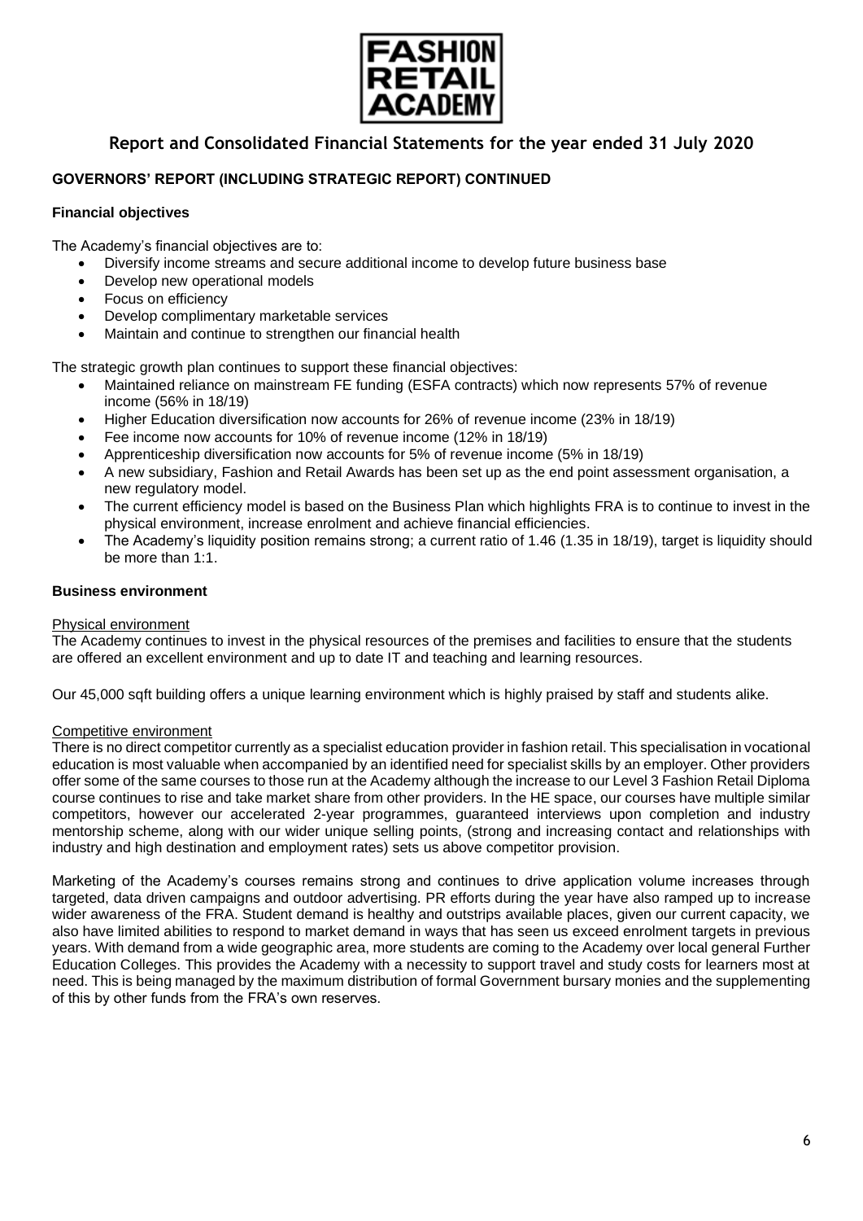## GOVERNORS' REPORT (INCLUDING STRATEGIC REPORT) CONTINUED

### Financial objectives

The Academy's financial objectives are to:

- Diversify income streams and secure additional income to develop future business base
- Develop new operational models
- Focus on efficiency
- Develop complimentary marketable services
- Maintain and continue to strengthen our financial health

The strategic growth plan continues to support these financial objectives:

- Maintained reliance on mainstream FE funding (ESFA contracts) which now represents 57% of revenue income (56% in 18/19)
- Higher Education diversification now accounts for 26% of revenue income (23% in 18/19)
- Fee income now accounts for 10% of revenue income (12% in 18/19)
- Apprenticeship diversification now accounts for 5% of revenue income (5% in 18/19)
- A new subsidiary, Fashion and Retail Awards has been set up as the end point assessment organisation, a new regulatory model.
- The current efficiency model is based on the Business Plan which highlights FRA is to continue to invest in the physical environment, increase enrolment and achieve financial efficiencies.
- The Academy's liquidity position remains strong; a current ratio of 1.46 (1.35 in 18/19), target is liquidity should be more than 1:1.

### Business environment

Physical environment

The Academy continues to invest in the physical resources of the premises and facilities to ensure that the students are offered an excellent environment and up to date IT and teaching and learning resources.

Our 45,000 sqft building offers a unique learning environment which is highly praised by staff and students alike.

Competitive environment

There is no direct competitor currently as a specialist education provider in fashion retail. This specialisation in vocational education is most valuable when accompanied by an identified need for specialist skills by an employer. Other providers offer some of the same courses to those run at the Academy although the increase to our Level 3 Fashion Retail Diploma course continues to rise and take market share from other providers. In the HE space, our courses have multiple similar competitors, however our accelerated 2-year programmes, guaranteed interviews upon completion and industry mentorship scheme, along with our wider unique selling points, (strong and increasing contact and relationships with industry and high destination and employment rates) sets us above competitor provision.

Marketing of the Academy's courses remains strong and continues to drive application volume increases through targeted, data driven campaigns and outdoor advertising. PR efforts during the year have also ramped up to increase wider awareness of the FRA. Student demand is healthy and outstrips available places, given our current capacity, we also have limited abilities to respond to market demand in ways that has seen us exceed enrolment targets in previous years. With demand from a wide geographic area, more students are coming to the Academy over local general Further Education Colleges. This provides the Academy with a necessity to support travel and study costs for learners most at need. This is being managed by the maximum distribution of formal Government bursary monies and the supplementing of this by other funds from the FRA's own reserves.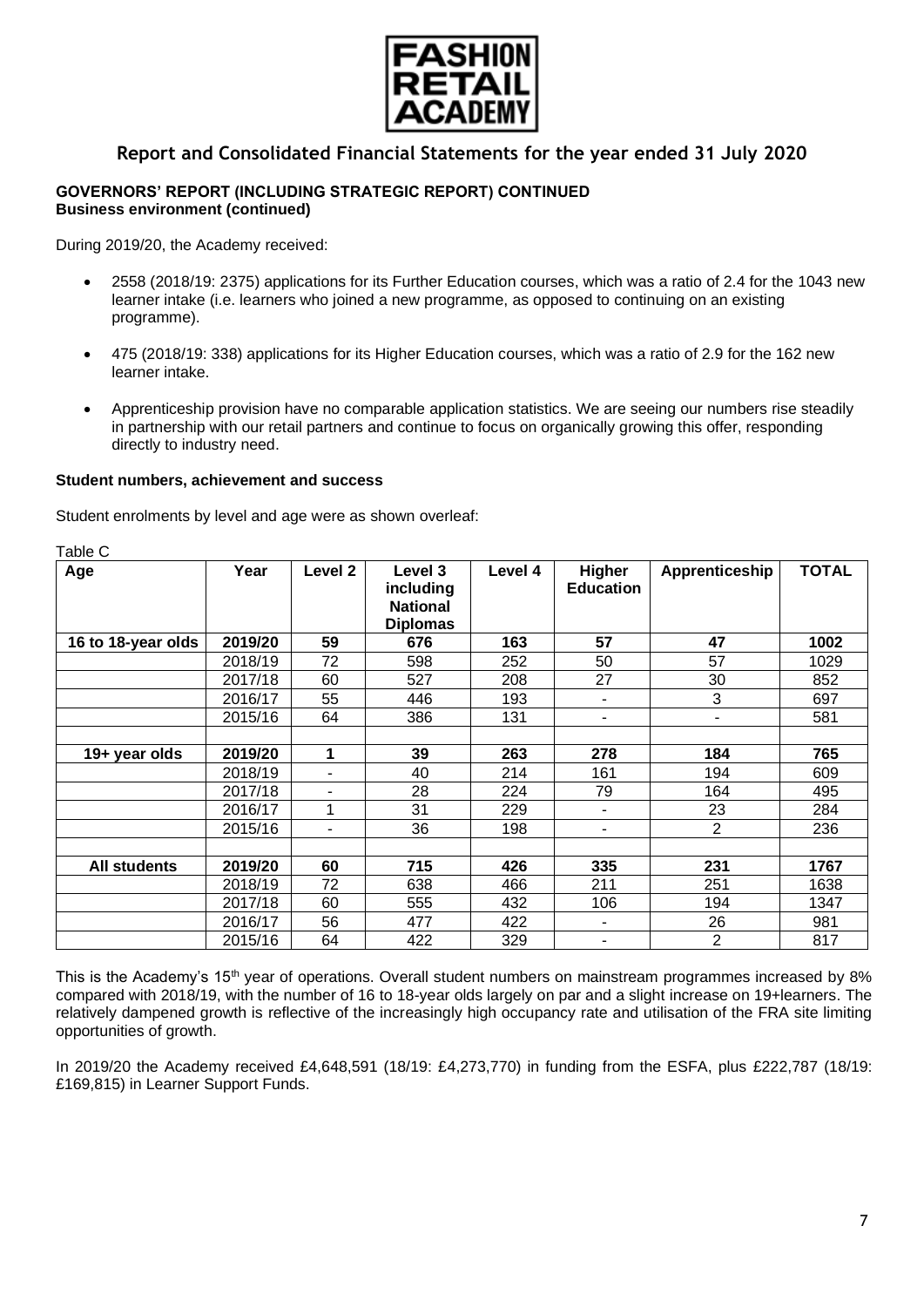## Report and Consolidated Financial Statements for the year ended 31 July 2020

**GOVERNORS' REPORT (INCLUDING STRATEGIC REPORT) CONTINUED**
**Business environment (continued)**

During 2019/20, the Academy received:

- 2558 (2018/19: 2375) applications for its Further Education courses, which was a ratio of 2.4 for the 1043 new learner intake (i.e. learners who joined a new programme, as opposed to continuing on an existing programme).
- 475 (2018/19: 338) applications for its Higher Education courses, which was a ratio of 2.9 for the 162 new learner intake.
- Apprenticeship provision have no comparable application statistics. We are seeing our numbers rise steadily in partnership with our retail partners and continue to focus on organically growing this offer, responding directly to industry need.

**Student numbers, achievement and success**

Student enrolments by level and age were as shown overleaf:

Table C

| Age | Year | Level 2 | Level 3 including National Diplomas | Level 4 | Higher Education | Apprenticeship | TOTAL |
|---|---|---|---|---|---|---|---|
| **16 to 18-year olds** | **2019/20** | **59** | **676** | **163** | **57** | **47** | **1002** |
| | 2018/19 | 72 | 598 | 252 | 50 | 57 | 1029 |
| | 2017/18 | 60 | 527 | 208 | 27 | 30 | 852 |
| | 2016/17 | 55 | 446 | 193 | - | 3 | 697 |
| | 2015/16 | 64 | 386 | 131 | - | - | 581 |
| | | | | | | | |
| **19+ year olds** | **2019/20** | **1** | **39** | **263** | **278** | **184** | **765** |
| | 2018/19 | - | 40 | 214 | 161 | 194 | 609 |
| | 2017/18 | - | 28 | 224 | 79 | 164 | 495 |
| | 2016/17 | 1 | 31 | 229 | - | 23 | 284 |
| | 2015/16 | - | 36 | 198 | - | 2 | 236 |
| | | | | | | | |
| **All students** | **2019/20** | **60** | **715** | **426** | **335** | **231** | **1767** |
| | 2018/19 | 72 | 638 | 466 | 211 | 251 | 1638 |
| | 2017/18 | 60 | 555 | 432 | 106 | 194 | 1347 |
| | 2016/17 | 56 | 477 | 422 | - | 26 | 981 |
| | 2015/16 | 64 | 422 | 329 | - | 2 | 817 |

This is the Academy's 15th year of operations. Overall student numbers on mainstream programmes increased by 8% compared with 2018/19, with the number of 16 to 18-year olds largely on par and a slight increase on 19+learners. The relatively dampened growth is reflective of the increasingly high occupancy rate and utilisation of the FRA site limiting opportunities of growth.

In 2019/20 the Academy received £4,648,591 (18/19: £4,273,770) in funding from the ESFA, plus £222,787 (18/19: £169,815) in Learner Support Funds.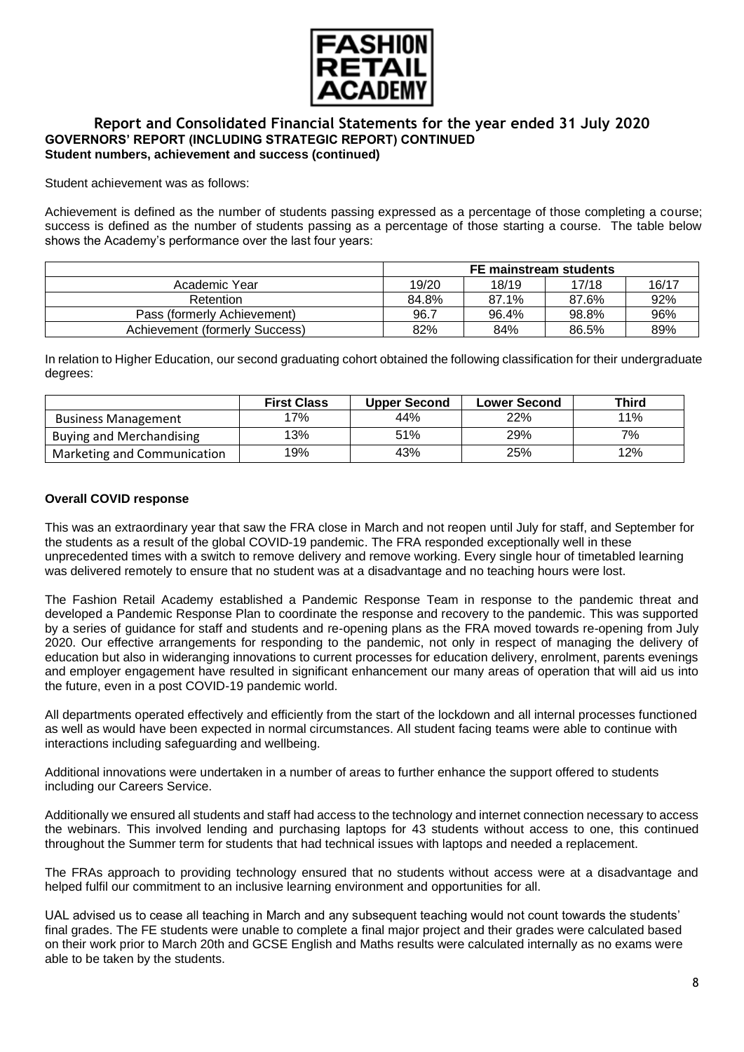# Report and Consolidated Financial Statements for the year ended 31 July 2020

## GOVERNORS' REPORT (INCLUDING STRATEGIC REPORT) CONTINUED

### Student numbers, achievement and success (continued)

Student achievement was as follows:

Achievement is defined as the number of students passing expressed as a percentage of those completing a course; success is defined as the number of students passing as a percentage of those starting a course. The table below shows the Academy's performance over the last four years:

| | FE mainstream students | | | |
|---|---|---|---|---|
| Academic Year | 19/20 | 18/19 | 17/18 | 16/17 |
| Retention | 84.8% | 87.1% | 87.6% | 92% |
| Pass (formerly Achievement) | 96.7 | 96.4% | 98.8% | 96% |
| Achievement (formerly Success) | 82% | 84% | 86.5% | 89% |

In relation to Higher Education, our second graduating cohort obtained the following classification for their undergraduate degrees:

| | First Class | Upper Second | Lower Second | Third |
|---|---|---|---|---|
| Business Management | 17% | 44% | 22% | 11% |
| Buying and Merchandising | 13% | 51% | 29% | 7% |
| Marketing and Communication | 19% | 43% | 25% | 12% |

### Overall COVID response

This was an extraordinary year that saw the FRA close in March and not reopen until July for staff, and September for the students as a result of the global COVID-19 pandemic. The FRA responded exceptionally well in these unprecedented times with a switch to remove delivery and remove working. Every single hour of timetabled learning was delivered remotely to ensure that no student was at a disadvantage and no teaching hours were lost.

The Fashion Retail Academy established a Pandemic Response Team in response to the pandemic threat and developed a Pandemic Response Plan to coordinate the response and recovery to the pandemic. This was supported by a series of guidance for staff and students and re-opening plans as the FRA moved towards re-opening from July 2020. Our effective arrangements for responding to the pandemic, not only in respect of managing the delivery of education but also in wideranging innovations to current processes for education delivery, enrolment, parents evenings and employer engagement have resulted in significant enhancement our many areas of operation that will aid us into the future, even in a post COVID-19 pandemic world.

All departments operated effectively and efficiently from the start of the lockdown and all internal processes functioned as well as would have been expected in normal circumstances. All student facing teams were able to continue with interactions including safeguarding and wellbeing.

Additional innovations were undertaken in a number of areas to further enhance the support offered to students including our Careers Service.

Additionally we ensured all students and staff had access to the technology and internet connection necessary to access the webinars. This involved lending and purchasing laptops for 43 students without access to one, this continued throughout the Summer term for students that had technical issues with laptops and needed a replacement.

The FRAs approach to providing technology ensured that no students without access were at a disadvantage and helped fulfil our commitment to an inclusive learning environment and opportunities for all.

UAL advised us to cease all teaching in March and any subsequent teaching would not count towards the students' final grades. The FE students were unable to complete a final major project and their grades were calculated based on their work prior to March 20th and GCSE English and Maths results were calculated internally as no exams were able to be taken by the students.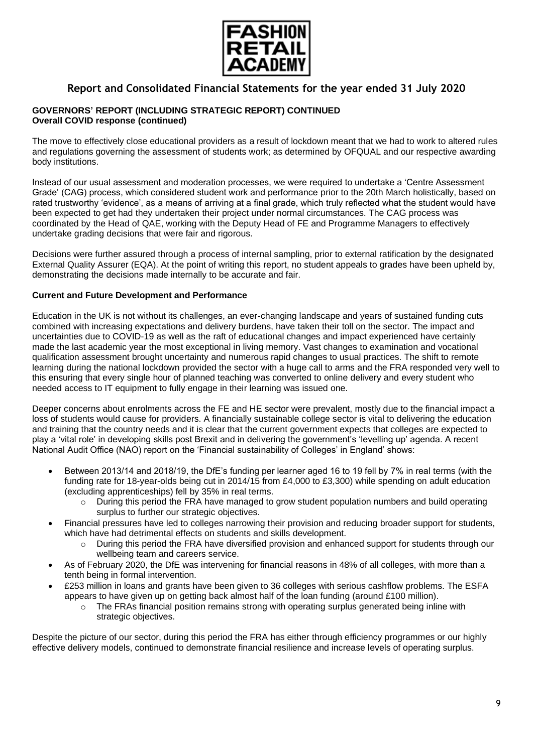**GOVERNORS' REPORT (INCLUDING STRATEGIC REPORT) CONTINUED**
**Overall COVID response (continued)**

The move to effectively close educational providers as a result of lockdown meant that we had to work to altered rules and regulations governing the assessment of students work; as determined by OFQUAL and our respective awarding body institutions.

Instead of our usual assessment and moderation processes, we were required to undertake a 'Centre Assessment Grade' (CAG) process, which considered student work and performance prior to the 20th March holistically, based on rated trustworthy 'evidence', as a means of arriving at a final grade, which truly reflected what the student would have been expected to get had they undertaken their project under normal circumstances. The CAG process was coordinated by the Head of QAE, working with the Deputy Head of FE and Programme Managers to effectively undertake grading decisions that were fair and rigorous.

Decisions were further assured through a process of internal sampling, prior to external ratification by the designated External Quality Assurer (EQA). At the point of writing this report, no student appeals to grades have been upheld by, demonstrating the decisions made internally to be accurate and fair.

**Current and Future Development and Performance**

Education in the UK is not without its challenges, an ever-changing landscape and years of sustained funding cuts combined with increasing expectations and delivery burdens, have taken their toll on the sector. The impact and uncertainties due to COVID-19 as well as the raft of educational changes and impact experienced have certainly made the last academic year the most exceptional in living memory. Vast changes to examination and vocational qualification assessment brought uncertainty and numerous rapid changes to usual practices. The shift to remote learning during the national lockdown provided the sector with a huge call to arms and the FRA responded very well to this ensuring that every single hour of planned teaching was converted to online delivery and every student who needed access to IT equipment to fully engage in their learning was issued one.

Deeper concerns about enrolments across the FE and HE sector were prevalent, mostly due to the financial impact a loss of students would cause for providers. A financially sustainable college sector is vital to delivering the education and training that the country needs and it is clear that the current government expects that colleges are expected to play a 'vital role' in developing skills post Brexit and in delivering the government's 'levelling up' agenda. A recent National Audit Office (NAO) report on the 'Financial sustainability of Colleges' in England' shows:

- Between 2013/14 and 2018/19, the DfE's funding per learner aged 16 to 19 fell by 7% in real terms (with the funding rate for 18-year-olds being cut in 2014/15 from £4,000 to £3,300) while spending on adult education (excluding apprenticeships) fell by 35% in real terms.
    - During this period the FRA have managed to grow student population numbers and build operating surplus to further our strategic objectives.
- Financial pressures have led to colleges narrowing their provision and reducing broader support for students, which have had detrimental effects on students and skills development.
    - During this period the FRA have diversified provision and enhanced support for students through our wellbeing team and careers service.
- As of February 2020, the DfE was intervening for financial reasons in 48% of all colleges, with more than a tenth being in formal intervention.
- £253 million in loans and grants have been given to 36 colleges with serious cashflow problems. The ESFA appears to have given up on getting back almost half of the loan funding (around £100 million).
    - The FRAs financial position remains strong with operating surplus generated being inline with strategic objectives.

Despite the picture of our sector, during this period the FRA has either through efficiency programmes or our highly effective delivery models, continued to demonstrate financial resilience and increase levels of operating surplus.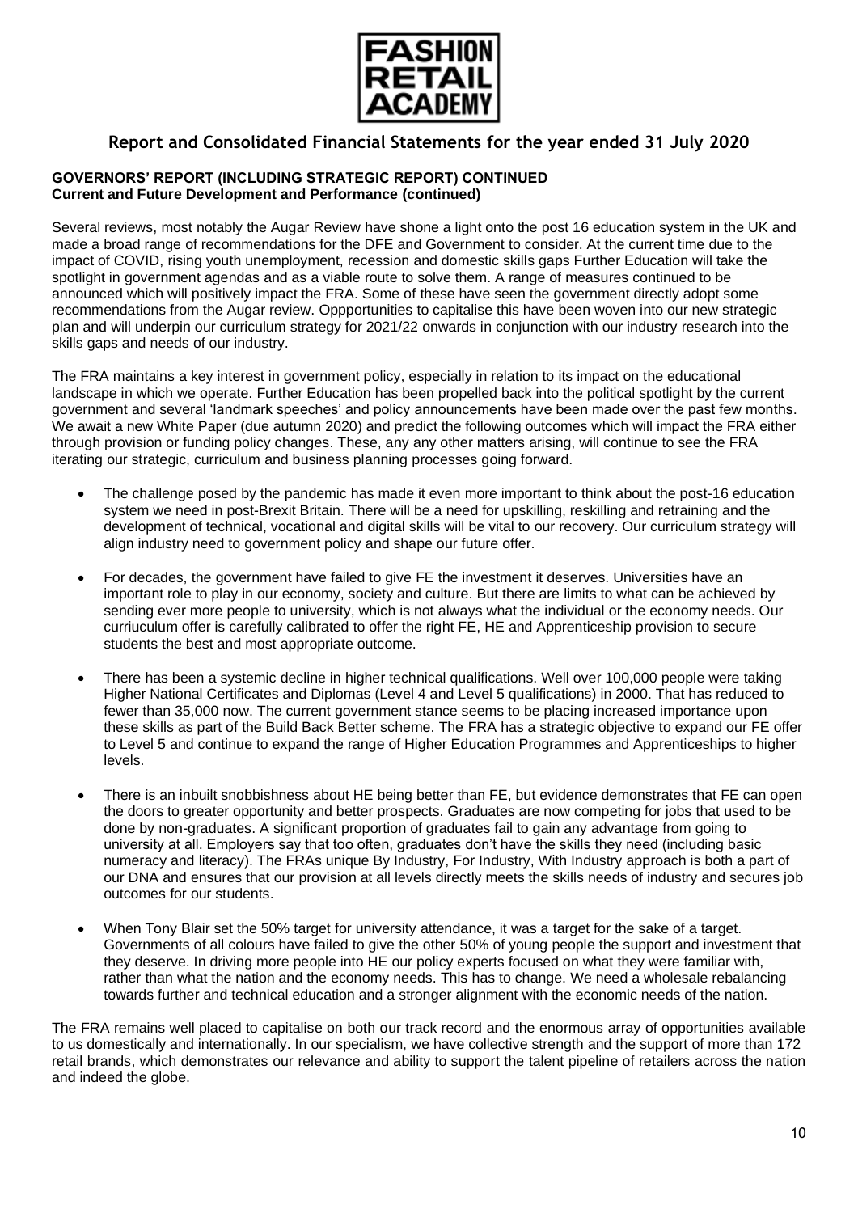## GOVERNORS' REPORT (INCLUDING STRATEGIC REPORT) CONTINUED

### Current and Future Development and Performance (continued)

Several reviews, most notably the Augar Review have shone a light onto the post 16 education system in the UK and made a broad range of recommendations for the DFE and Government to consider. At the current time due to the impact of COVID, rising youth unemployment, recession and domestic skills gaps Further Education will take the spotlight in government agendas and as a viable route to solve them. A range of measures continued to be announced which will positively impact the FRA. Some of these have seen the government directly adopt some recommendations from the Augar review. Oppportunities to capitalise this have been woven into our new strategic plan and will underpin our curriculum strategy for 2021/22 onwards in conjunction with our industry research into the skills gaps and needs of our industry.

The FRA maintains a key interest in government policy, especially in relation to its impact on the educational landscape in which we operate. Further Education has been propelled back into the political spotlight by the current government and several 'landmark speeches' and policy announcements have been made over the past few months. We await a new White Paper (due autumn 2020) and predict the following outcomes which will impact the FRA either through provision or funding policy changes. These, any any other matters arising, will continue to see the FRA iterating our strategic, curriculum and business planning processes going forward.

- The challenge posed by the pandemic has made it even more important to think about the post-16 education system we need in post-Brexit Britain. There will be a need for upskilling, reskilling and retraining and the development of technical, vocational and digital skills will be vital to our recovery. Our curriculum strategy will align industry need to government policy and shape our future offer.
- For decades, the government have failed to give FE the investment it deserves. Universities have an important role to play in our economy, society and culture. But there are limits to what can be achieved by sending ever more people to university, which is not always what the individual or the economy needs. Our curriuculum offer is carefully calibrated to offer the right FE, HE and Apprenticeship provision to secure students the best and most appropriate outcome.
- There has been a systemic decline in higher technical qualifications. Well over 100,000 people were taking Higher National Certificates and Diplomas (Level 4 and Level 5 qualifications) in 2000. That has reduced to fewer than 35,000 now. The current government stance seems to be placing increased importance upon these skills as part of the Build Back Better scheme. The FRA has a strategic objective to expand our FE offer to Level 5 and continue to expand the range of Higher Education Programmes and Apprenticeships to higher levels.
- There is an inbuilt snobbishness about HE being better than FE, but evidence demonstrates that FE can open the doors to greater opportunity and better prospects. Graduates are now competing for jobs that used to be done by non-graduates. A significant proportion of graduates fail to gain any advantage from going to university at all. Employers say that too often, graduates don't have the skills they need (including basic numeracy and literacy). The FRAs unique By Industry, For Industry, With Industry approach is both a part of our DNA and ensures that our provision at all levels directly meets the skills needs of industry and secures job outcomes for our students.
- When Tony Blair set the 50% target for university attendance, it was a target for the sake of a target. Governments of all colours have failed to give the other 50% of young people the support and investment that they deserve. In driving more people into HE our policy experts focused on what they were familiar with, rather than what the nation and the economy needs. This has to change. We need a wholesale rebalancing towards further and technical education and a stronger alignment with the economic needs of the nation.

The FRA remains well placed to capitalise on both our track record and the enormous array of opportunities available to us domestically and internationally. In our specialism, we have collective strength and the support of more than 172 retail brands, which demonstrates our relevance and ability to support the talent pipeline of retailers across the nation and indeed the globe.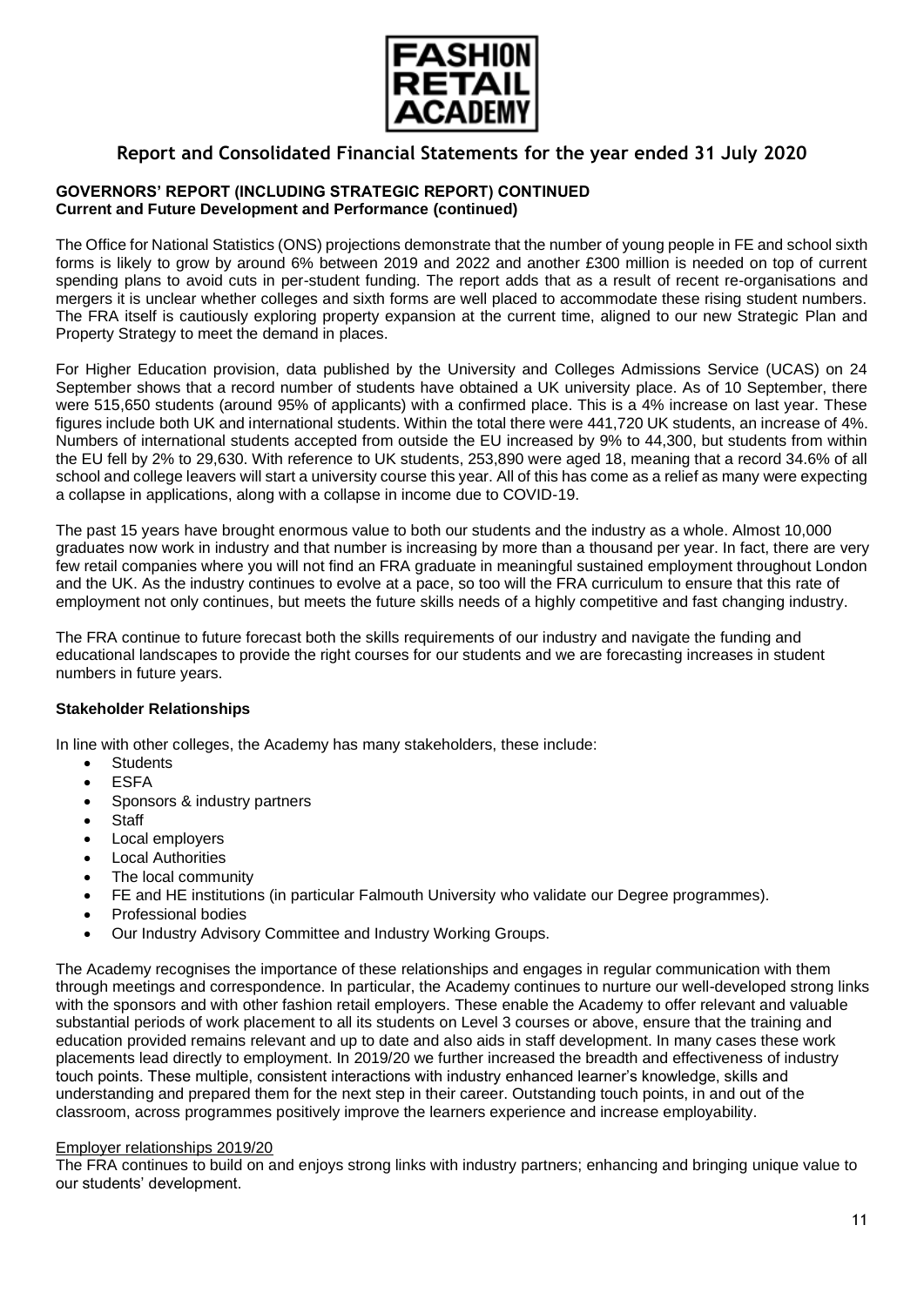## GOVERNORS' REPORT (INCLUDING STRATEGIC REPORT) CONTINUED

**Current and Future Development and Performance (continued)**

The Office for National Statistics (ONS) projections demonstrate that the number of young people in FE and school sixth forms is likely to grow by around 6% between 2019 and 2022 and another £300 million is needed on top of current spending plans to avoid cuts in per-student funding. The report adds that as a result of recent re-organisations and mergers it is unclear whether colleges and sixth forms are well placed to accommodate these rising student numbers. The FRA itself is cautiously exploring property expansion at the current time, aligned to our new Strategic Plan and Property Strategy to meet the demand in places.

For Higher Education provision, data published by the University and Colleges Admissions Service (UCAS) on 24 September shows that a record number of students have obtained a UK university place. As of 10 September, there were 515,650 students (around 95% of applicants) with a confirmed place. This is a 4% increase on last year. These figures include both UK and international students. Within the total there were 441,720 UK students, an increase of 4%. Numbers of international students accepted from outside the EU increased by 9% to 44,300, but students from within the EU fell by 2% to 29,630. With reference to UK students, 253,890 were aged 18, meaning that a record 34.6% of all school and college leavers will start a university course this year. All of this has come as a relief as many were expecting a collapse in applications, along with a collapse in income due to COVID-19.

The past 15 years have brought enormous value to both our students and the industry as a whole. Almost 10,000 graduates now work in industry and that number is increasing by more than a thousand per year. In fact, there are very few retail companies where you will not find an FRA graduate in meaningful sustained employment throughout London and the UK. As the industry continues to evolve at a pace, so too will the FRA curriculum to ensure that this rate of employment not only continues, but meets the future skills needs of a highly competitive and fast changing industry.

The FRA continue to future forecast both the skills requirements of our industry and navigate the funding and educational landscapes to provide the right courses for our students and we are forecasting increases in student numbers in future years.

### Stakeholder Relationships

In line with other colleges, the Academy has many stakeholders, these include:

- Students
- ESFA
- Sponsors & industry partners
- Staff
- Local employers
- Local Authorities
- The local community
- FE and HE institutions (in particular Falmouth University who validate our Degree programmes).
- Professional bodies
- Our Industry Advisory Committee and Industry Working Groups.

The Academy recognises the importance of these relationships and engages in regular communication with them through meetings and correspondence. In particular, the Academy continues to nurture our well-developed strong links with the sponsors and with other fashion retail employers. These enable the Academy to offer relevant and valuable substantial periods of work placement to all its students on Level 3 courses or above, ensure that the training and education provided remains relevant and up to date and also aids in staff development. In many cases these work placements lead directly to employment. In 2019/20 we further increased the breadth and effectiveness of industry touch points. These multiple, consistent interactions with industry enhanced learner's knowledge, skills and understanding and prepared them for the next step in their career. Outstanding touch points, in and out of the classroom, across programmes positively improve the learners experience and increase employability.

Employer relationships 2019/20

The FRA continues to build on and enjoys strong links with industry partners; enhancing and bringing unique value to our students' development.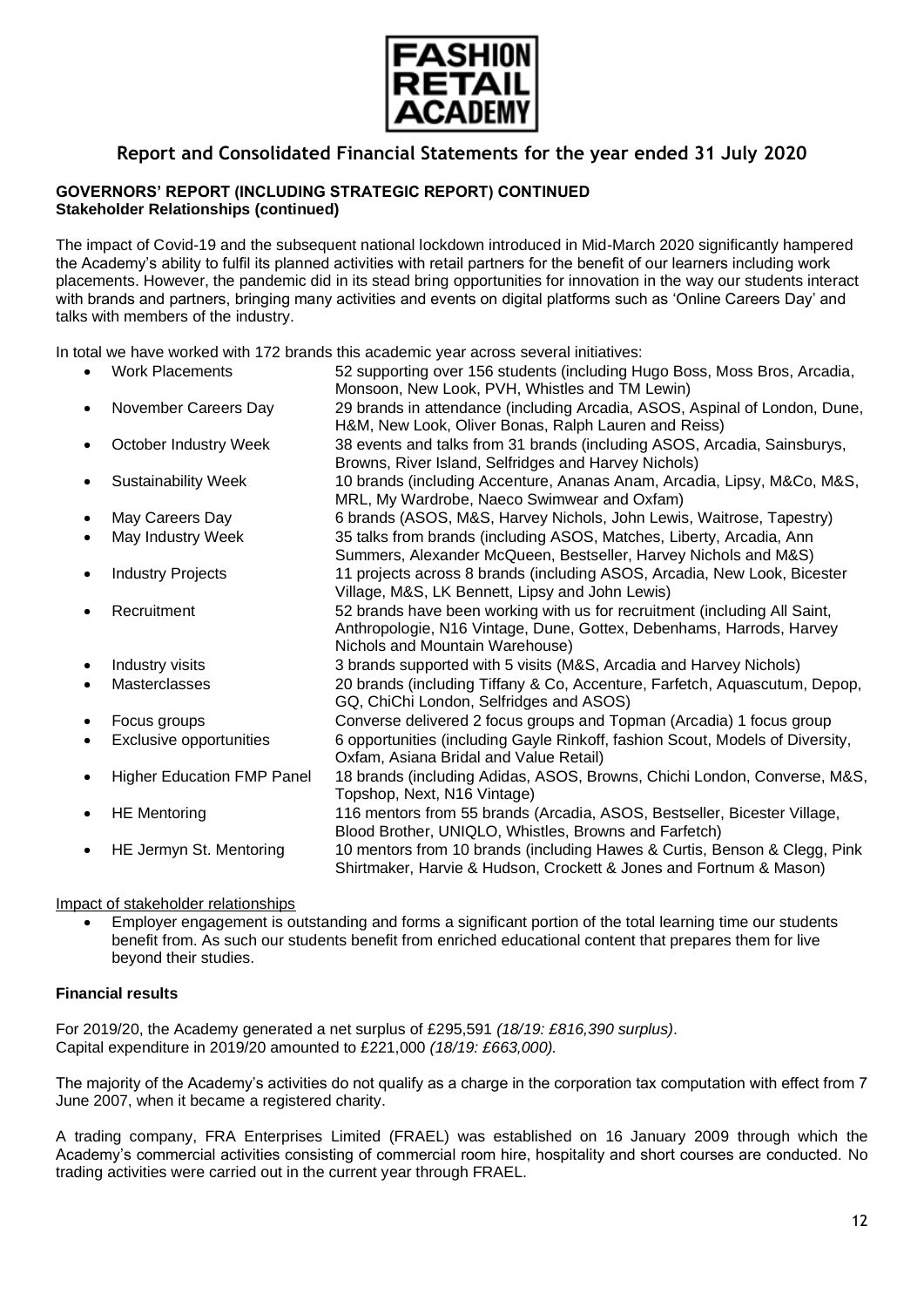**GOVERNORS' REPORT (INCLUDING STRATEGIC REPORT) CONTINUED**
**Stakeholder Relationships (continued)**

The impact of Covid-19 and the subsequent national lockdown introduced in Mid-March 2020 significantly hampered the Academy's ability to fulfil its planned activities with retail partners for the benefit of our learners including work placements. However, the pandemic did in its stead bring opportunities for innovation in the way our students interact with brands and partners, bringing many activities and events on digital platforms such as 'Online Careers Day' and talks with members of the industry.

In total we have worked with 172 brands this academic year across several initiatives:

- Work Placements — 52 supporting over 156 students (including Hugo Boss, Moss Bros, Arcadia, Monsoon, New Look, PVH, Whistles and TM Lewin)
- November Careers Day — 29 brands in attendance (including Arcadia, ASOS, Aspinal of London, Dune, H&M, New Look, Oliver Bonas, Ralph Lauren and Reiss)
- October Industry Week — 38 events and talks from 31 brands (including ASOS, Arcadia, Sainsburys, Browns, River Island, Selfridges and Harvey Nichols)
- Sustainability Week — 10 brands (including Accenture, Ananas Anam, Arcadia, Lipsy, M&Co, M&S, MRL, My Wardrobe, Naeco Swimwear and Oxfam)
- May Careers Day — 6 brands (ASOS, M&S, Harvey Nichols, John Lewis, Waitrose, Tapestry)
- May Industry Week — 35 talks from brands (including ASOS, Matches, Liberty, Arcadia, Ann Summers, Alexander McQueen, Bestseller, Harvey Nichols and M&S)
- Industry Projects — 11 projects across 8 brands (including ASOS, Arcadia, New Look, Bicester Village, M&S, LK Bennett, Lipsy and John Lewis)
- Recruitment — 52 brands have been working with us for recruitment (including All Saint, Anthropologie, N16 Vintage, Dune, Gottex, Debenhams, Harrods, Harvey Nichols and Mountain Warehouse)
- Industry visits — 3 brands supported with 5 visits (M&S, Arcadia and Harvey Nichols)
- Masterclasses — 20 brands (including Tiffany & Co, Accenture, Farfetch, Aquascutum, Depop, GQ, ChiChi London, Selfridges and ASOS)
- Focus groups — Converse delivered 2 focus groups and Topman (Arcadia) 1 focus group
- Exclusive opportunities — 6 opportunities (including Gayle Rinkoff, fashion Scout, Models of Diversity, Oxfam, Asiana Bridal and Value Retail)
- Higher Education FMP Panel — 18 brands (including Adidas, ASOS, Browns, Chichi London, Converse, M&S, Topshop, Next, N16 Vintage)
- HE Mentoring — 116 mentors from 55 brands (Arcadia, ASOS, Bestseller, Bicester Village, Blood Brother, UNIQLO, Whistles, Browns and Farfetch)
- HE Jermyn St. Mentoring — 10 mentors from 10 brands (including Hawes & Curtis, Benson & Clegg, Pink Shirtmaker, Harvie & Hudson, Crockett & Jones and Fortnum & Mason)

Impact of stakeholder relationships

- Employer engagement is outstanding and forms a significant portion of the total learning time our students benefit from. As such our students benefit from enriched educational content that prepares them for live beyond their studies.

**Financial results**

For 2019/20, the Academy generated a net surplus of £295,591 *(18/19: £816,390 surplus)*.
Capital expenditure in 2019/20 amounted to £221,000 *(18/19: £663,000).*

The majority of the Academy's activities do not qualify as a charge in the corporation tax computation with effect from 7 June 2007, when it became a registered charity.

A trading company, FRA Enterprises Limited (FRAEL) was established on 16 January 2009 through which the Academy's commercial activities consisting of commercial room hire, hospitality and short courses are conducted. No trading activities were carried out in the current year through FRAEL.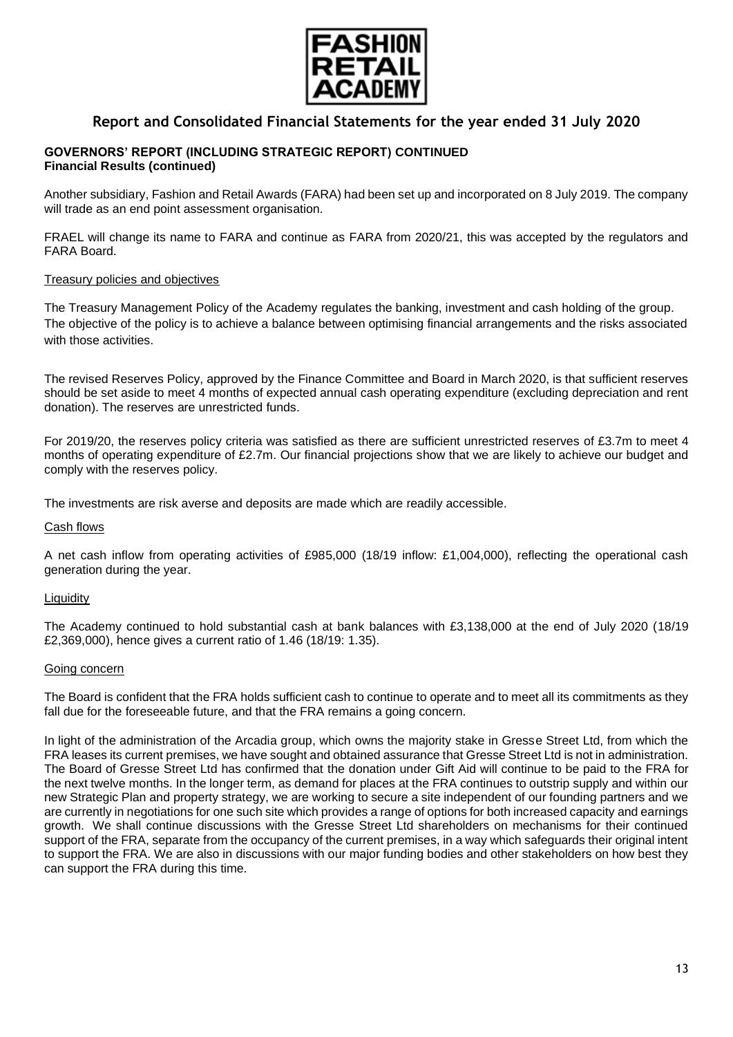**GOVERNORS' REPORT (INCLUDING STRATEGIC REPORT) CONTINUED**
**Financial Results (continued)**

Another subsidiary, Fashion and Retail Awards (FARA) had been set up and incorporated on 8 July 2019. The company will trade as an end point assessment organisation.

FRAEL will change its name to FARA and continue as FARA from 2020/21, this was accepted by the regulators and FARA Board.

Treasury policies and objectives

The Treasury Management Policy of the Academy regulates the banking, investment and cash holding of the group. The objective of the policy is to achieve a balance between optimising financial arrangements and the risks associated with those activities.

The revised Reserves Policy, approved by the Finance Committee and Board in March 2020, is that sufficient reserves should be set aside to meet 4 months of expected annual cash operating expenditure (excluding depreciation and rent donation). The reserves are unrestricted funds.

For 2019/20, the reserves policy criteria was satisfied as there are sufficient unrestricted reserves of £3.7m to meet 4 months of operating expenditure of £2.7m. Our financial projections show that we are likely to achieve our budget and comply with the reserves policy.

The investments are risk averse and deposits are made which are readily accessible.

Cash flows

A net cash inflow from operating activities of £985,000 (18/19 inflow: £1,004,000), reflecting the operational cash generation during the year.

Liquidity

The Academy continued to hold substantial cash at bank balances with £3,138,000 at the end of July 2020 (18/19 £2,369,000), hence gives a current ratio of 1.46 (18/19: 1.35).

Going concern

The Board is confident that the FRA holds sufficient cash to continue to operate and to meet all its commitments as they fall due for the foreseeable future, and that the FRA remains a going concern.

In light of the administration of the Arcadia group, which owns the majority stake in Gresse Street Ltd, from which the FRA leases its current premises, we have sought and obtained assurance that Gresse Street Ltd is not in administration. The Board of Gresse Street Ltd has confirmed that the donation under Gift Aid will continue to be paid to the FRA for the next twelve months. In the longer term, as demand for places at the FRA continues to outstrip supply and within our new Strategic Plan and property strategy, we are working to secure a site independent of our founding partners and we are currently in negotiations for one such site which provides a range of options for both increased capacity and earnings growth. We shall continue discussions with the Gresse Street Ltd shareholders on mechanisms for their continued support of the FRA, separate from the occupancy of the current premises, in a way which safeguards their original intent to support the FRA. We are also in discussions with our major funding bodies and other stakeholders on how best they can support the FRA during this time.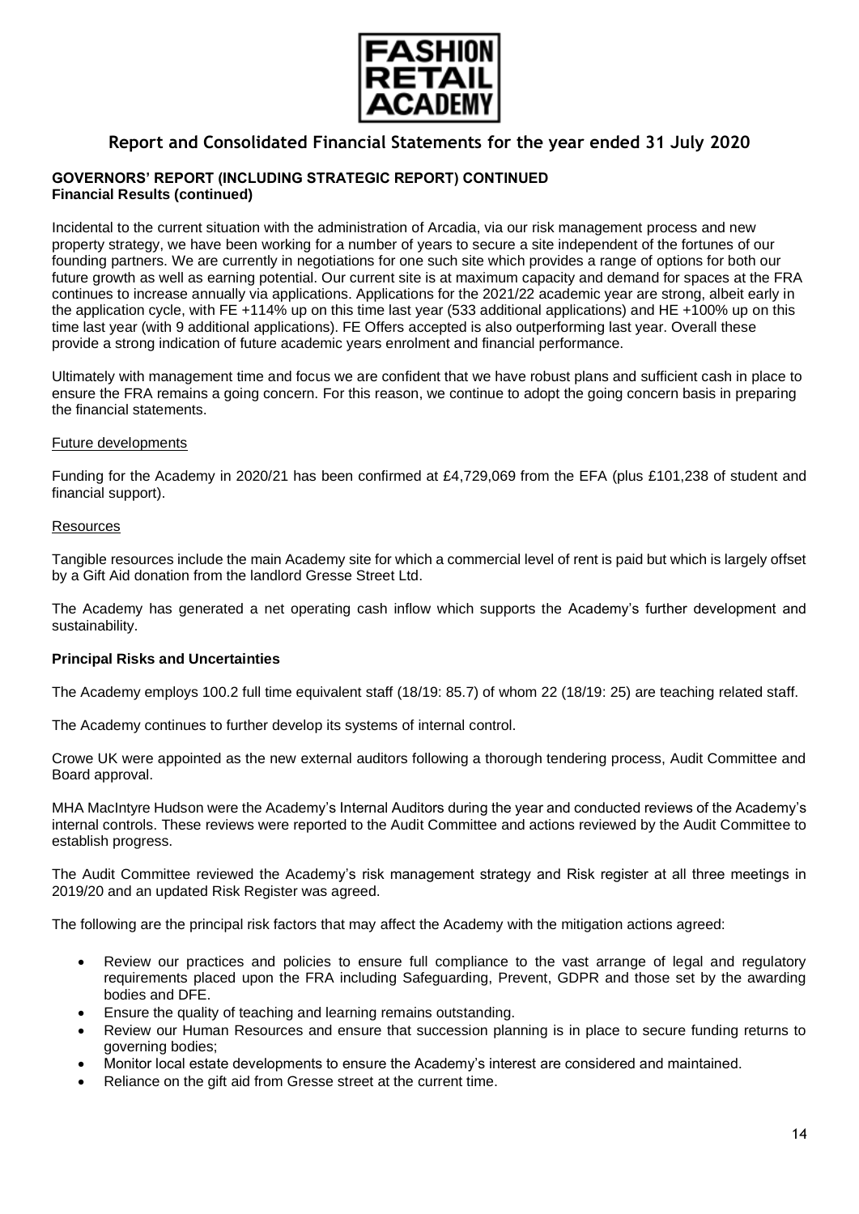## GOVERNORS' REPORT (INCLUDING STRATEGIC REPORT) CONTINUED

### Financial Results (continued)

Incidental to the current situation with the administration of Arcadia, via our risk management process and new property strategy, we have been working for a number of years to secure a site independent of the fortunes of our founding partners. We are currently in negotiations for one such site which provides a range of options for both our future growth as well as earning potential. Our current site is at maximum capacity and demand for spaces at the FRA continues to increase annually via applications. Applications for the 2021/22 academic year are strong, albeit early in the application cycle, with FE +114% up on this time last year (533 additional applications) and HE +100% up on this time last year (with 9 additional applications). FE Offers accepted is also outperforming last year. Overall these provide a strong indication of future academic years enrolment and financial performance.

Ultimately with management time and focus we are confident that we have robust plans and sufficient cash in place to ensure the FRA remains a going concern. For this reason, we continue to adopt the going concern basis in preparing the financial statements.

Future developments

Funding for the Academy in 2020/21 has been confirmed at £4,729,069 from the EFA (plus £101,238 of student and financial support).

Resources

Tangible resources include the main Academy site for which a commercial level of rent is paid but which is largely offset by a Gift Aid donation from the landlord Gresse Street Ltd.

The Academy has generated a net operating cash inflow which supports the Academy's further development and sustainability.

### Principal Risks and Uncertainties

The Academy employs 100.2 full time equivalent staff (18/19: 85.7) of whom 22 (18/19: 25) are teaching related staff.

The Academy continues to further develop its systems of internal control.

Crowe UK were appointed as the new external auditors following a thorough tendering process, Audit Committee and Board approval.

MHA MacIntyre Hudson were the Academy's Internal Auditors during the year and conducted reviews of the Academy's internal controls. These reviews were reported to the Audit Committee and actions reviewed by the Audit Committee to establish progress.

The Audit Committee reviewed the Academy's risk management strategy and Risk register at all three meetings in 2019/20 and an updated Risk Register was agreed.

The following are the principal risk factors that may affect the Academy with the mitigation actions agreed:

- Review our practices and policies to ensure full compliance to the vast arrange of legal and regulatory requirements placed upon the FRA including Safeguarding, Prevent, GDPR and those set by the awarding bodies and DFE.
- Ensure the quality of teaching and learning remains outstanding.
- Review our Human Resources and ensure that succession planning is in place to secure funding returns to governing bodies;
- Monitor local estate developments to ensure the Academy's interest are considered and maintained.
- Reliance on the gift aid from Gresse street at the current time.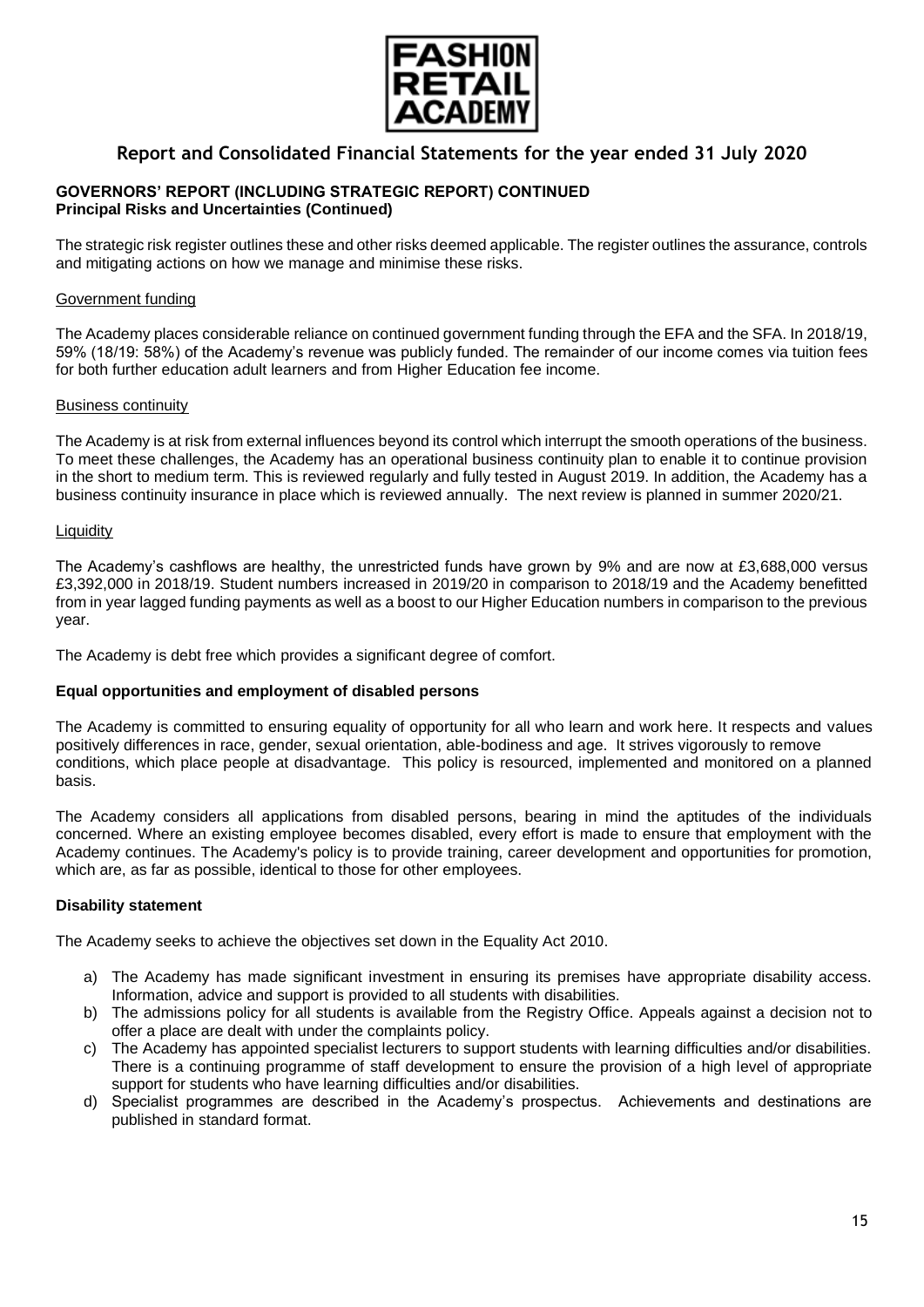## GOVERNORS' REPORT (INCLUDING STRATEGIC REPORT) CONTINUED

### Principal Risks and Uncertainties (Continued)

The strategic risk register outlines these and other risks deemed applicable. The register outlines the assurance, controls and mitigating actions on how we manage and minimise these risks.

<u>Government funding</u>

The Academy places considerable reliance on continued government funding through the EFA and the SFA. In 2018/19, 59% (18/19: 58%) of the Academy's revenue was publicly funded. The remainder of our income comes via tuition fees for both further education adult learners and from Higher Education fee income.

<u>Business continuity</u>

The Academy is at risk from external influences beyond its control which interrupt the smooth operations of the business. To meet these challenges, the Academy has an operational business continuity plan to enable it to continue provision in the short to medium term. This is reviewed regularly and fully tested in August 2019. In addition, the Academy has a business continuity insurance in place which is reviewed annually. The next review is planned in summer 2020/21.

<u>Liquidity</u>

The Academy's cashflows are healthy, the unrestricted funds have grown by 9% and are now at £3,688,000 versus £3,392,000 in 2018/19. Student numbers increased in 2019/20 in comparison to 2018/19 and the Academy benefitted from in year lagged funding payments as well as a boost to our Higher Education numbers in comparison to the previous year.

The Academy is debt free which provides a significant degree of comfort.

### Equal opportunities and employment of disabled persons

The Academy is committed to ensuring equality of opportunity for all who learn and work here. It respects and values positively differences in race, gender, sexual orientation, able-bodiness and age. It strives vigorously to remove conditions, which place people at disadvantage. This policy is resourced, implemented and monitored on a planned basis.

The Academy considers all applications from disabled persons, bearing in mind the aptitudes of the individuals concerned. Where an existing employee becomes disabled, every effort is made to ensure that employment with the Academy continues. The Academy's policy is to provide training, career development and opportunities for promotion, which are, as far as possible, identical to those for other employees.

### Disability statement

The Academy seeks to achieve the objectives set down in the Equality Act 2010.

a) The Academy has made significant investment in ensuring its premises have appropriate disability access. Information, advice and support is provided to all students with disabilities.
b) The admissions policy for all students is available from the Registry Office. Appeals against a decision not to offer a place are dealt with under the complaints policy.
c) The Academy has appointed specialist lecturers to support students with learning difficulties and/or disabilities. There is a continuing programme of staff development to ensure the provision of a high level of appropriate support for students who have learning difficulties and/or disabilities.
d) Specialist programmes are described in the Academy's prospectus. Achievements and destinations are published in standard format.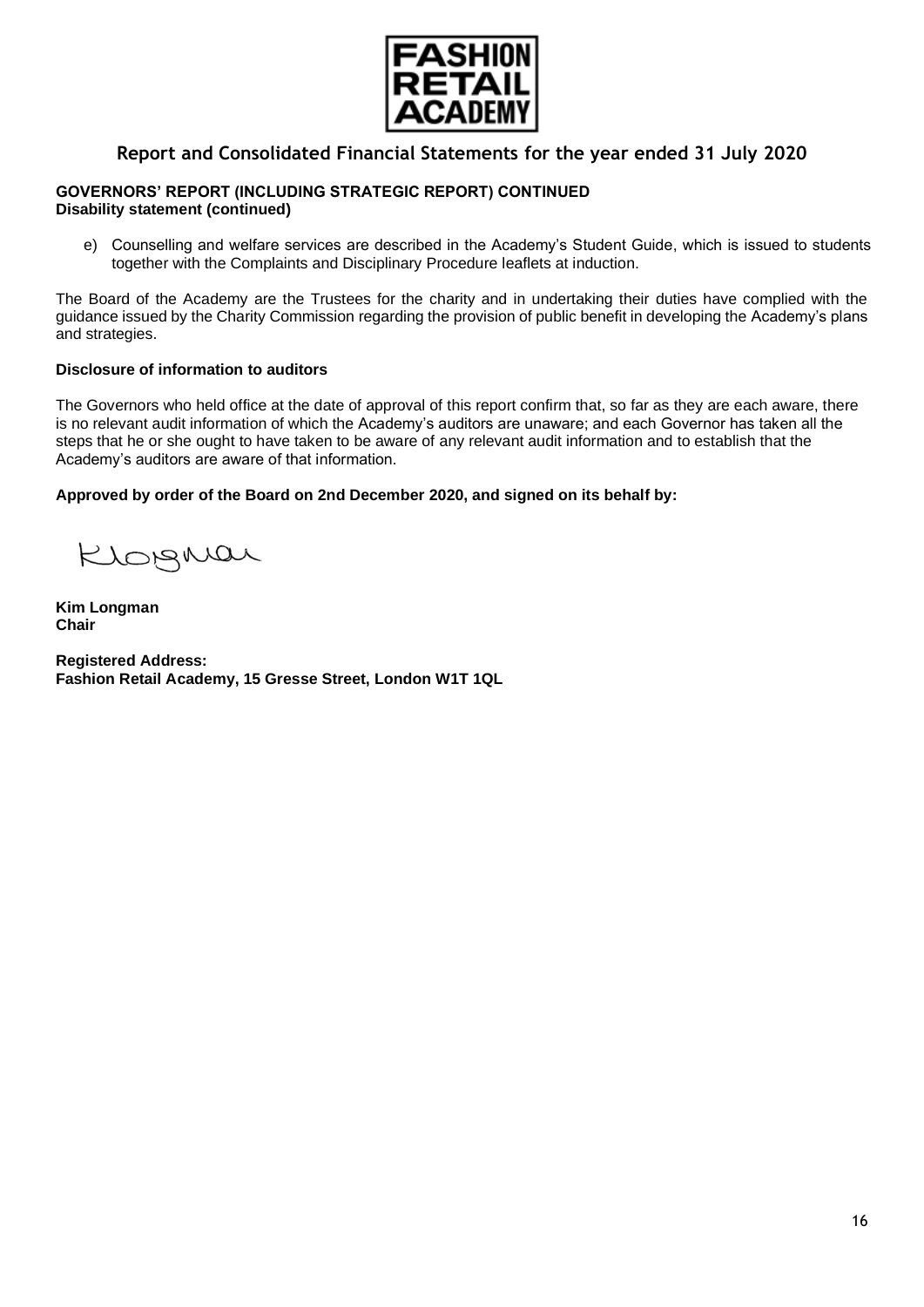## GOVERNORS' REPORT (INCLUDING STRATEGIC REPORT) CONTINUED

**Disability statement (continued)**

e) Counselling and welfare services are described in the Academy's Student Guide, which is issued to students together with the Complaints and Disciplinary Procedure leaflets at induction.

The Board of the Academy are the Trustees for the charity and in undertaking their duties have complied with the guidance issued by the Charity Commission regarding the provision of public benefit in developing the Academy's plans and strategies.

**Disclosure of information to auditors**

The Governors who held office at the date of approval of this report confirm that, so far as they are each aware, there is no relevant audit information of which the Academy's auditors are unaware; and each Governor has taken all the steps that he or she ought to have taken to be aware of any relevant audit information and to establish that the Academy's auditors are aware of that information.

**Approved by order of the Board on 2nd December 2020, and signed on its behalf by:**

**Kim Longman**
**Chair**

**Registered Address:**
**Fashion Retail Academy, 15 Gresse Street, London W1T 1QL**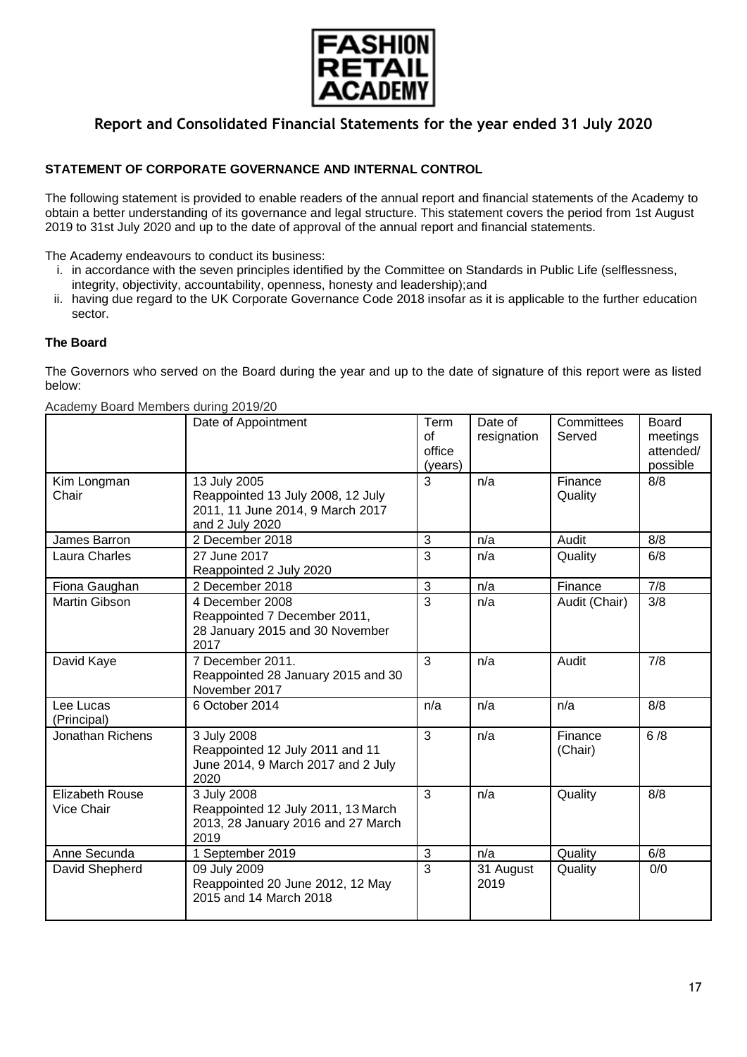# Report and Consolidated Financial Statements for the year ended 31 July 2020

### STATEMENT OF CORPORATE GOVERNANCE AND INTERNAL CONTROL

The following statement is provided to enable readers of the annual report and financial statements of the Academy to obtain a better understanding of its governance and legal structure. This statement covers the period from 1st August 2019 to 31st July 2020 and up to the date of approval of the annual report and financial statements.

The Academy endeavours to conduct its business:

i. in accordance with the seven principles identified by the Committee on Standards in Public Life (selflessness, integrity, objectivity, accountability, openness, honesty and leadership);and
ii. having due regard to the UK Corporate Governance Code 2018 insofar as it is applicable to the further education sector.

### The Board

The Governors who served on the Board during the year and up to the date of signature of this report were as listed below:

Academy Board Members during 2019/20

| | Date of Appointment | Term of office (years) | Date of resignation | Committees Served | Board meetings attended/ possible |
|---|---|---|---|---|---|
| Kim Longman Chair | 13 July 2005 Reappointed 13 July 2008, 12 July 2011, 11 June 2014, 9 March 2017 and 2 July 2020 | 3 | n/a | Finance Quality | 8/8 |
| James Barron | 2 December 2018 | 3 | n/a | Audit | 8/8 |
| Laura Charles | 27 June 2017 Reappointed 2 July 2020 | 3 | n/a | Quality | 6/8 |
| Fiona Gaughan | 2 December 2018 | 3 | n/a | Finance | 7/8 |
| Martin Gibson | 4 December 2008 Reappointed 7 December 2011, 28 January 2015 and 30 November 2017 | 3 | n/a | Audit (Chair) | 3/8 |
| David Kaye | 7 December 2011. Reappointed 28 January 2015 and 30 November 2017 | 3 | n/a | Audit | 7/8 |
| Lee Lucas (Principal) | 6 October 2014 | n/a | n/a | n/a | 8/8 |
| Jonathan Richens | 3 July 2008 Reappointed 12 July 2011 and 11 June 2014, 9 March 2017 and 2 July 2020 | 3 | n/a | Finance (Chair) | 6 /8 |
| Elizabeth Rouse Vice Chair | 3 July 2008 Reappointed 12 July 2011, 13 March 2013, 28 January 2016 and 27 March 2019 | 3 | n/a | Quality | 8/8 |
| Anne Secunda | 1 September 2019 | 3 | n/a | Quality | 6/8 |
| David Shepherd | 09 July 2009 Reappointed 20 June 2012, 12 May 2015 and 14 March 2018 | 3 | 31 August 2019 | Quality | 0/0 |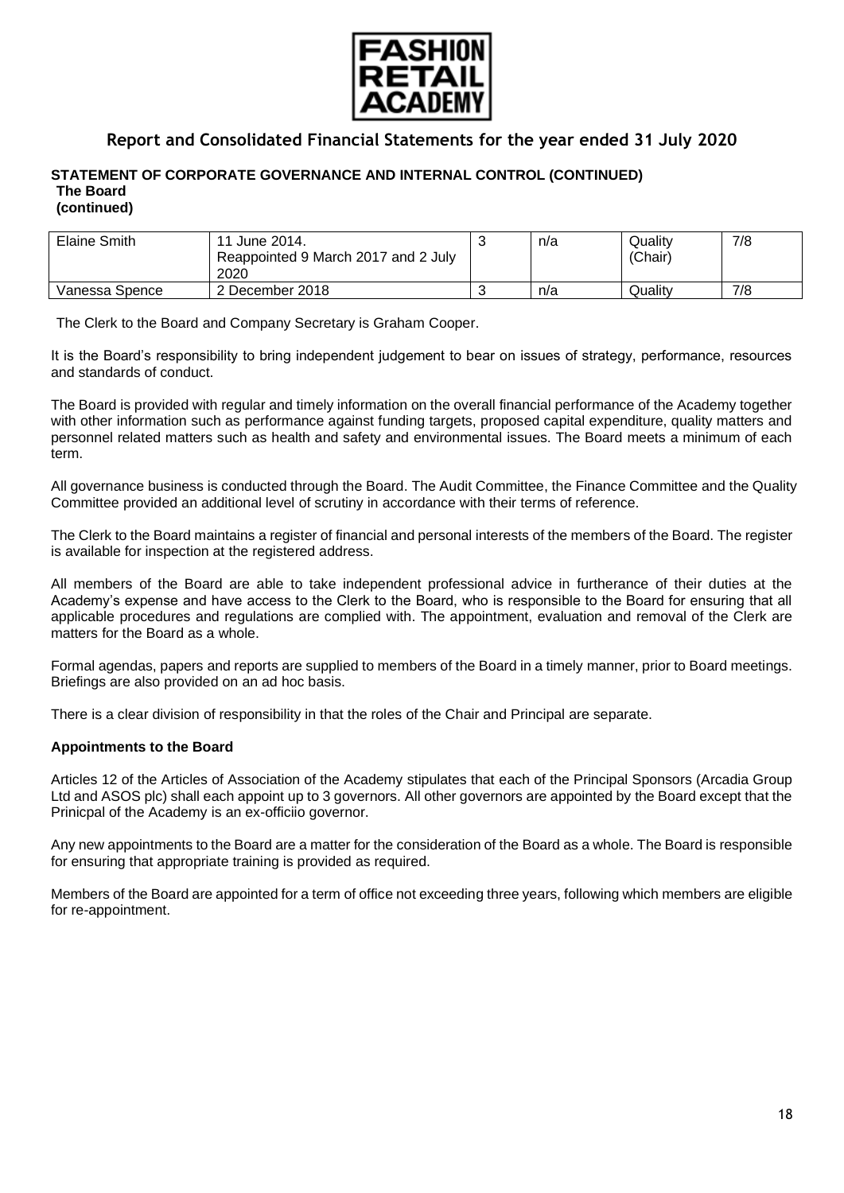## STATEMENT OF CORPORATE GOVERNANCE AND INTERNAL CONTROL (CONTINUED)

**The Board**
**(continued)**

| | | | | | |
|---|---|---|---|---|---|
| Elaine Smith | 11 June 2014. Reappointed 9 March 2017 and 2 July 2020 | 3 | n/a | Quality (Chair) | 7/8 |
| Vanessa Spence | 2 December 2018 | 3 | n/a | Quality | 7/8 |

The Clerk to the Board and Company Secretary is Graham Cooper.

It is the Board's responsibility to bring independent judgement to bear on issues of strategy, performance, resources and standards of conduct.

The Board is provided with regular and timely information on the overall financial performance of the Academy together with other information such as performance against funding targets, proposed capital expenditure, quality matters and personnel related matters such as health and safety and environmental issues. The Board meets a minimum of each term.

All governance business is conducted through the Board. The Audit Committee, the Finance Committee and the Quality Committee provided an additional level of scrutiny in accordance with their terms of reference.

The Clerk to the Board maintains a register of financial and personal interests of the members of the Board. The register is available for inspection at the registered address.

All members of the Board are able to take independent professional advice in furtherance of their duties at the Academy's expense and have access to the Clerk to the Board, who is responsible to the Board for ensuring that all applicable procedures and regulations are complied with. The appointment, evaluation and removal of the Clerk are matters for the Board as a whole.

Formal agendas, papers and reports are supplied to members of the Board in a timely manner, prior to Board meetings. Briefings are also provided on an ad hoc basis.

There is a clear division of responsibility in that the roles of the Chair and Principal are separate.

**Appointments to the Board**

Articles 12 of the Articles of Association of the Academy stipulates that each of the Principal Sponsors (Arcadia Group Ltd and ASOS plc) shall each appoint up to 3 governors. All other governors are appointed by the Board except that the Prinicpal of the Academy is an ex-officiio governor.

Any new appointments to the Board are a matter for the consideration of the Board as a whole. The Board is responsible for ensuring that appropriate training is provided as required.

Members of the Board are appointed for a term of office not exceeding three years, following which members are eligible for re-appointment.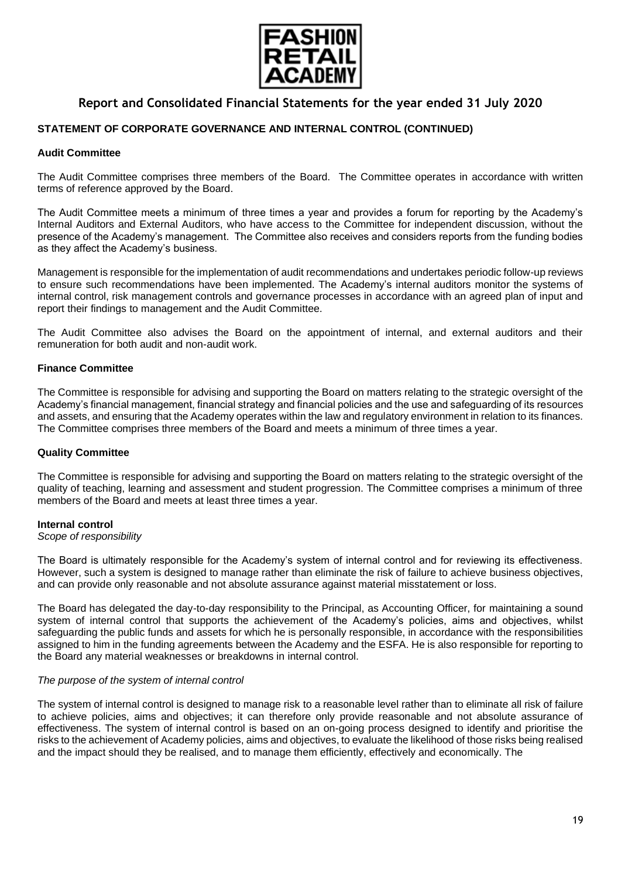## STATEMENT OF CORPORATE GOVERNANCE AND INTERNAL CONTROL (CONTINUED)

### Audit Committee

The Audit Committee comprises three members of the Board. The Committee operates in accordance with written terms of reference approved by the Board.

The Audit Committee meets a minimum of three times a year and provides a forum for reporting by the Academy's Internal Auditors and External Auditors, who have access to the Committee for independent discussion, without the presence of the Academy's management. The Committee also receives and considers reports from the funding bodies as they affect the Academy's business.

Management is responsible for the implementation of audit recommendations and undertakes periodic follow-up reviews to ensure such recommendations have been implemented. The Academy's internal auditors monitor the systems of internal control, risk management controls and governance processes in accordance with an agreed plan of input and report their findings to management and the Audit Committee.

The Audit Committee also advises the Board on the appointment of internal, and external auditors and their remuneration for both audit and non-audit work.

### Finance Committee

The Committee is responsible for advising and supporting the Board on matters relating to the strategic oversight of the Academy's financial management, financial strategy and financial policies and the use and safeguarding of its resources and assets, and ensuring that the Academy operates within the law and regulatory environment in relation to its finances. The Committee comprises three members of the Board and meets a minimum of three times a year.

### Quality Committee

The Committee is responsible for advising and supporting the Board on matters relating to the strategic oversight of the quality of teaching, learning and assessment and student progression. The Committee comprises a minimum of three members of the Board and meets at least three times a year.

### Internal control

*Scope of responsibility*

The Board is ultimately responsible for the Academy's system of internal control and for reviewing its effectiveness. However, such a system is designed to manage rather than eliminate the risk of failure to achieve business objectives, and can provide only reasonable and not absolute assurance against material misstatement or loss.

The Board has delegated the day-to-day responsibility to the Principal, as Accounting Officer, for maintaining a sound system of internal control that supports the achievement of the Academy's policies, aims and objectives, whilst safeguarding the public funds and assets for which he is personally responsible, in accordance with the responsibilities assigned to him in the funding agreements between the Academy and the ESFA. He is also responsible for reporting to the Board any material weaknesses or breakdowns in internal control.

*The purpose of the system of internal control*

The system of internal control is designed to manage risk to a reasonable level rather than to eliminate all risk of failure to achieve policies, aims and objectives; it can therefore only provide reasonable and not absolute assurance of effectiveness. The system of internal control is based on an on-going process designed to identify and prioritise the risks to the achievement of Academy policies, aims and objectives, to evaluate the likelihood of those risks being realised and the impact should they be realised, and to manage them efficiently, effectively and economically. The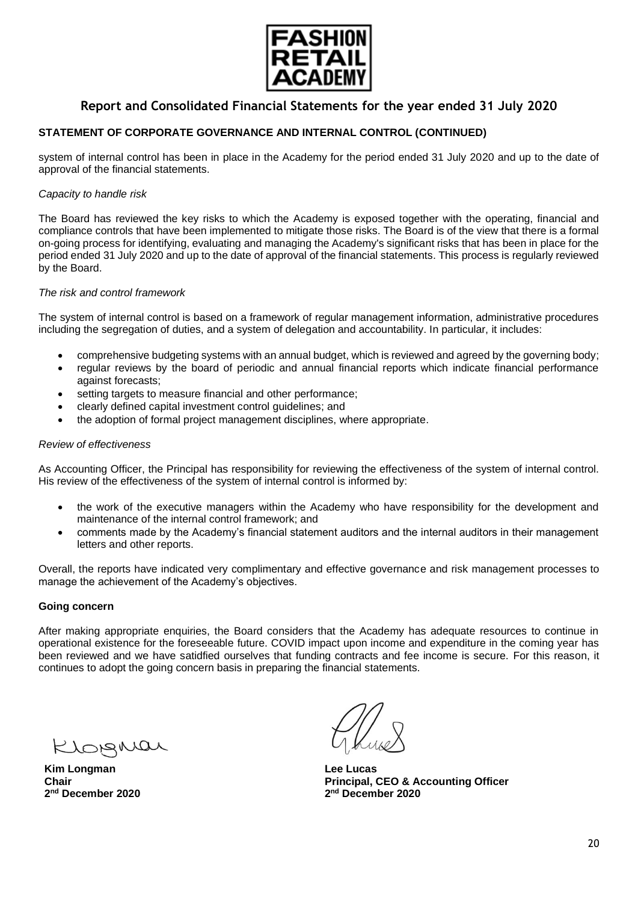## Report and Consolidated Financial Statements for the year ended 31 July 2020

### STATEMENT OF CORPORATE GOVERNANCE AND INTERNAL CONTROL (CONTINUED)

system of internal control has been in place in the Academy for the period ended 31 July 2020 and up to the date of approval of the financial statements.

*Capacity to handle risk*

The Board has reviewed the key risks to which the Academy is exposed together with the operating, financial and compliance controls that have been implemented to mitigate those risks. The Board is of the view that there is a formal on-going process for identifying, evaluating and managing the Academy's significant risks that has been in place for the period ended 31 July 2020 and up to the date of approval of the financial statements. This process is regularly reviewed by the Board.

*The risk and control framework*

The system of internal control is based on a framework of regular management information, administrative procedures including the segregation of duties, and a system of delegation and accountability. In particular, it includes:

- comprehensive budgeting systems with an annual budget, which is reviewed and agreed by the governing body;
- regular reviews by the board of periodic and annual financial reports which indicate financial performance against forecasts;
- setting targets to measure financial and other performance;
- clearly defined capital investment control guidelines; and
- the adoption of formal project management disciplines, where appropriate.

*Review of effectiveness*

As Accounting Officer, the Principal has responsibility for reviewing the effectiveness of the system of internal control. His review of the effectiveness of the system of internal control is informed by:

- the work of the executive managers within the Academy who have responsibility for the development and maintenance of the internal control framework; and
- comments made by the Academy's financial statement auditors and the internal auditors in their management letters and other reports.

Overall, the reports have indicated very complimentary and effective governance and risk management processes to manage the achievement of the Academy's objectives.

**Going concern**

After making appropriate enquiries, the Board considers that the Academy has adequate resources to continue in operational existence for the foreseeable future. COVID impact upon income and expenditure in the coming year has been reviewed and we have satidfied ourselves that funding contracts and fee income is secure. For this reason, it continues to adopt the going concern basis in preparing the financial statements.

**Kim Longman**
**Chair**
**2nd December 2020**

**Lee Lucas**
**Principal, CEO & Accounting Officer**
**2nd December 2020**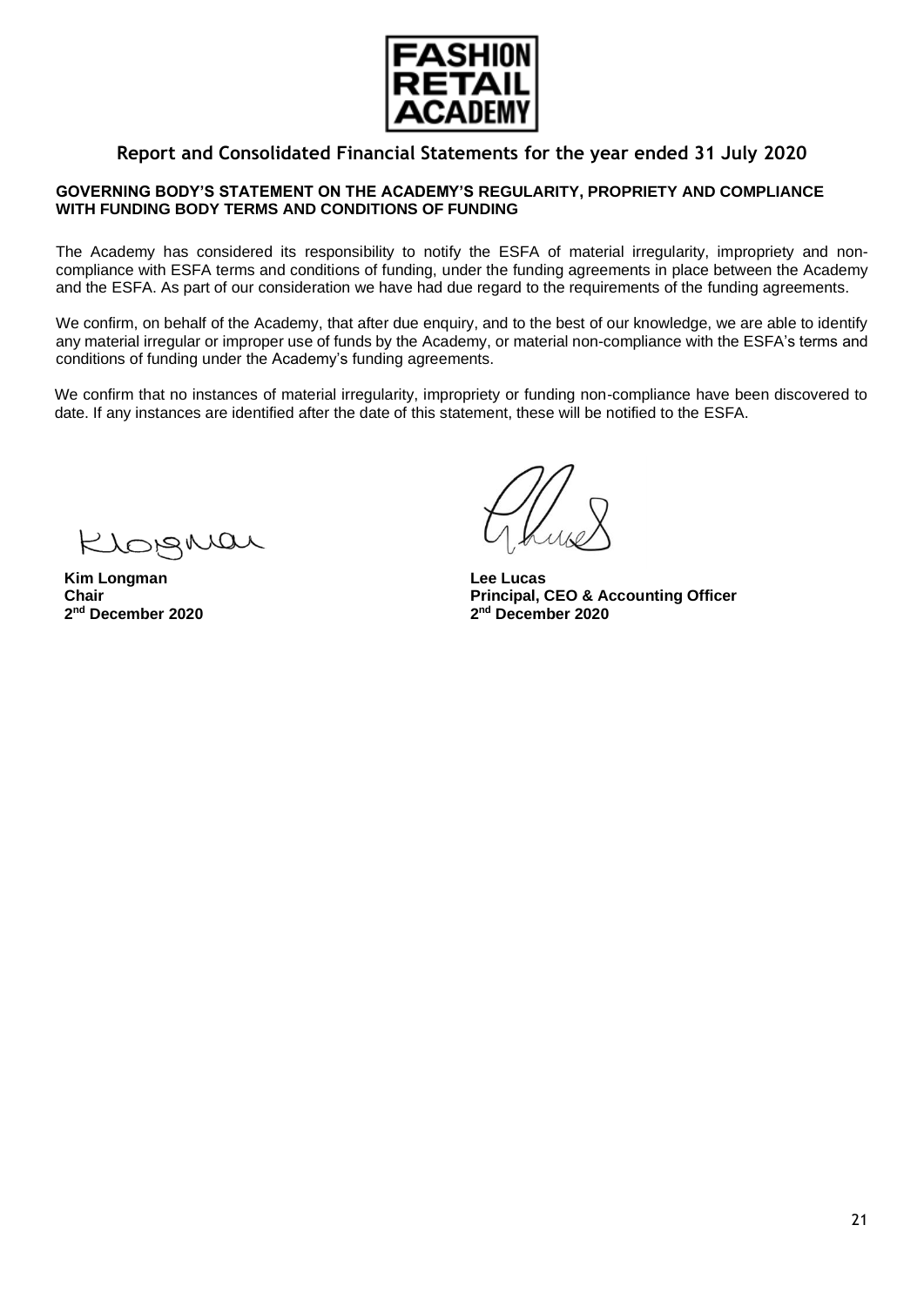## Report and Consolidated Financial Statements for the year ended 31 July 2020

### GOVERNING BODY'S STATEMENT ON THE ACADEMY'S REGULARITY, PROPRIETY AND COMPLIANCE WITH FUNDING BODY TERMS AND CONDITIONS OF FUNDING

The Academy has considered its responsibility to notify the ESFA of material irregularity, impropriety and non-compliance with ESFA terms and conditions of funding, under the funding agreements in place between the Academy and the ESFA. As part of our consideration we have had due regard to the requirements of the funding agreements.

We confirm, on behalf of the Academy, that after due enquiry, and to the best of our knowledge, we are able to identify any material irregular or improper use of funds by the Academy, or material non-compliance with the ESFA's terms and conditions of funding under the Academy's funding agreements.

We confirm that no instances of material irregularity, impropriety or funding non-compliance have been discovered to date. If any instances are identified after the date of this statement, these will be notified to the ESFA.

**Kim Longman**
**Chair**
**2nd December 2020**

**Lee Lucas**
**Principal, CEO & Accounting Officer**
**2nd December 2020**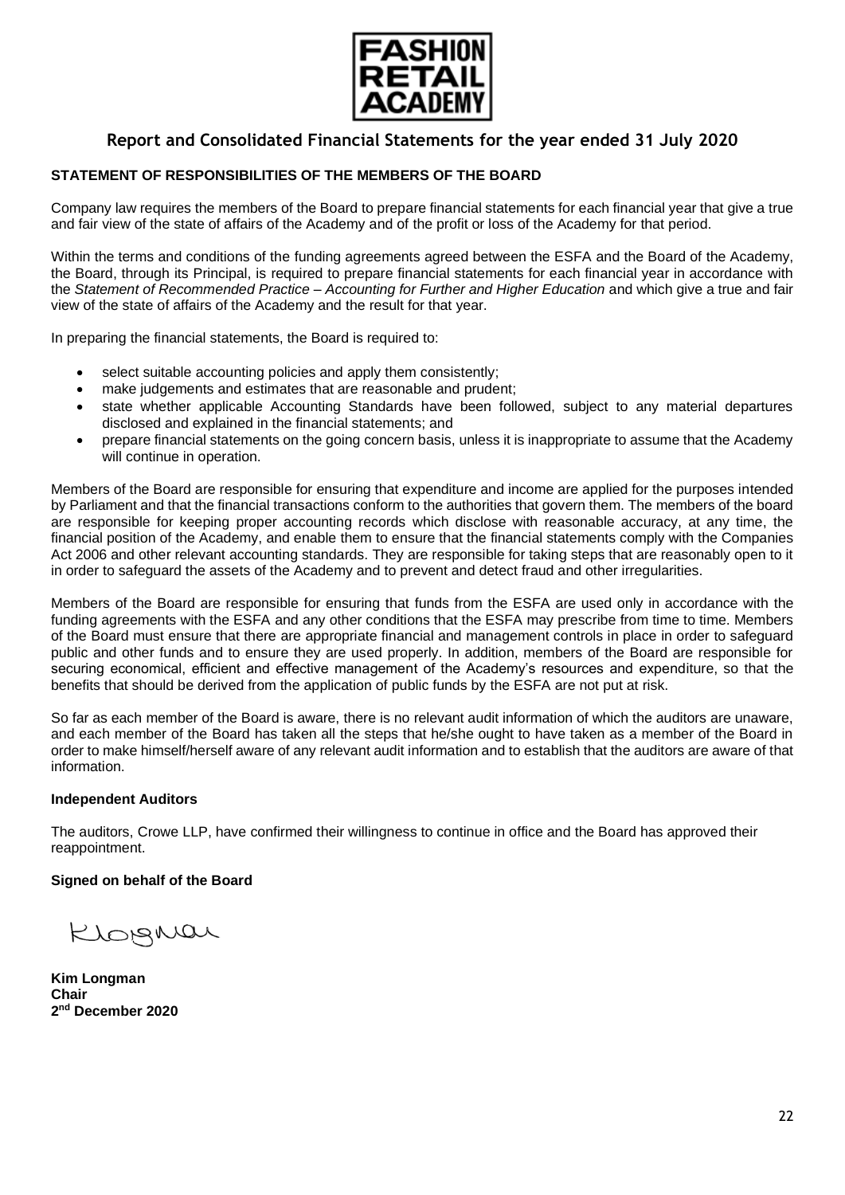# Report and Consolidated Financial Statements for the year ended 31 July 2020

## STATEMENT OF RESPONSIBILITIES OF THE MEMBERS OF THE BOARD

Company law requires the members of the Board to prepare financial statements for each financial year that give a true and fair view of the state of affairs of the Academy and of the profit or loss of the Academy for that period.

Within the terms and conditions of the funding agreements agreed between the ESFA and the Board of the Academy, the Board, through its Principal, is required to prepare financial statements for each financial year in accordance with the *Statement of Recommended Practice – Accounting for Further and Higher Education* and which give a true and fair view of the state of affairs of the Academy and the result for that year.

In preparing the financial statements, the Board is required to:

- select suitable accounting policies and apply them consistently;
- make judgements and estimates that are reasonable and prudent;
- state whether applicable Accounting Standards have been followed, subject to any material departures disclosed and explained in the financial statements; and
- prepare financial statements on the going concern basis, unless it is inappropriate to assume that the Academy will continue in operation.

Members of the Board are responsible for ensuring that expenditure and income are applied for the purposes intended by Parliament and that the financial transactions conform to the authorities that govern them. The members of the board are responsible for keeping proper accounting records which disclose with reasonable accuracy, at any time, the financial position of the Academy, and enable them to ensure that the financial statements comply with the Companies Act 2006 and other relevant accounting standards. They are responsible for taking steps that are reasonably open to it in order to safeguard the assets of the Academy and to prevent and detect fraud and other irregularities.

Members of the Board are responsible for ensuring that funds from the ESFA are used only in accordance with the funding agreements with the ESFA and any other conditions that the ESFA may prescribe from time to time. Members of the Board must ensure that there are appropriate financial and management controls in place in order to safeguard public and other funds and to ensure they are used properly. In addition, members of the Board are responsible for securing economical, efficient and effective management of the Academy's resources and expenditure, so that the benefits that should be derived from the application of public funds by the ESFA are not put at risk.

So far as each member of the Board is aware, there is no relevant audit information of which the auditors are unaware, and each member of the Board has taken all the steps that he/she ought to have taken as a member of the Board in order to make himself/herself aware of any relevant audit information and to establish that the auditors are aware of that information.

**Independent Auditors**

The auditors, Crowe LLP, have confirmed their willingness to continue in office and the Board has approved their reappointment.

**Signed on behalf of the Board**

**Kim Longman**
**Chair**
**2nd December 2020**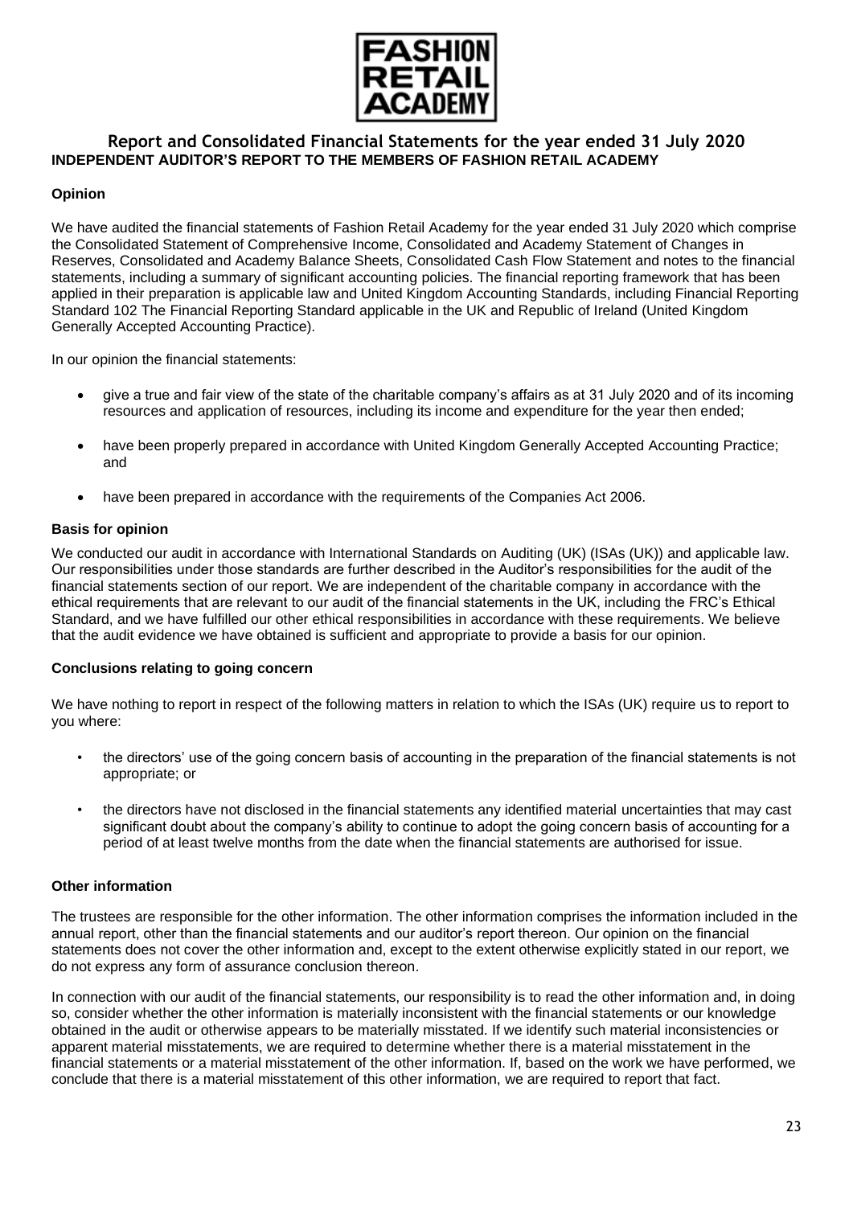## Report and Consolidated Financial Statements for the year ended 31 July 2020

**INDEPENDENT AUDITOR'S REPORT TO THE MEMBERS OF FASHION RETAIL ACADEMY**

### Opinion

We have audited the financial statements of Fashion Retail Academy for the year ended 31 July 2020 which comprise the Consolidated Statement of Comprehensive Income, Consolidated and Academy Statement of Changes in Reserves, Consolidated and Academy Balance Sheets, Consolidated Cash Flow Statement and notes to the financial statements, including a summary of significant accounting policies. The financial reporting framework that has been applied in their preparation is applicable law and United Kingdom Accounting Standards, including Financial Reporting Standard 102 The Financial Reporting Standard applicable in the UK and Republic of Ireland (United Kingdom Generally Accepted Accounting Practice).

In our opinion the financial statements:

- give a true and fair view of the state of the charitable company's affairs as at 31 July 2020 and of its incoming resources and application of resources, including its income and expenditure for the year then ended;
- have been properly prepared in accordance with United Kingdom Generally Accepted Accounting Practice; and
- have been prepared in accordance with the requirements of the Companies Act 2006.

### Basis for opinion

We conducted our audit in accordance with International Standards on Auditing (UK) (ISAs (UK)) and applicable law. Our responsibilities under those standards are further described in the Auditor's responsibilities for the audit of the financial statements section of our report. We are independent of the charitable company in accordance with the ethical requirements that are relevant to our audit of the financial statements in the UK, including the FRC's Ethical Standard, and we have fulfilled our other ethical responsibilities in accordance with these requirements. We believe that the audit evidence we have obtained is sufficient and appropriate to provide a basis for our opinion.

### Conclusions relating to going concern

We have nothing to report in respect of the following matters in relation to which the ISAs (UK) require us to report to you where:

- the directors' use of the going concern basis of accounting in the preparation of the financial statements is not appropriate; or
- the directors have not disclosed in the financial statements any identified material uncertainties that may cast significant doubt about the company's ability to continue to adopt the going concern basis of accounting for a period of at least twelve months from the date when the financial statements are authorised for issue.

### Other information

The trustees are responsible for the other information. The other information comprises the information included in the annual report, other than the financial statements and our auditor's report thereon. Our opinion on the financial statements does not cover the other information and, except to the extent otherwise explicitly stated in our report, we do not express any form of assurance conclusion thereon.

In connection with our audit of the financial statements, our responsibility is to read the other information and, in doing so, consider whether the other information is materially inconsistent with the financial statements or our knowledge obtained in the audit or otherwise appears to be materially misstated. If we identify such material inconsistencies or apparent material misstatements, we are required to determine whether there is a material misstatement in the financial statements or a material misstatement of the other information. If, based on the work we have performed, we conclude that there is a material misstatement of this other information, we are required to report that fact.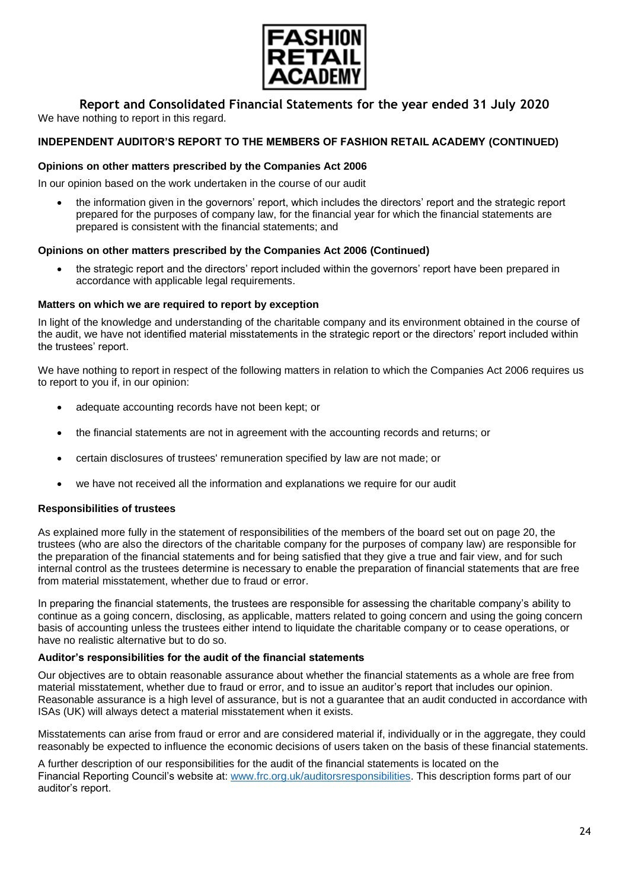We have nothing to report in this regard.

**INDEPENDENT AUDITOR'S REPORT TO THE MEMBERS OF FASHION RETAIL ACADEMY (CONTINUED)**

**Opinions on other matters prescribed by the Companies Act 2006**

In our opinion based on the work undertaken in the course of our audit

- the information given in the governors' report, which includes the directors' report and the strategic report prepared for the purposes of company law, for the financial year for which the financial statements are prepared is consistent with the financial statements; and

**Opinions on other matters prescribed by the Companies Act 2006 (Continued)**

- the strategic report and the directors' report included within the governors' report have been prepared in accordance with applicable legal requirements.

**Matters on which we are required to report by exception**

In light of the knowledge and understanding of the charitable company and its environment obtained in the course of the audit, we have not identified material misstatements in the strategic report or the directors' report included within the trustees' report.

We have nothing to report in respect of the following matters in relation to which the Companies Act 2006 requires us to report to you if, in our opinion:

- adequate accounting records have not been kept; or
- the financial statements are not in agreement with the accounting records and returns; or
- certain disclosures of trustees' remuneration specified by law are not made; or
- we have not received all the information and explanations we require for our audit

**Responsibilities of trustees**

As explained more fully in the statement of responsibilities of the members of the board set out on page 20, the trustees (who are also the directors of the charitable company for the purposes of company law) are responsible for the preparation of the financial statements and for being satisfied that they give a true and fair view, and for such internal control as the trustees determine is necessary to enable the preparation of financial statements that are free from material misstatement, whether due to fraud or error.

In preparing the financial statements, the trustees are responsible for assessing the charitable company's ability to continue as a going concern, disclosing, as applicable, matters related to going concern and using the going concern basis of accounting unless the trustees either intend to liquidate the charitable company or to cease operations, or have no realistic alternative but to do so.

**Auditor's responsibilities for the audit of the financial statements**

Our objectives are to obtain reasonable assurance about whether the financial statements as a whole are free from material misstatement, whether due to fraud or error, and to issue an auditor's report that includes our opinion. Reasonable assurance is a high level of assurance, but is not a guarantee that an audit conducted in accordance with ISAs (UK) will always detect a material misstatement when it exists.

Misstatements can arise from fraud or error and are considered material if, individually or in the aggregate, they could reasonably be expected to influence the economic decisions of users taken on the basis of these financial statements.

A further description of our responsibilities for the audit of the financial statements is located on the Financial Reporting Council's website at: www.frc.org.uk/auditorsresponsibilities. This description forms part of our auditor's report.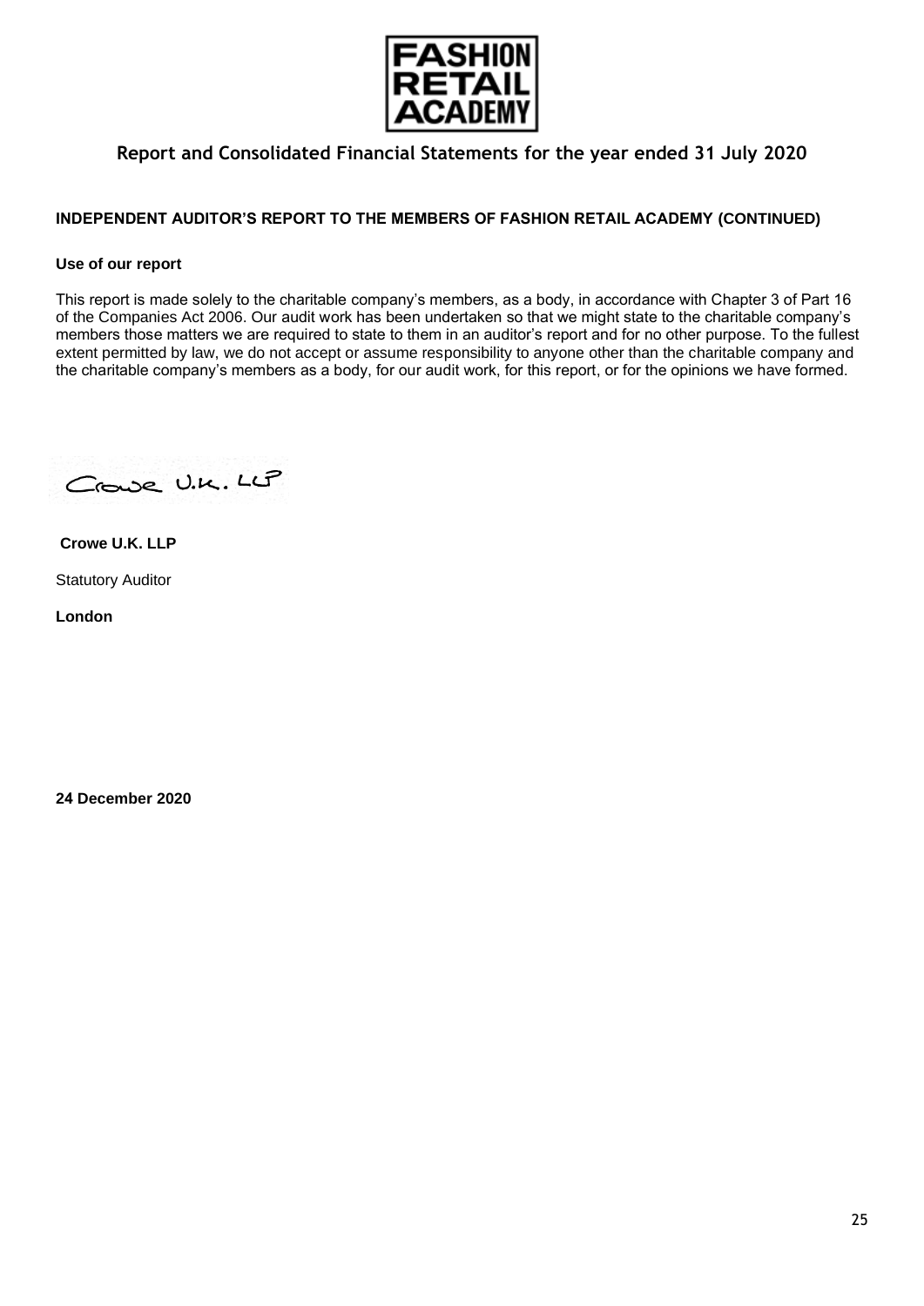## INDEPENDENT AUDITOR'S REPORT TO THE MEMBERS OF FASHION RETAIL ACADEMY (CONTINUED)

### Use of our report

This report is made solely to the charitable company's members, as a body, in accordance with Chapter 3 of Part 16 of the Companies Act 2006. Our audit work has been undertaken so that we might state to the charitable company's members those matters we are required to state to them in an auditor's report and for no other purpose. To the fullest extent permitted by law, we do not accept or assume responsibility to anyone other than the charitable company and the charitable company's members as a body, for our audit work, for this report, or for the opinions we have formed.

Crowe U.K. LLP

**Crowe U.K. LLP**

Statutory Auditor

**London**

**24 December 2020**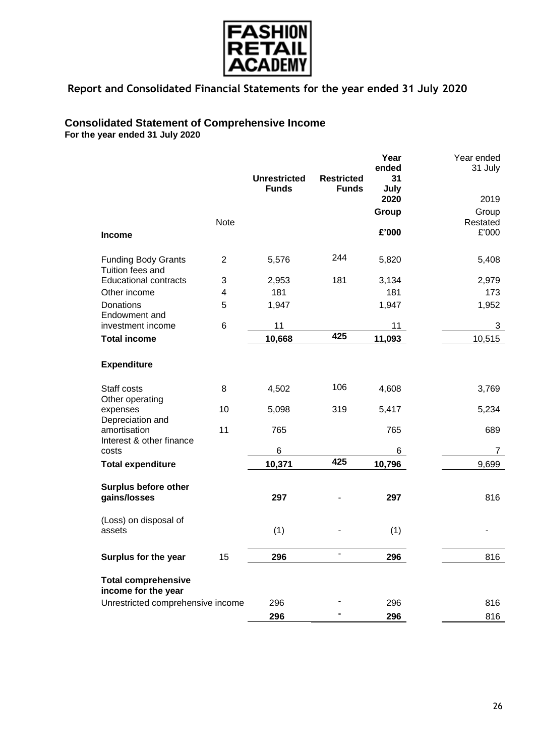FASHION RETAIL ACADEMY

## Report and Consolidated Financial Statements for the year ended 31 July 2020

# Consolidated Statement of Comprehensive Income

**For the year ended 31 July 2020**

| | Note | **Unrestricted Funds** | **Restricted Funds** | **Year ended 31 July 2020** | Year ended 31 July 2019 |
|---|---|---|---|---|---|
| | | | | **Group** | Group Restated |
| **Income** | | | | **£'000** | £'000 |
| Funding Body Grants | 2 | 5,576 | 244 | 5,820 | 5,408 |
| Tuition fees and Educational contracts | 3 | 2,953 | 181 | 3,134 | 2,979 |
| Other income | 4 | 181 | | 181 | 173 |
| Donations | 5 | 1,947 | | 1,947 | 1,952 |
| Endowment and investment income | 6 | 11 | | 11 | 3 |
| **Total income** | | **10,668** | **425** | **11,093** | 10,515 |
| **Expenditure** | | | | | |
| Staff costs | 8 | 4,502 | 106 | 4,608 | 3,769 |
| Other operating expenses | 10 | 5,098 | 319 | 5,417 | 5,234 |
| Depreciation and amortisation | 11 | 765 | | 765 | 689 |
| Interest & other finance costs | | 6 | | 6 | 7 |
| **Total expenditure** | | **10,371** | **425** | **10,796** | 9,699 |
| **Surplus before other gains/losses** | | **297** | - | **297** | 816 |
| (Loss) on disposal of assets | | (1) | - | (1) | - |
| **Surplus for the year** | 15 | **296** | - | **296** | 816 |
| **Total comprehensive income for the year** | | | | | |
| Unrestricted comprehensive income | | 296 | - | 296 | 816 |
| | | **296** | **-** | **296** | 816 |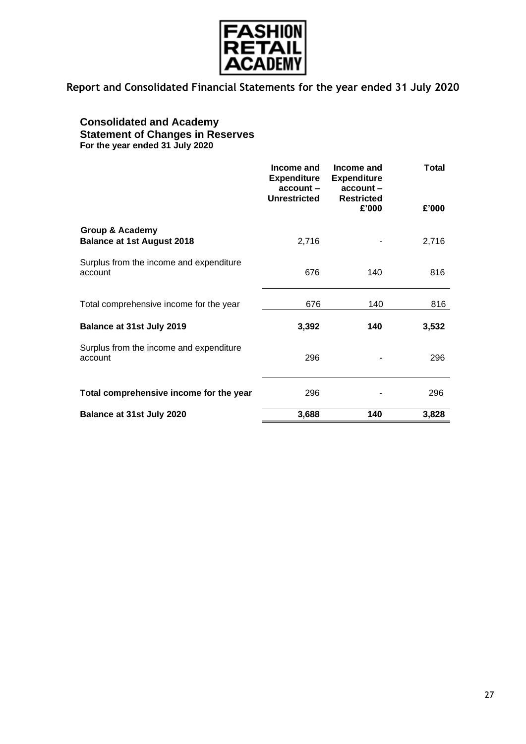# Report and Consolidated Financial Statements for the year ended 31 July 2020

## Consolidated and Academy Statement of Changes in Reserves

**For the year ended 31 July 2020**

| | Income and Expenditure account – Unrestricted | Income and Expenditure account – Restricted £'000 | Total £'000 |
|---|---|---|---|
| **Group & Academy** | | | |
| **Balance at 1st August 2018** | 2,716 | - | 2,716 |
| Surplus from the income and expenditure account | 676 | 140 | 816 |
| Total comprehensive income for the year | 676 | 140 | 816 |
| **Balance at 31st July 2019** | **3,392** | **140** | **3,532** |
| Surplus from the income and expenditure account | 296 | - | 296 |
| **Total comprehensive income for the year** | 296 | - | 296 |
| **Balance at 31st July 2020** | **3,688** | **140** | **3,828** |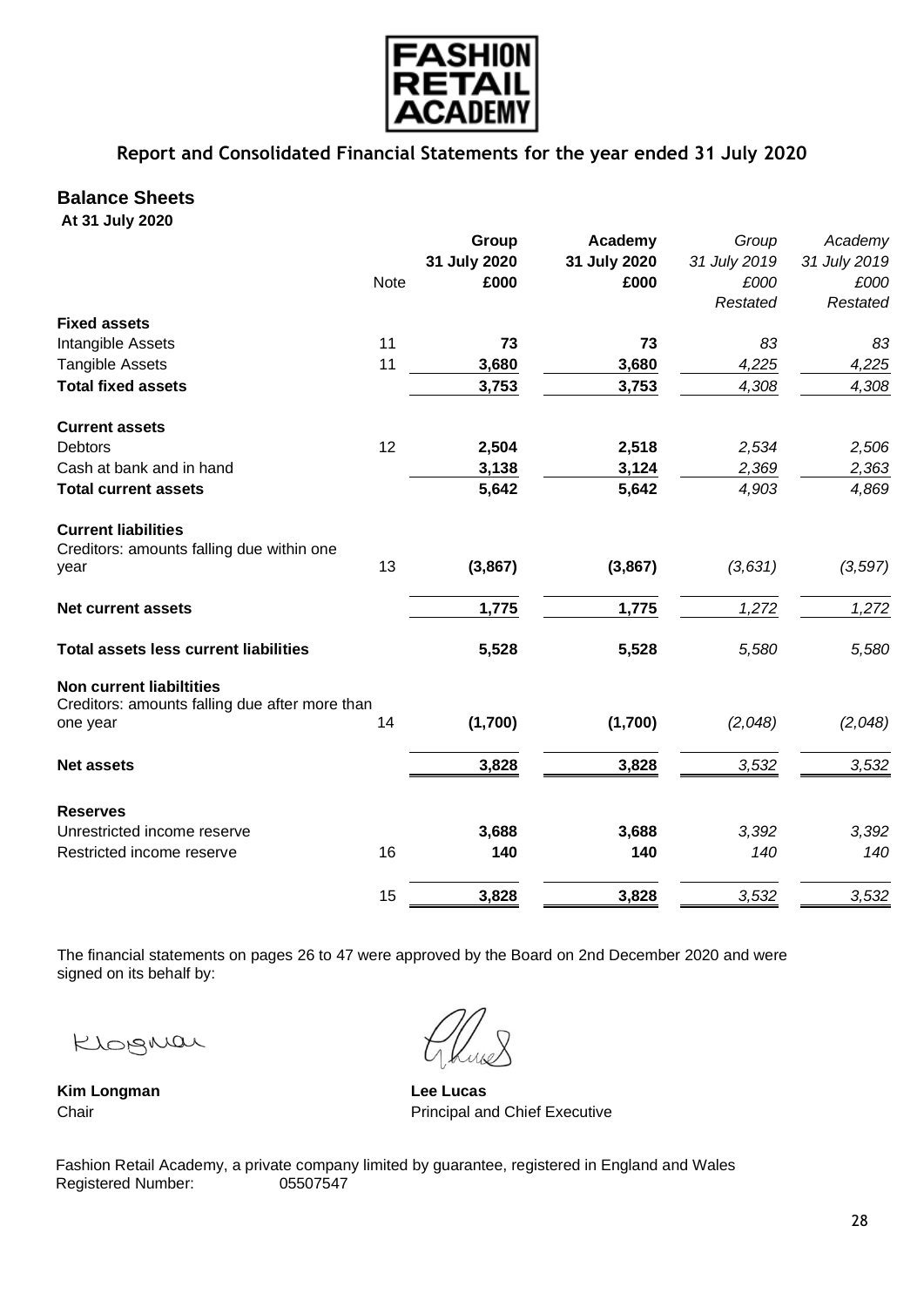FASHION RETAIL ACADEMY

## Report and Consolidated Financial Statements for the year ended 31 July 2020

# Balance Sheets

**At 31 July 2020**

| | Note | Group 31 July 2020 £000 | Academy 31 July 2020 £000 | *Group 31 July 2019 £000 Restated* | *Academy 31 July 2019 £000 Restated* |
|---|---|---|---|---|---|
| **Fixed assets** | | | | | |
| Intangible Assets | 11 | **73** | **73** | *83* | *83* |
| Tangible Assets | 11 | **3,680** | **3,680** | *4,225* | *4,225* |
| **Total fixed assets** | | **3,753** | **3,753** | *4,308* | *4,308* |
| **Current assets** | | | | | |
| Debtors | 12 | **2,504** | **2,518** | *2,534* | *2,506* |
| Cash at bank and in hand | | **3,138** | **3,124** | *2,369* | *2,363* |
| **Total current assets** | | **5,642** | **5,642** | *4,903* | *4,869* |
| **Current liabilities** | | | | | |
| Creditors: amounts falling due within one year | 13 | **(3,867)** | **(3,867)** | *(3,631)* | *(3,597)* |
| **Net current assets** | | **1,775** | **1,775** | *1,272* | *1,272* |
| **Total assets less current liabilities** | | **5,528** | **5,528** | *5,580* | *5,580* |
| **Non current liabiltities** | | | | | |
| Creditors: amounts falling due after more than one year | 14 | **(1,700)** | **(1,700)** | *(2,048)* | *(2,048)* |
| **Net assets** | | **3,828** | **3,828** | *3,532* | *3,532* |
| **Reserves** | | | | | |
| Unrestricted income reserve | | **3,688** | **3,688** | *3,392* | *3,392* |
| Restricted income reserve | 16 | **140** | **140** | *140* | *140* |
| | 15 | **3,828** | **3,828** | *3,532* | *3,532* |

The financial statements on pages 26 to 47 were approved by the Board on 2nd December 2020 and were signed on its behalf by:

**Kim Longman**
Chair

**Lee Lucas**
Principal and Chief Executive

Fashion Retail Academy, a private company limited by guarantee, registered in England and Wales
Registered Number: 05507547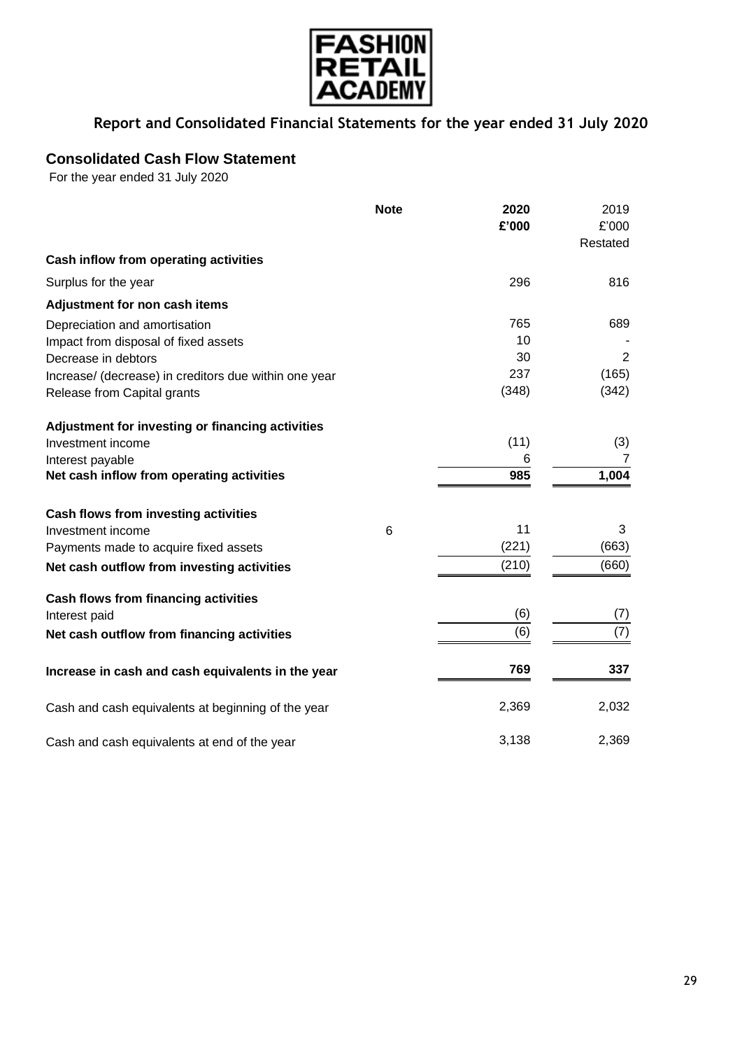# Report and Consolidated Financial Statements for the year ended 31 July 2020

## Consolidated Cash Flow Statement

For the year ended 31 July 2020

| | Note | 2020 £'000 | 2019 £'000 Restated |
|---|---|---|---|
| **Cash inflow from operating activities** | | | |
| Surplus for the year | | 296 | 816 |
| **Adjustment for non cash items** | | | |
| Depreciation and amortisation | | 765 | 689 |
| Impact from disposal of fixed assets | | 10 | - |
| Decrease in debtors | | 30 | 2 |
| Increase/ (decrease) in creditors due within one year | | 237 | (165) |
| Release from Capital grants | | (348) | (342) |
| **Adjustment for investing or financing activities** | | | |
| Investment income | | (11) | (3) |
| Interest payable | | 6 | 7 |
| **Net cash inflow from operating activities** | | **985** | **1,004** |
| **Cash flows from investing activities** | | | |
| Investment income | 6 | 11 | 3 |
| Payments made to acquire fixed assets | | (221) | (663) |
| **Net cash outflow from investing activities** | | (210) | (660) |
| **Cash flows from financing activities** | | | |
| Interest paid | | (6) | (7) |
| **Net cash outflow from financing activities** | | (6) | (7) |
| **Increase in cash and cash equivalents in the year** | | **769** | **337** |
| Cash and cash equivalents at beginning of the year | | 2,369 | 2,032 |
| Cash and cash equivalents at end of the year | | 3,138 | 2,369 |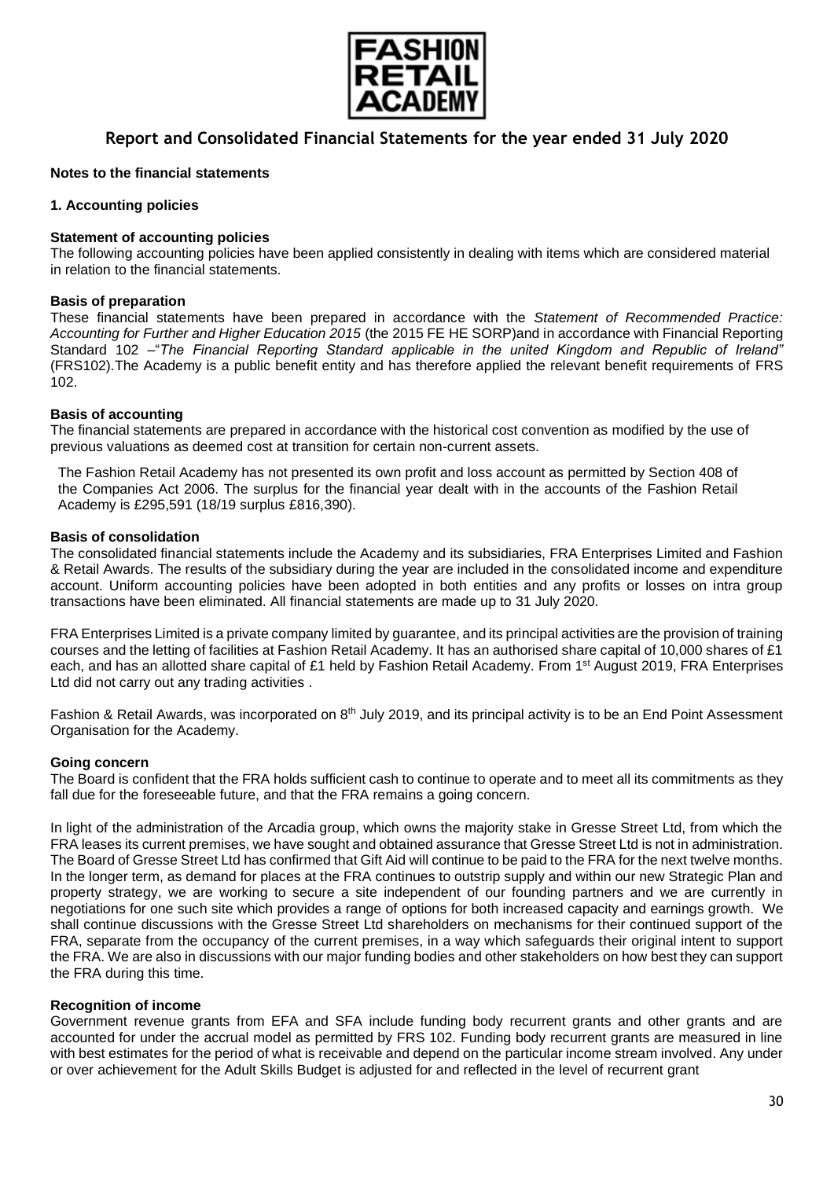# Report and Consolidated Financial Statements for the year ended 31 July 2020

**Notes to the financial statements**

**1. Accounting policies**

**Statement of accounting policies**

The following accounting policies have been applied consistently in dealing with items which are considered material in relation to the financial statements.

**Basis of preparation**

These financial statements have been prepared in accordance with the *Statement of Recommended Practice: Accounting for Further and Higher Education 2015* (the 2015 FE HE SORP)and in accordance with Financial Reporting Standard 102 –"*The Financial Reporting Standard applicable in the united Kingdom and Republic of Ireland"* (FRS102).The Academy is a public benefit entity and has therefore applied the relevant benefit requirements of FRS 102.

**Basis of accounting**

The financial statements are prepared in accordance with the historical cost convention as modified by the use of previous valuations as deemed cost at transition for certain non-current assets.

The Fashion Retail Academy has not presented its own profit and loss account as permitted by Section 408 of the Companies Act 2006. The surplus for the financial year dealt with in the accounts of the Fashion Retail Academy is £295,591 (18/19 surplus £816,390).

**Basis of consolidation**

The consolidated financial statements include the Academy and its subsidiaries, FRA Enterprises Limited and Fashion & Retail Awards. The results of the subsidiary during the year are included in the consolidated income and expenditure account. Uniform accounting policies have been adopted in both entities and any profits or losses on intra group transactions have been eliminated. All financial statements are made up to 31 July 2020.

FRA Enterprises Limited is a private company limited by guarantee, and its principal activities are the provision of training courses and the letting of facilities at Fashion Retail Academy. It has an authorised share capital of 10,000 shares of £1 each, and has an allotted share capital of £1 held by Fashion Retail Academy. From 1st August 2019, FRA Enterprises Ltd did not carry out any trading activities .

Fashion & Retail Awards, was incorporated on 8th July 2019, and its principal activity is to be an End Point Assessment Organisation for the Academy.

**Going concern**

The Board is confident that the FRA holds sufficient cash to continue to operate and to meet all its commitments as they fall due for the foreseeable future, and that the FRA remains a going concern.

In light of the administration of the Arcadia group, which owns the majority stake in Gresse Street Ltd, from which the FRA leases its current premises, we have sought and obtained assurance that Gresse Street Ltd is not in administration. The Board of Gresse Street Ltd has confirmed that Gift Aid will continue to be paid to the FRA for the next twelve months. In the longer term, as demand for places at the FRA continues to outstrip supply and within our new Strategic Plan and property strategy, we are working to secure a site independent of our founding partners and we are currently in negotiations for one such site which provides a range of options for both increased capacity and earnings growth. We shall continue discussions with the Gresse Street Ltd shareholders on mechanisms for their continued support of the FRA, separate from the occupancy of the current premises, in a way which safeguards their original intent to support the FRA. We are also in discussions with our major funding bodies and other stakeholders on how best they can support the FRA during this time.

**Recognition of income**

Government revenue grants from EFA and SFA include funding body recurrent grants and other grants and are accounted for under the accrual model as permitted by FRS 102. Funding body recurrent grants are measured in line with best estimates for the period of what is receivable and depend on the particular income stream involved. Any under or over achievement for the Adult Skills Budget is adjusted for and reflected in the level of recurrent grant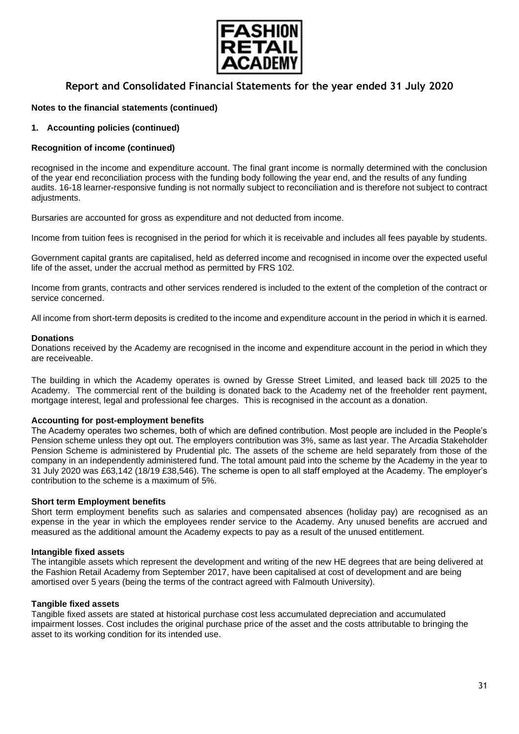**Notes to the financial statements (continued)**

**1. Accounting policies (continued)**

**Recognition of income (continued)**

recognised in the income and expenditure account. The final grant income is normally determined with the conclusion of the year end reconciliation process with the funding body following the year end, and the results of any funding audits. 16-18 learner-responsive funding is not normally subject to reconciliation and is therefore not subject to contract adjustments.

Bursaries are accounted for gross as expenditure and not deducted from income.

Income from tuition fees is recognised in the period for which it is receivable and includes all fees payable by students.

Government capital grants are capitalised, held as deferred income and recognised in income over the expected useful life of the asset, under the accrual method as permitted by FRS 102.

Income from grants, contracts and other services rendered is included to the extent of the completion of the contract or service concerned.

All income from short-term deposits is credited to the income and expenditure account in the period in which it is earned.

**Donations**

Donations received by the Academy are recognised in the income and expenditure account in the period in which they are receiveable.

The building in which the Academy operates is owned by Gresse Street Limited, and leased back till 2025 to the Academy. The commercial rent of the building is donated back to the Academy net of the freeholder rent payment, mortgage interest, legal and professional fee charges. This is recognised in the account as a donation.

**Accounting for post-employment benefits**

The Academy operates two schemes, both of which are defined contribution. Most people are included in the People's Pension scheme unless they opt out. The employers contribution was 3%, same as last year. The Arcadia Stakeholder Pension Scheme is administered by Prudential plc. The assets of the scheme are held separately from those of the company in an independently administered fund. The total amount paid into the scheme by the Academy in the year to 31 July 2020 was £63,142 (18/19 £38,546). The scheme is open to all staff employed at the Academy. The employer's contribution to the scheme is a maximum of 5%.

**Short term Employment benefits**

Short term employment benefits such as salaries and compensated absences (holiday pay) are recognised as an expense in the year in which the employees render service to the Academy. Any unused benefits are accrued and measured as the additional amount the Academy expects to pay as a result of the unused entitlement.

**Intangible fixed assets**

The intangible assets which represent the development and writing of the new HE degrees that are being delivered at the Fashion Retail Academy from September 2017, have been capitalised at cost of development and are being amortised over 5 years (being the terms of the contract agreed with Falmouth University).

**Tangible fixed assets**

Tangible fixed assets are stated at historical purchase cost less accumulated depreciation and accumulated impairment losses. Cost includes the original purchase price of the asset and the costs attributable to bringing the asset to its working condition for its intended use.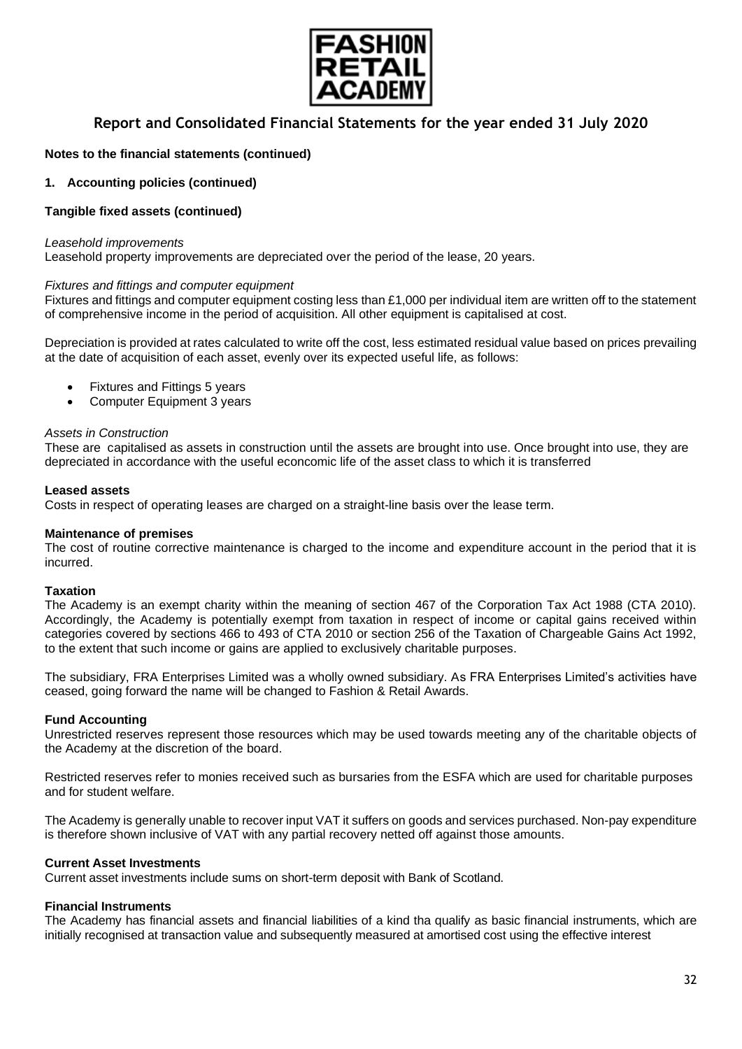**Notes to the financial statements (continued)**

**1. Accounting policies (continued)**

**Tangible fixed assets (continued)**

*Leasehold improvements*
Leasehold property improvements are depreciated over the period of the lease, 20 years.

*Fixtures and fittings and computer equipment*
Fixtures and fittings and computer equipment costing less than £1,000 per individual item are written off to the statement of comprehensive income in the period of acquisition. All other equipment is capitalised at cost.

Depreciation is provided at rates calculated to write off the cost, less estimated residual value based on prices prevailing at the date of acquisition of each asset, evenly over its expected useful life, as follows:

- Fixtures and Fittings 5 years
- Computer Equipment 3 years

*Assets in Construction*
These are capitalised as assets in construction until the assets are brought into use. Once brought into use, they are depreciated in accordance with the useful econcomic life of the asset class to which it is transferred

**Leased assets**
Costs in respect of operating leases are charged on a straight-line basis over the lease term.

**Maintenance of premises**
The cost of routine corrective maintenance is charged to the income and expenditure account in the period that it is incurred.

**Taxation**
The Academy is an exempt charity within the meaning of section 467 of the Corporation Tax Act 1988 (CTA 2010). Accordingly, the Academy is potentially exempt from taxation in respect of income or capital gains received within categories covered by sections 466 to 493 of CTA 2010 or section 256 of the Taxation of Chargeable Gains Act 1992, to the extent that such income or gains are applied to exclusively charitable purposes.

The subsidiary, FRA Enterprises Limited was a wholly owned subsidiary. As FRA Enterprises Limited's activities have ceased, going forward the name will be changed to Fashion & Retail Awards.

**Fund Accounting**
Unrestricted reserves represent those resources which may be used towards meeting any of the charitable objects of the Academy at the discretion of the board.

Restricted reserves refer to monies received such as bursaries from the ESFA which are used for charitable purposes and for student welfare.

The Academy is generally unable to recover input VAT it suffers on goods and services purchased. Non-pay expenditure is therefore shown inclusive of VAT with any partial recovery netted off against those amounts.

**Current Asset Investments**
Current asset investments include sums on short-term deposit with Bank of Scotland.

**Financial Instruments**
The Academy has financial assets and financial liabilities of a kind tha qualify as basic financial instruments, which are initially recognised at transaction value and subsequently measured at amortised cost using the effective interest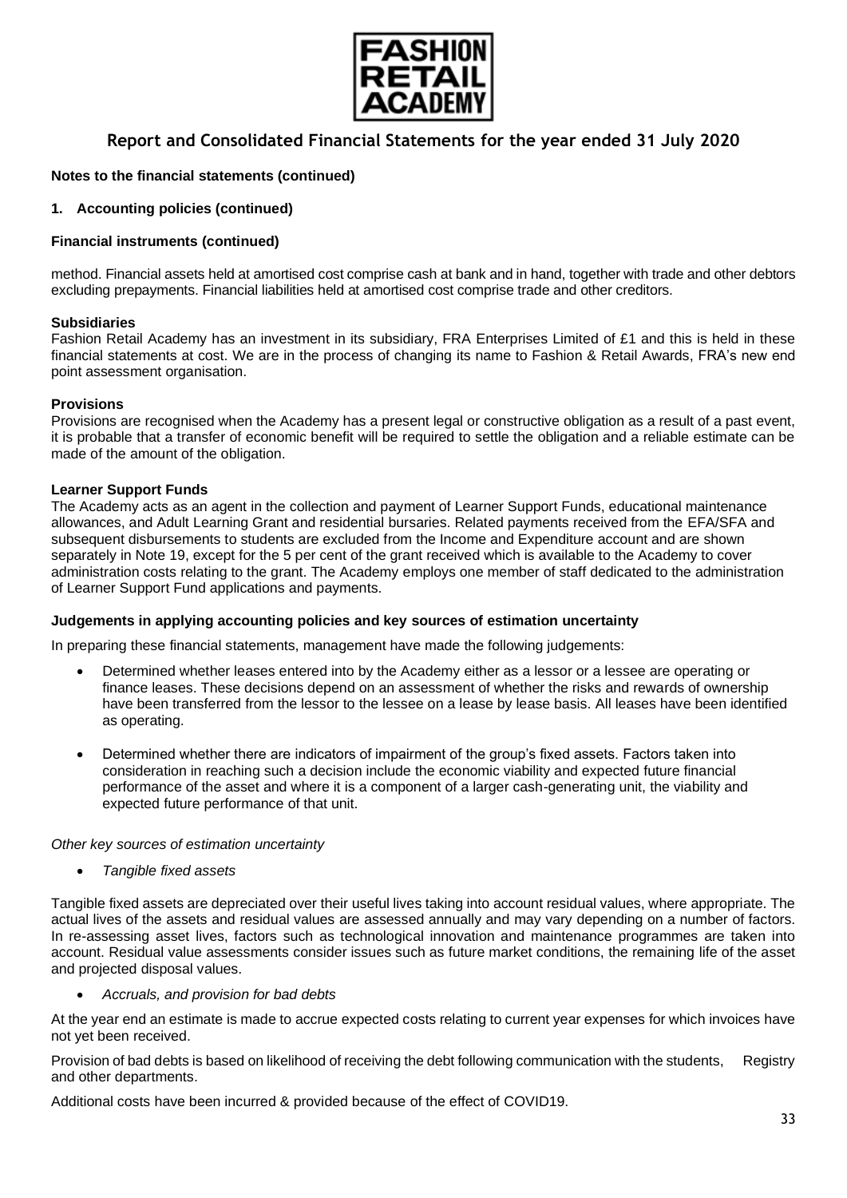**Notes to the financial statements (continued)**

**1. Accounting policies (continued)**

**Financial instruments (continued)**

method. Financial assets held at amortised cost comprise cash at bank and in hand, together with trade and other debtors excluding prepayments. Financial liabilities held at amortised cost comprise trade and other creditors.

**Subsidiaries**

Fashion Retail Academy has an investment in its subsidiary, FRA Enterprises Limited of £1 and this is held in these financial statements at cost. We are in the process of changing its name to Fashion & Retail Awards, FRA's new end point assessment organisation.

**Provisions**

Provisions are recognised when the Academy has a present legal or constructive obligation as a result of a past event, it is probable that a transfer of economic benefit will be required to settle the obligation and a reliable estimate can be made of the amount of the obligation.

**Learner Support Funds**

The Academy acts as an agent in the collection and payment of Learner Support Funds, educational maintenance allowances, and Adult Learning Grant and residential bursaries. Related payments received from the EFA/SFA and subsequent disbursements to students are excluded from the Income and Expenditure account and are shown separately in Note 19, except for the 5 per cent of the grant received which is available to the Academy to cover administration costs relating to the grant. The Academy employs one member of staff dedicated to the administration of Learner Support Fund applications and payments.

**Judgements in applying accounting policies and key sources of estimation uncertainty**

In preparing these financial statements, management have made the following judgements:

- Determined whether leases entered into by the Academy either as a lessor or a lessee are operating or finance leases. These decisions depend on an assessment of whether the risks and rewards of ownership have been transferred from the lessor to the lessee on a lease by lease basis. All leases have been identified as operating.
- Determined whether there are indicators of impairment of the group's fixed assets. Factors taken into consideration in reaching such a decision include the economic viability and expected future financial performance of the asset and where it is a component of a larger cash-generating unit, the viability and expected future performance of that unit.

*Other key sources of estimation uncertainty*

- *Tangible fixed assets*

Tangible fixed assets are depreciated over their useful lives taking into account residual values, where appropriate. The actual lives of the assets and residual values are assessed annually and may vary depending on a number of factors. In re-assessing asset lives, factors such as technological innovation and maintenance programmes are taken into account. Residual value assessments consider issues such as future market conditions, the remaining life of the asset and projected disposal values.

- *Accruals, and provision for bad debts*

At the year end an estimate is made to accrue expected costs relating to current year expenses for which invoices have not yet been received.

Provision of bad debts is based on likelihood of receiving the debt following communication with the students, Registry and other departments.

Additional costs have been incurred & provided because of the effect of COVID19.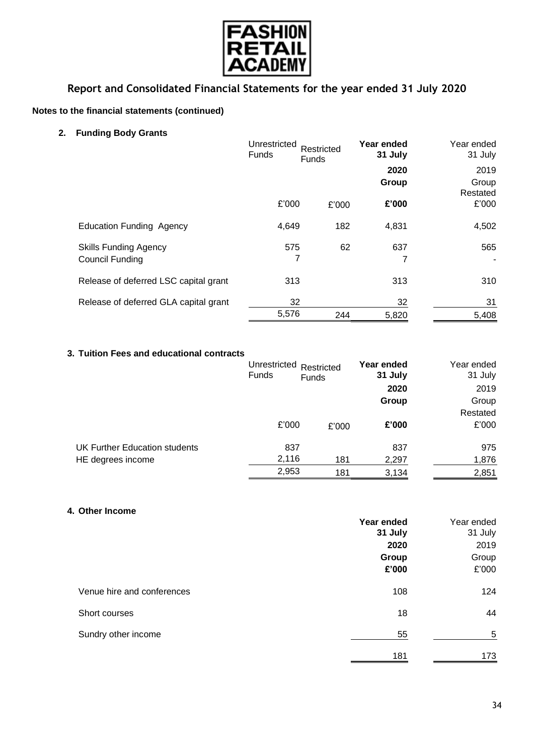# Report and Consolidated Financial Statements for the year ended 31 July 2020

**Notes to the financial statements (continued)**

## 2. Funding Body Grants

| | Unrestricted Funds | Restricted Funds | **Year ended 31 July 2020 Group** | Year ended 31 July 2019 Group Restated |
|---|---|---|---|---|
| | £'000 | £'000 | **£'000** | £'000 |
| Education Funding Agency | 4,649 | 182 | 4,831 | 4,502 |
| Skills Funding Agency | 575 | 62 | 637 | 565 |
| Council Funding | 7 | | 7 | - |
| Release of deferred LSC capital grant | 313 | | 313 | 310 |
| Release of deferred GLA capital grant | 32 | | 32 | 31 |
| | 5,576 | 244 | 5,820 | 5,408 |

## 3. Tuition Fees and educational contracts

| | Unrestricted Funds | Restricted Funds | **Year ended 31 July 2020 Group** | Year ended 31 July 2019 Group Restated |
|---|---|---|---|---|
| | £'000 | £'000 | **£'000** | £'000 |
| UK Further Education students | 837 | | 837 | 975 |
| HE degrees income | 2,116 | 181 | 2,297 | 1,876 |
| | 2,953 | 181 | 3,134 | 2,851 |

## 4. Other Income

| | **Year ended 31 July 2020 Group** | Year ended 31 July 2019 Group |
|---|---|---|
| | **£'000** | £'000 |
| Venue hire and conferences | 108 | 124 |
| Short courses | 18 | 44 |
| Sundry other income | 55 | 5 |
| | 181 | 173 |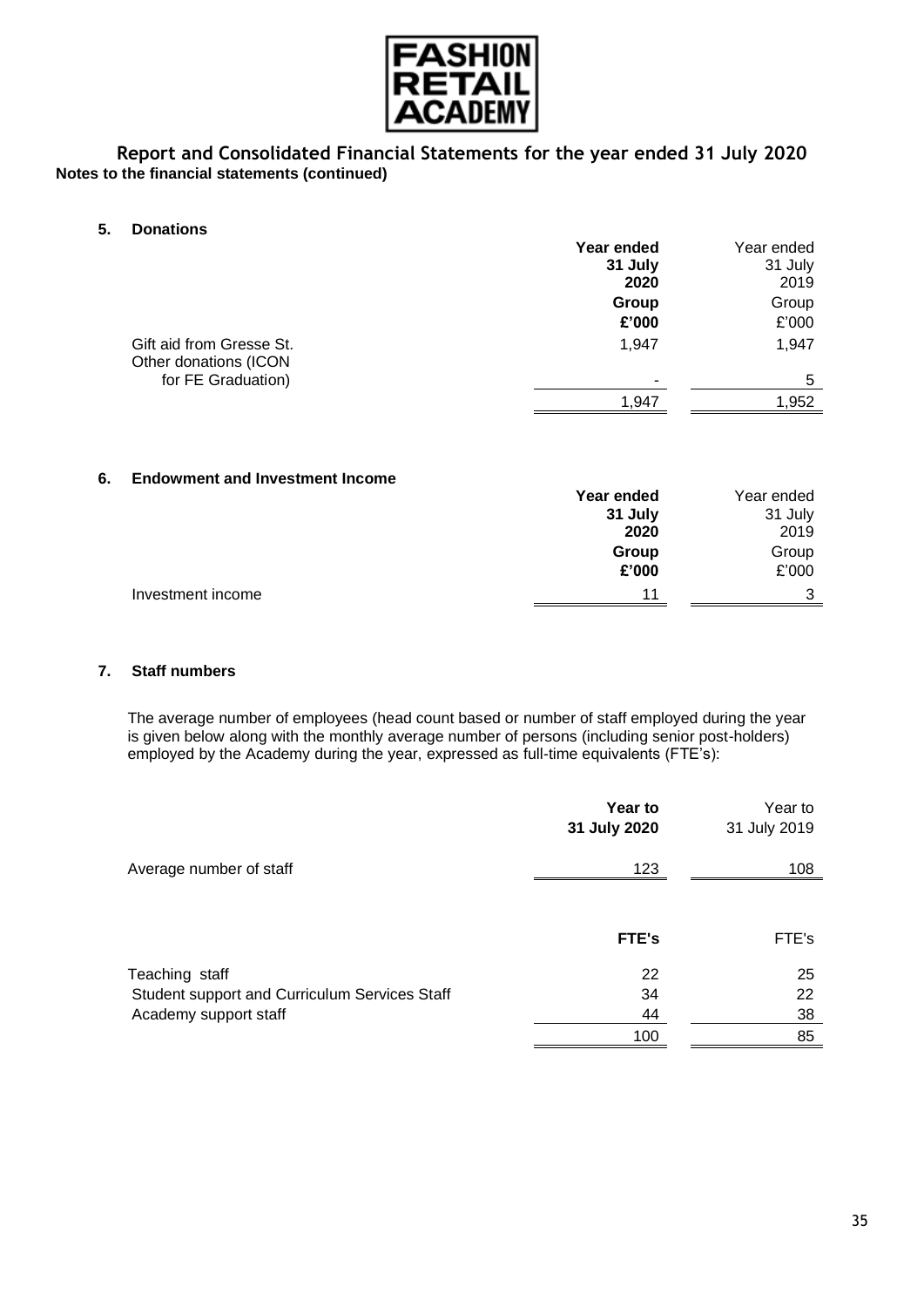# Report and Consolidated Financial Statements for the year ended 31 July 2020

**Notes to the financial statements (continued)**

## 5. Donations

| | **Year ended 31 July 2020 Group £'000** | Year ended 31 July 2019 Group £'000 |
|---|---|---|
| Gift aid from Gresse St. | 1,947 | 1,947 |
| Other donations (ICON for FE Graduation) | - | 5 |
| | 1,947 | 1,952 |

## 6. Endowment and Investment Income

| | **Year ended 31 July 2020 Group £'000** | Year ended 31 July 2019 Group £'000 |
|---|---|---|
| Investment income | 11 | 3 |

## 7. Staff numbers

The average number of employees (head count based or number of staff employed during the year is given below along with the monthly average number of persons (including senior post-holders) employed by the Academy during the year, expressed as full-time equivalents (FTE's):

| | **Year to 31 July 2020** | Year to 31 July 2019 |
|---|---|---|
| Average number of staff | 123 | 108 |

| | **FTE's** | FTE's |
|---|---|---|
| Teaching staff | 22 | 25 |
| Student support and Curriculum Services Staff | 34 | 22 |
| Academy support staff | 44 | 38 |
| | 100 | 85 |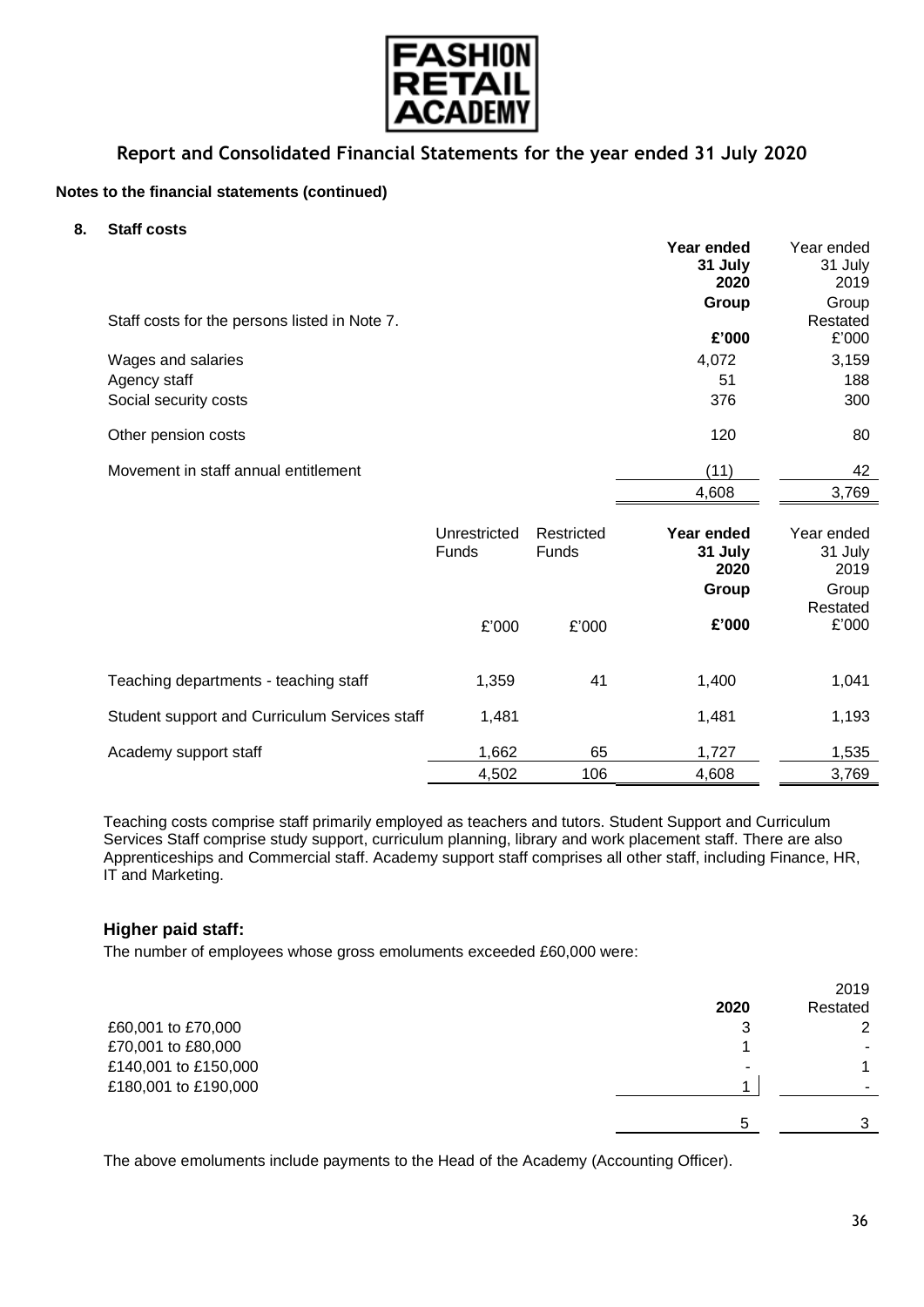**Report and Consolidated Financial Statements for the year ended 31 July 2020**

**Notes to the financial statements (continued)**

## 8. Staff costs

| Staff costs for the persons listed in Note 7. | **Year ended 31 July 2020 Group £'000** | Year ended 31 July 2019 Group Restated £'000 |
|---|---|---|
| Wages and salaries | 4,072 | 3,159 |
| Agency staff | 51 | 188 |
| Social security costs | 376 | 300 |
| Other pension costs | 120 | 80 |
| Movement in staff annual entitlement | (11) | 42 |
| | 4,608 | 3,769 |

| | Unrestricted Funds £'000 | Restricted Funds £'000 | **Year ended 31 July 2020 Group £'000** | Year ended 31 July 2019 Group Restated £'000 |
|---|---|---|---|---|
| Teaching departments - teaching staff | 1,359 | 41 | 1,400 | 1,041 |
| Student support and Curriculum Services staff | 1,481 | | 1,481 | 1,193 |
| Academy support staff | 1,662 | 65 | 1,727 | 1,535 |
| | 4,502 | 106 | 4,608 | 3,769 |

Teaching costs comprise staff primarily employed as teachers and tutors. Student Support and Curriculum Services Staff comprise study support, curriculum planning, library and work placement staff. There are also Apprenticeships and Commercial staff. Academy support staff comprises all other staff, including Finance, HR, IT and Marketing.

### Higher paid staff:

The number of employees whose gross emoluments exceeded £60,000 were:

| | **2020** | 2019 Restated |
|---|---|---|
| £60,001 to £70,000 | 3 | 2 |
| £70,001 to £80,000 | 1 | - |
| £140,001 to £150,000 | - | 1 |
| £180,001 to £190,000 | 1 | - |
| | 5 | 3 |

The above emoluments include payments to the Head of the Academy (Accounting Officer).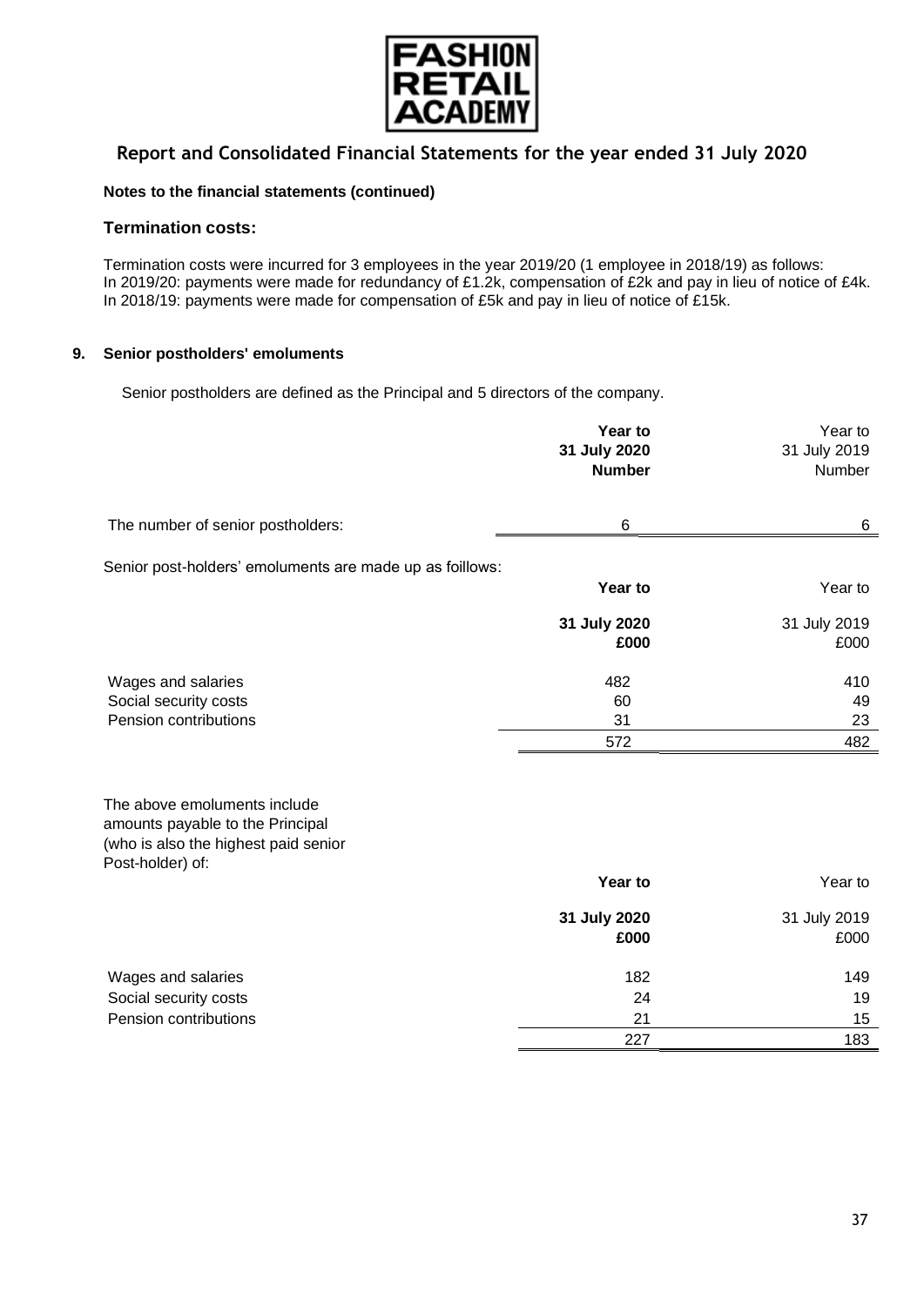**Notes to the financial statements (continued)**

### Termination costs:

Termination costs were incurred for 3 employees in the year 2019/20 (1 employee in 2018/19) as follows:
In 2019/20: payments were made for redundancy of £1.2k, compensation of £2k and pay in lieu of notice of £4k.
In 2018/19: payments were made for compensation of £5k and pay in lieu of notice of £15k.

### 9. Senior postholders' emoluments

Senior postholders are defined as the Principal and 5 directors of the company.

| | **Year to 31 July 2020 Number** | Year to 31 July 2019 Number |
|---|---|---|
| The number of senior postholders: | 6 | 6 |

Senior post-holders' emoluments are made up as foillows:

| | **Year to 31 July 2020 £000** | Year to 31 July 2019 £000 |
|---|---|---|
| Wages and salaries | 482 | 410 |
| Social security costs | 60 | 49 |
| Pension contributions | 31 | 23 |
| | 572 | 482 |

The above emoluments include amounts payable to the Principal (who is also the highest paid senior Post-holder) of:

| | **Year to 31 July 2020 £000** | Year to 31 July 2019 £000 |
|---|---|---|
| Wages and salaries | 182 | 149 |
| Social security costs | 24 | 19 |
| Pension contributions | 21 | 15 |
| | 227 | 183 |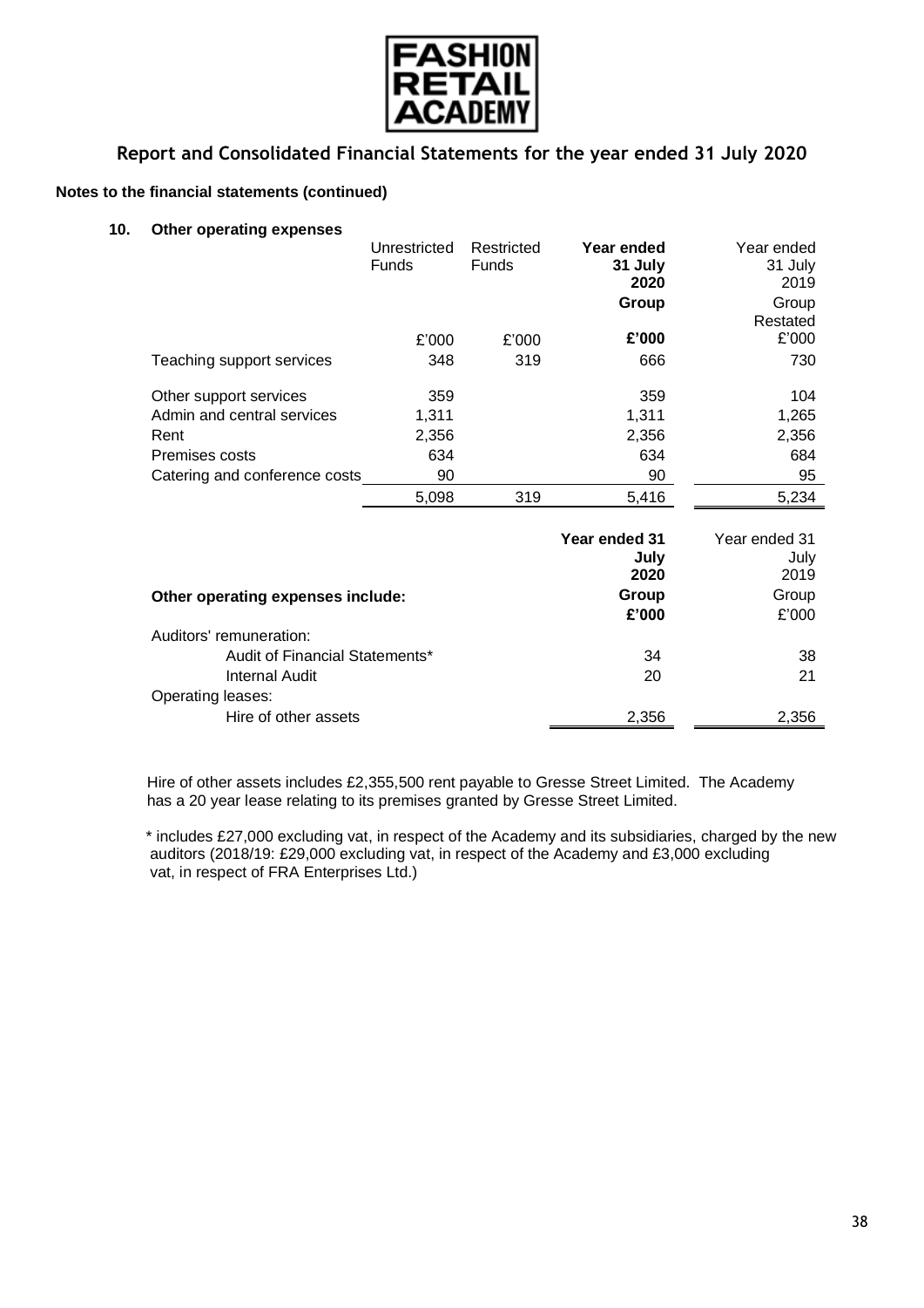**Report and Consolidated Financial Statements for the year ended 31 July 2020**

**Notes to the financial statements (continued)**

**10. Other operating expenses**

| | Unrestricted Funds | Restricted Funds | **Year ended 31 July 2020 Group** | Year ended 31 July 2019 Group Restated |
|---|---|---|---|---|
| | £'000 | £'000 | **£'000** | £'000 |
| Teaching support services | 348 | 319 | 666 | 730 |
| Other support services | 359 | | 359 | 104 |
| Admin and central services | 1,311 | | 1,311 | 1,265 |
| Rent | 2,356 | | 2,356 | 2,356 |
| Premises costs | 634 | | 634 | 684 |
| Catering and conference costs | 90 | | 90 | 95 |
| | 5,098 | 319 | 5,416 | 5,234 |

| **Other operating expenses include:** | **Year ended 31 July 2020 Group** | Year ended 31 July 2019 Group |
|---|---|---|
| | **£'000** | £'000 |
| Auditors' remuneration: | | |
| Audit of Financial Statements* | 34 | 38 |
| Internal Audit | 20 | 21 |
| Operating leases: | | |
| Hire of other assets | 2,356 | 2,356 |

Hire of other assets includes £2,355,500 rent payable to Gresse Street Limited. The Academy has a 20 year lease relating to its premises granted by Gresse Street Limited.

* includes £27,000 excluding vat, in respect of the Academy and its subsidiaries, charged by the new auditors (2018/19: £29,000 excluding vat, in respect of the Academy and £3,000 excluding vat, in respect of FRA Enterprises Ltd.)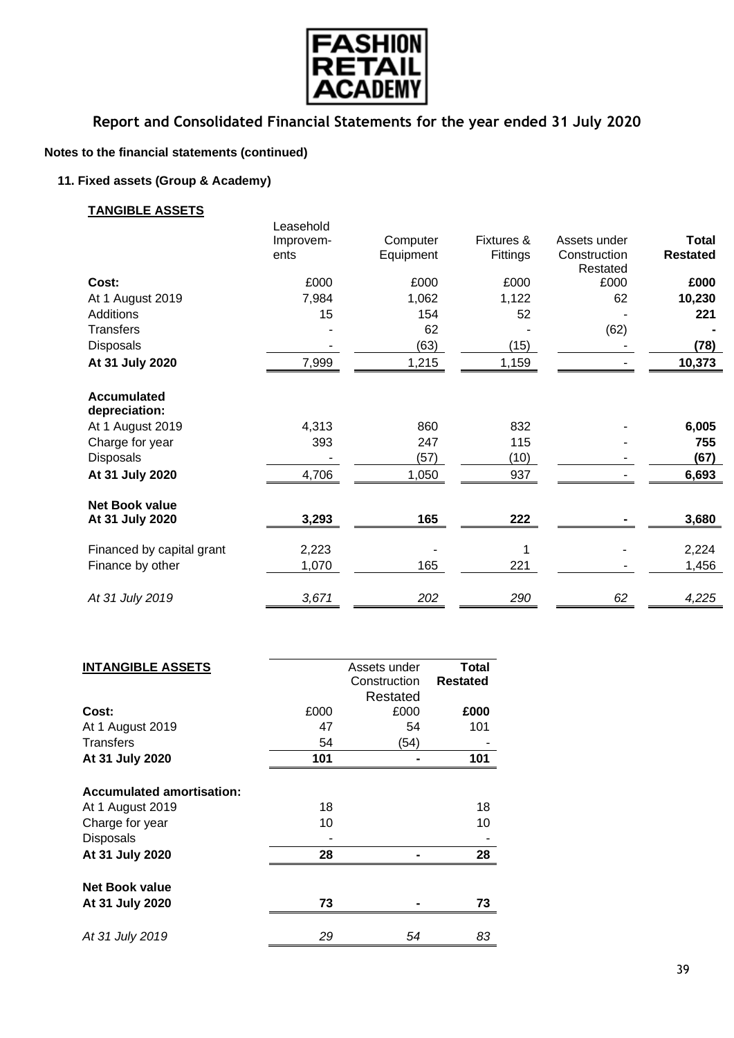# Report and Consolidated Financial Statements for the year ended 31 July 2020

**Notes to the financial statements (continued)**

## 11. Fixed assets (Group & Academy)

**TANGIBLE ASSETS**

| | Leasehold Improvements | Computer Equipment | Fixtures & Fittings | Assets under Construction Restated | **Total Restated** |
|---|---|---|---|---|---|
| **Cost:** | £000 | £000 | £000 | £000 | **£000** |
| At 1 August 2019 | 7,984 | 1,062 | 1,122 | 62 | **10,230** |
| Additions | 15 | 154 | 52 | - | **221** |
| Transfers | - | 62 | - | (62) | **-** |
| Disposals | - | (63) | (15) | - | **(78)** |
| **At 31 July 2020** | 7,999 | 1,215 | 1,159 | - | **10,373** |
| **Accumulated depreciation:** | | | | | |
| At 1 August 2019 | 4,313 | 860 | 832 | - | **6,005** |
| Charge for year | 393 | 247 | 115 | - | **755** |
| Disposals | - | (57) | (10) | - | **(67)** |
| **At 31 July 2020** | 4,706 | 1,050 | 937 | - | **6,693** |
| **Net Book value** | | | | | |
| **At 31 July 2020** | **3,293** | **165** | **222** | **-** | **3,680** |
| Financed by capital grant | 2,223 | - | 1 | - | 2,224 |
| Finance by other | 1,070 | 165 | 221 | - | 1,456 |
| *At 31 July 2019* | *3,671* | *202* | *290* | *62* | *4,225* |

**INTANGIBLE ASSETS**

| | | Assets under Construction Restated | **Total Restated** |
|---|---|---|---|
| **Cost:** | £000 | £000 | **£000** |
| At 1 August 2019 | 47 | 54 | 101 |
| Transfers | 54 | (54) | - |
| **At 31 July 2020** | **101** | **-** | **101** |
| **Accumulated amortisation:** | | | |
| At 1 August 2019 | 18 | | 18 |
| Charge for year | 10 | | 10 |
| Disposals | - | | - |
| **At 31 July 2020** | **28** | **-** | **28** |
| **Net Book value** | | | |
| **At 31 July 2020** | **73** | **-** | **73** |
| *At 31 July 2019* | *29* | *54* | *83* |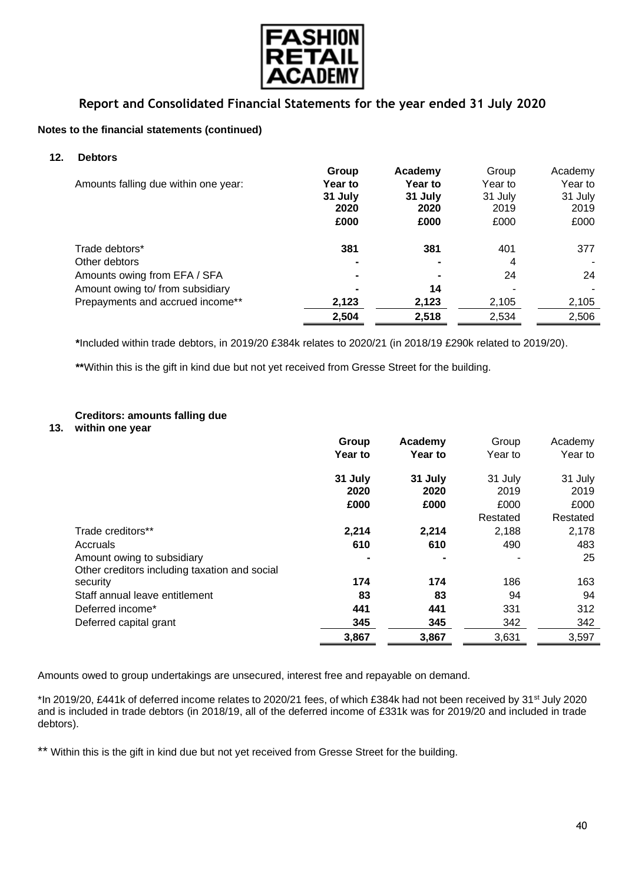# Report and Consolidated Financial Statements for the year ended 31 July 2020

**Notes to the financial statements (continued)**

## 12. Debtors

| Amounts falling due within one year: | **Group Year to 31 July 2020 £000** | **Academy Year to 31 July 2020 £000** | Group Year to 31 July 2019 £000 | Academy Year to 31 July 2019 £000 |
|---|---|---|---|---|
| Trade debtors* | **381** | **381** | 401 | 377 |
| Other debtors | **-** | **-** | 4 | - |
| Amounts owing from EFA / SFA | **-** | **-** | 24 | 24 |
| Amount owing to/ from subsidiary | **-** | **14** | - | - |
| Prepayments and accrued income** | **2,123** | **2,123** | 2,105 | 2,105 |
| | **2,504** | **2,518** | 2,534 | 2,506 |

**\***Included within trade debtors, in 2019/20 £384k relates to 2020/21 (in 2018/19 £290k related to 2019/20).

**\*\***Within this is the gift in kind due but not yet received from Gresse Street for the building.

## 13. Creditors: amounts falling due within one year

| | **Group Year to 31 July 2020 £000** | **Academy Year to 31 July 2020 £000** | Group Year to 31 July 2019 £000 Restated | Academy Year to 31 July 2019 £000 Restated |
|---|---|---|---|---|
| Trade creditors** | **2,214** | **2,214** | 2,188 | 2,178 |
| Accruals | **610** | **610** | 490 | 483 |
| Amount owing to subsidiary | **-** | **-** | - | 25 |
| Other creditors including taxation and social security | **174** | **174** | 186 | 163 |
| Staff annual leave entitlement | **83** | **83** | 94 | 94 |
| Deferred income* | **441** | **441** | 331 | 312 |
| Deferred capital grant | **345** | **345** | 342 | 342 |
| | **3,867** | **3,867** | 3,631 | 3,597 |

Amounts owed to group undertakings are unsecured, interest free and repayable on demand.

\*In 2019/20, £441k of deferred income relates to 2020/21 fees, of which £384k had not been received by 31st July 2020 and is included in trade debtors (in 2018/19, all of the deferred income of £331k was for 2019/20 and included in trade debtors).

\*\* Within this is the gift in kind due but not yet received from Gresse Street for the building.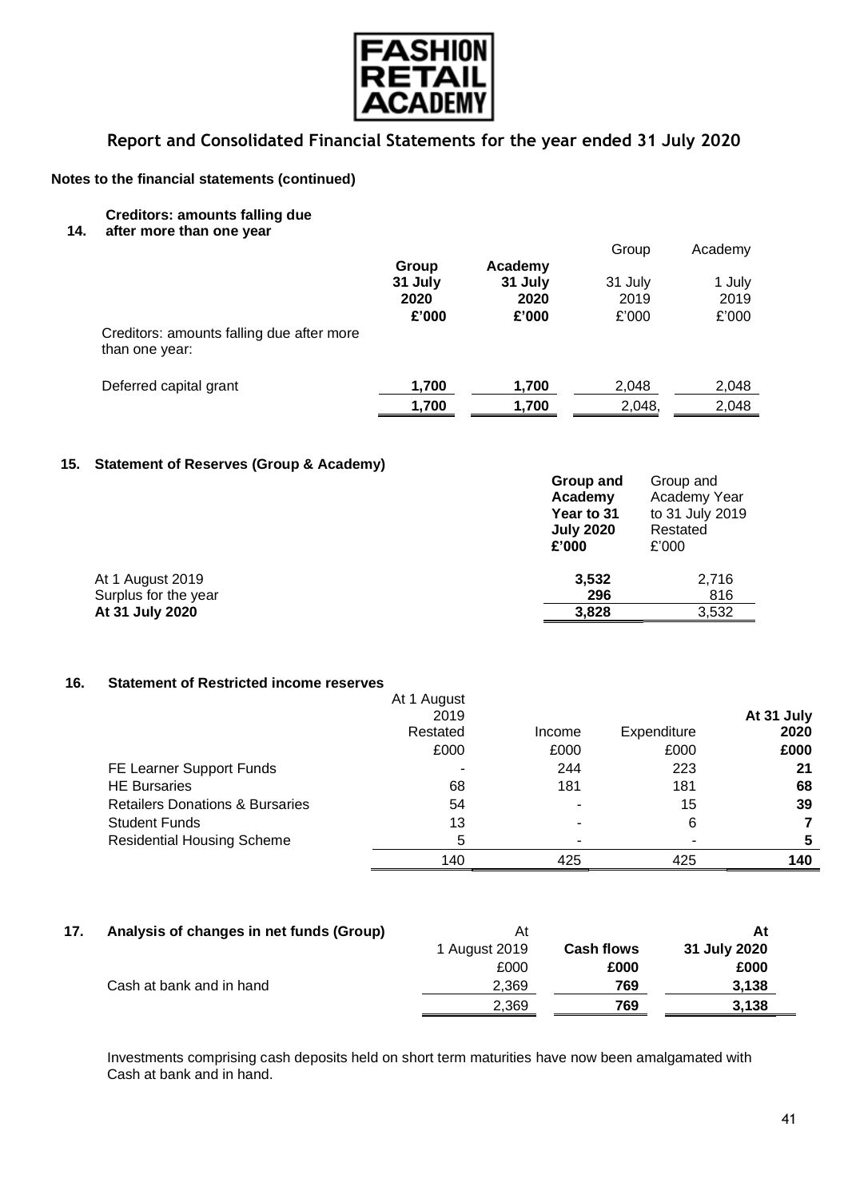**Notes to the financial statements (continued)**

## 14. Creditors: amounts falling due after more than one year

| | **Group 31 July 2020 £'000** | **Academy 31 July 2020 £'000** | Group 31 July 2019 £'000 | Academy 1 July 2019 £'000 |
|---|---|---|---|---|
| Creditors: amounts falling due after more than one year: | | | | |
| Deferred capital grant | **1,700** | **1,700** | 2,048 | 2,048 |
| | **1,700** | **1,700** | 2,048, | 2,048 |

## 15. Statement of Reserves (Group & Academy)

| | **Group and Academy Year to 31 July 2020 £'000** | Group and Academy Year to 31 July 2019 Restated £'000 |
|---|---|---|
| At 1 August 2019 | **3,532** | 2,716 |
| Surplus for the year | **296** | 816 |
| **At 31 July 2020** | **3,828** | 3,532 |

## 16. Statement of Restricted income reserves

| | At 1 August 2019 Restated £000 | Income £000 | Expenditure £000 | **At 31 July 2020 £000** |
|---|---|---|---|---|
| FE Learner Support Funds | - | 244 | 223 | **21** |
| HE Bursaries | 68 | 181 | 181 | **68** |
| Retailers Donations & Bursaries | 54 | - | 15 | **39** |
| Student Funds | 13 | - | 6 | **7** |
| Residential Housing Scheme | 5 | - | - | **5** |
| | 140 | 425 | 425 | **140** |

## 17. Analysis of changes in net funds (Group)

| | At 1 August 2019 £000 | **Cash flows £000** | **At 31 July 2020 £000** |
|---|---|---|---|
| Cash at bank and in hand | 2,369 | **769** | **3,138** |
| | 2,369 | **769** | **3,138** |

Investments comprising cash deposits held on short term maturities have now been amalgamated with Cash at bank and in hand.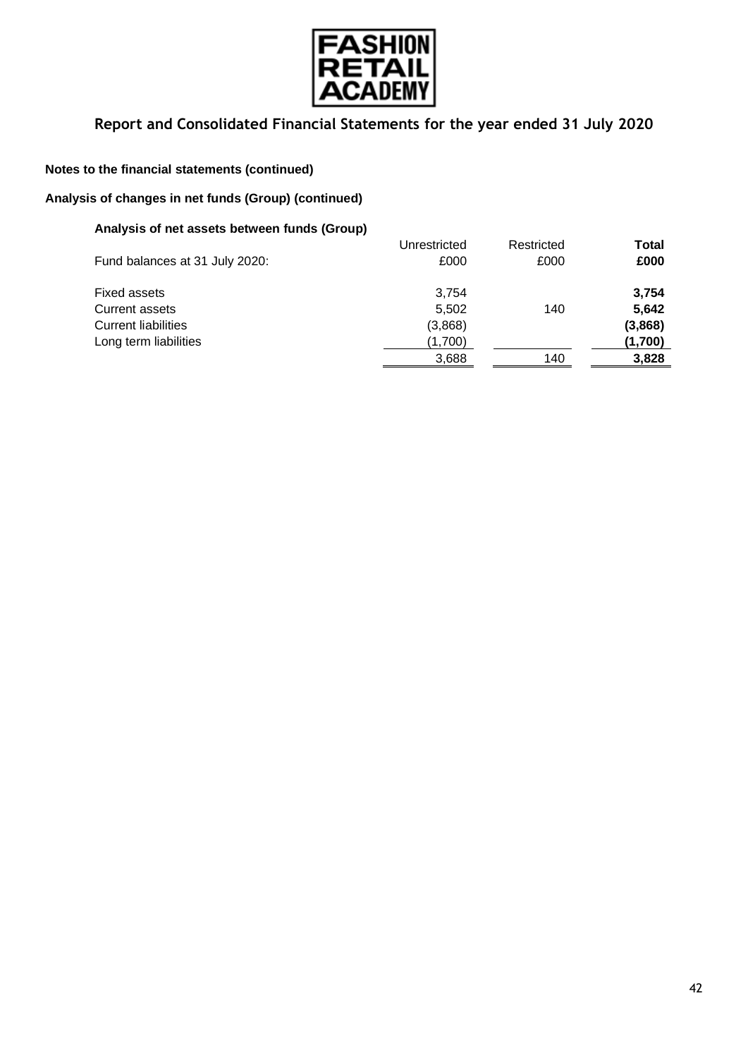**Notes to the financial statements (continued)**

**Analysis of changes in net funds (Group) (continued)**

**Analysis of net assets between funds (Group)**

| Fund balances at 31 July 2020: | Unrestricted £000 | Restricted £000 | **Total £000** |
|---|---|---|---|
| Fixed assets | 3,754 | | **3,754** |
| Current assets | 5,502 | 140 | **5,642** |
| Current liabilities | (3,868) | | **(3,868)** |
| Long term liabilities | (1,700) | | **(1,700)** |
| | 3,688 | 140 | **3,828** |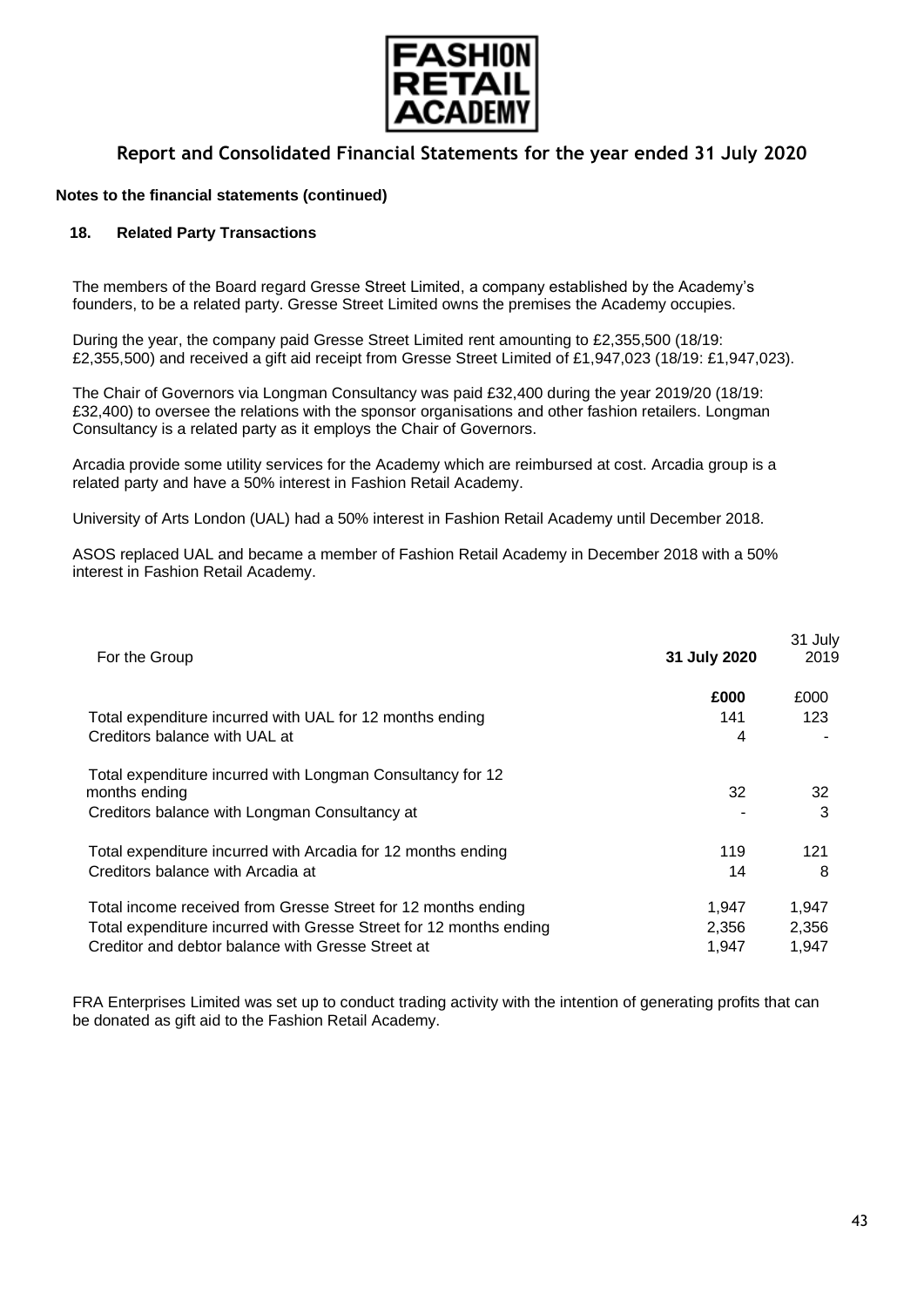**Report and Consolidated Financial Statements for the year ended 31 July 2020**

**Notes to the financial statements (continued)**

### 18. Related Party Transactions

The members of the Board regard Gresse Street Limited, a company established by the Academy's founders, to be a related party. Gresse Street Limited owns the premises the Academy occupies.

During the year, the company paid Gresse Street Limited rent amounting to £2,355,500 (18/19: £2,355,500) and received a gift aid receipt from Gresse Street Limited of £1,947,023 (18/19: £1,947,023).

The Chair of Governors via Longman Consultancy was paid £32,400 during the year 2019/20 (18/19: £32,400) to oversee the relations with the sponsor organisations and other fashion retailers. Longman Consultancy is a related party as it employs the Chair of Governors.

Arcadia provide some utility services for the Academy which are reimbursed at cost. Arcadia group is a related party and have a 50% interest in Fashion Retail Academy.

University of Arts London (UAL) had a 50% interest in Fashion Retail Academy until December 2018.

ASOS replaced UAL and became a member of Fashion Retail Academy in December 2018 with a 50% interest in Fashion Retail Academy.

| For the Group | **31 July 2020** | 31 July 2019 |
|---|---|---|
| | **£000** | £000 |
| Total expenditure incurred with UAL for 12 months ending | 141 | 123 |
| Creditors balance with UAL at | 4 | - |
| Total expenditure incurred with Longman Consultancy for 12 months ending | 32 | 32 |
| Creditors balance with Longman Consultancy at | - | 3 |
| Total expenditure incurred with Arcadia for 12 months ending | 119 | 121 |
| Creditors balance with Arcadia at | 14 | 8 |
| Total income received from Gresse Street for 12 months ending | 1,947 | 1,947 |
| Total expenditure incurred with Gresse Street for 12 months ending | 2,356 | 2,356 |
| Creditor and debtor balance with Gresse Street at | 1,947 | 1,947 |

FRA Enterprises Limited was set up to conduct trading activity with the intention of generating profits that can be donated as gift aid to the Fashion Retail Academy.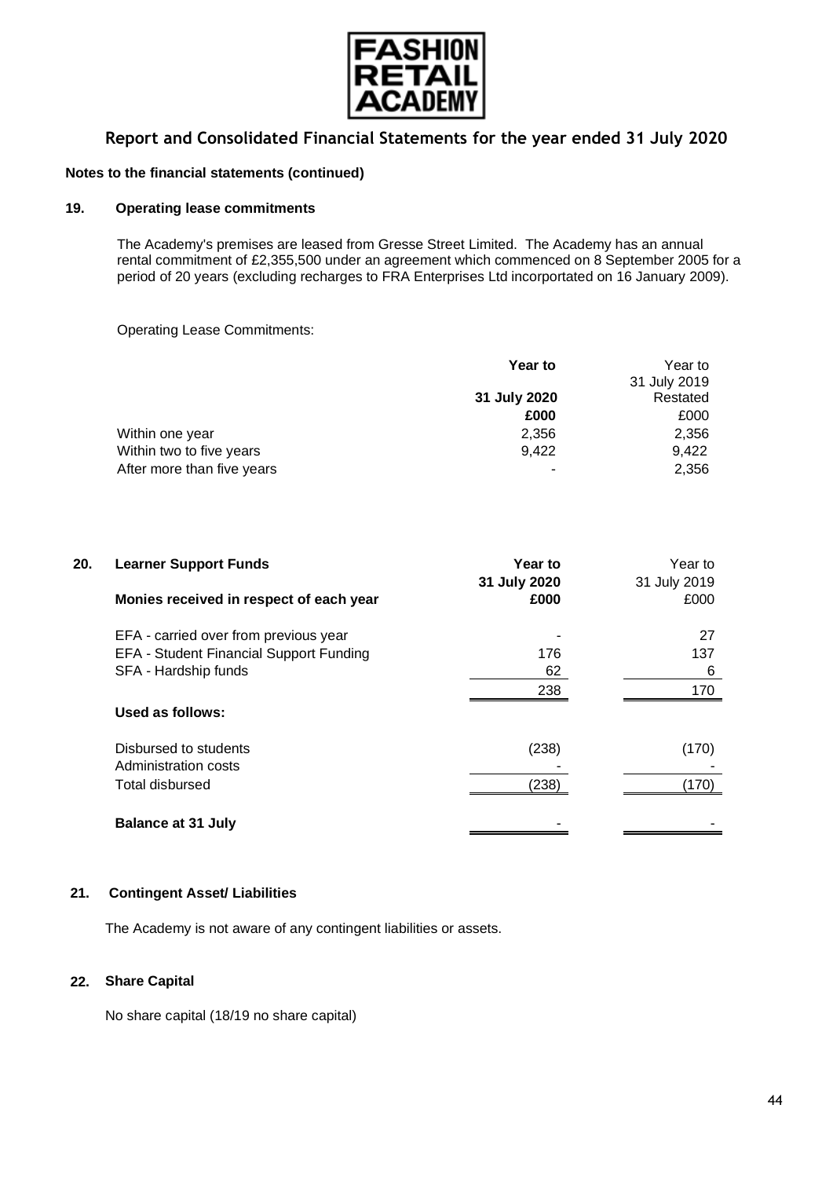# Report and Consolidated Financial Statements for the year ended 31 July 2020

**Notes to the financial statements (continued)**

## 19. Operating lease commitments

The Academy's premises are leased from Gresse Street Limited. The Academy has an annual rental commitment of £2,355,500 under an agreement which commenced on 8 September 2005 for a period of 20 years (excluding recharges to FRA Enterprises Ltd incorportated on 16 January 2009).

Operating Lease Commitments:

| | **Year to 31 July 2020** | Year to 31 July 2019 Restated |
|---|---|---|
| | **£000** | £000 |
| Within one year | 2,356 | 2,356 |
| Within two to five years | 9,422 | 9,422 |
| After more than five years | - | 2,356 |

## 20. Learner Support Funds

| | **Year to 31 July 2020** | Year to 31 July 2019 |
|---|---|---|
| **Monies received in respect of each year** | **£000** | £000 |
| EFA - carried over from previous year | - | 27 |
| EFA - Student Financial Support Funding | 176 | 137 |
| SFA - Hardship funds | 62 | 6 |
| | 238 | 170 |
| **Used as follows:** | | |
| Disbursed to students | (238) | (170) |
| Administration costs | - | - |
| Total disbursed | (238) | (170) |
| **Balance at 31 July** | - | - |

## 21. Contingent Asset/ Liabilities

The Academy is not aware of any contingent liabilities or assets.

## 22. Share Capital

No share capital (18/19 no share capital)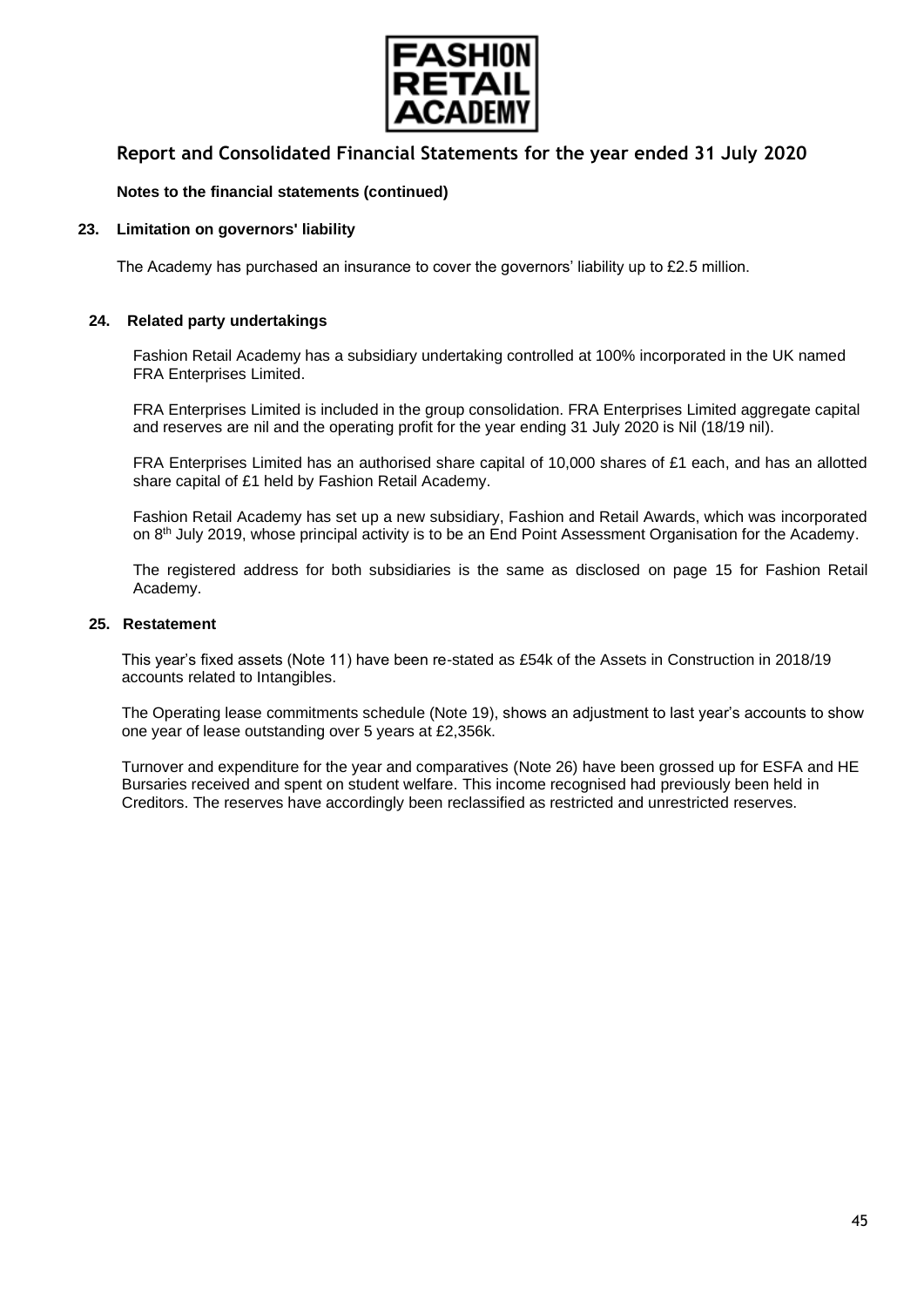## Report and Consolidated Financial Statements for the year ended 31 July 2020

**Notes to the financial statements (continued)**

### 23. Limitation on governors' liability

The Academy has purchased an insurance to cover the governors' liability up to £2.5 million.

### 24. Related party undertakings

Fashion Retail Academy has a subsidiary undertaking controlled at 100% incorporated in the UK named FRA Enterprises Limited.

FRA Enterprises Limited is included in the group consolidation. FRA Enterprises Limited aggregate capital and reserves are nil and the operating profit for the year ending 31 July 2020 is Nil (18/19 nil).

FRA Enterprises Limited has an authorised share capital of 10,000 shares of £1 each, and has an allotted share capital of £1 held by Fashion Retail Academy.

Fashion Retail Academy has set up a new subsidiary, Fashion and Retail Awards, which was incorporated on 8th July 2019, whose principal activity is to be an End Point Assessment Organisation for the Academy.

The registered address for both subsidiaries is the same as disclosed on page 15 for Fashion Retail Academy.

### 25. Restatement

This year's fixed assets (Note 11) have been re-stated as £54k of the Assets in Construction in 2018/19 accounts related to Intangibles.

The Operating lease commitments schedule (Note 19), shows an adjustment to last year's accounts to show one year of lease outstanding over 5 years at £2,356k.

Turnover and expenditure for the year and comparatives (Note 26) have been grossed up for ESFA and HE Bursaries received and spent on student welfare. This income recognised had previously been held in Creditors. The reserves have accordingly been reclassified as restricted and unrestricted reserves.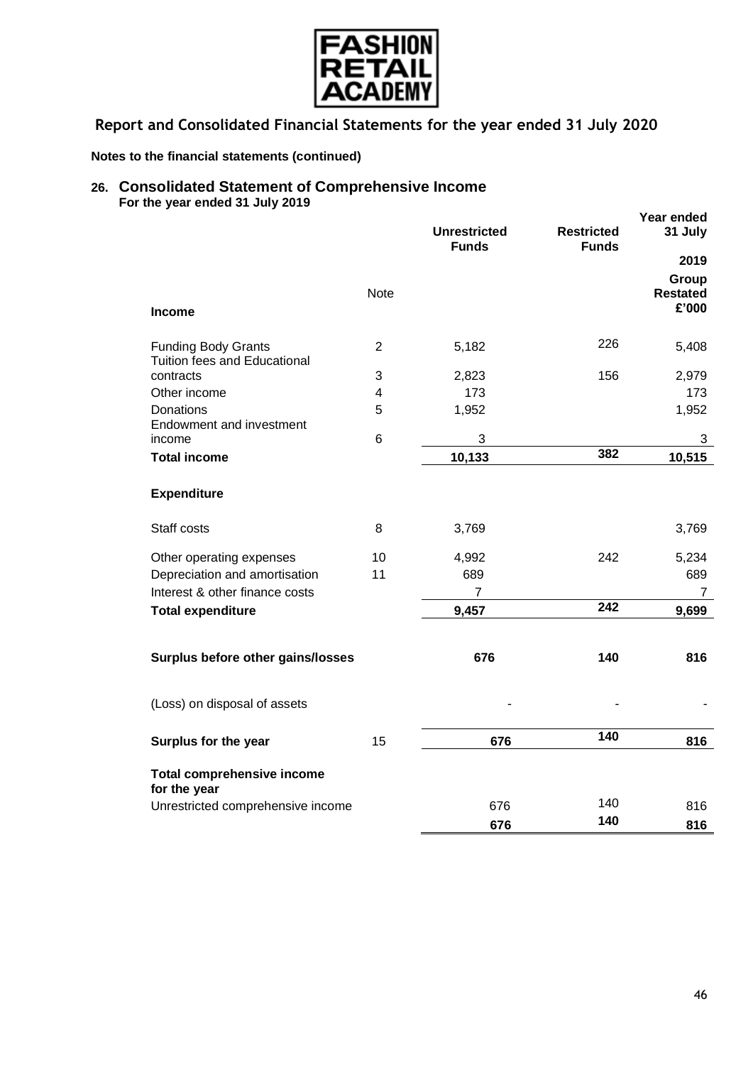**Report and Consolidated Financial Statements for the year ended 31 July 2020**

**Notes to the financial statements (continued)**

## 26. Consolidated Statement of Comprehensive Income

**For the year ended 31 July 2019**

| | Note | Unrestricted Funds | Restricted Funds | Year ended 31 July 2019 Group Restated £'000 |
|---|---|---|---|---|
| **Income** | | | | |
| Funding Body Grants | 2 | 5,182 | 226 | 5,408 |
| Tuition fees and Educational contracts | 3 | 2,823 | 156 | 2,979 |
| Other income | 4 | 173 | | 173 |
| Donations | 5 | 1,952 | | 1,952 |
| Endowment and investment income | 6 | 3 | | 3 |
| **Total income** | | **10,133** | **382** | **10,515** |
| **Expenditure** | | | | |
| Staff costs | 8 | 3,769 | | 3,769 |
| Other operating expenses | 10 | 4,992 | 242 | 5,234 |
| Depreciation and amortisation | 11 | 689 | | 689 |
| Interest & other finance costs | | 7 | | 7 |
| **Total expenditure** | | **9,457** | **242** | **9,699** |
| **Surplus before other gains/losses** | | **676** | **140** | **816** |
| (Loss) on disposal of assets | | - | - | - |
| **Surplus for the year** | 15 | **676** | **140** | **816** |
| **Total comprehensive income for the year** | | | | |
| Unrestricted comprehensive income | | 676 | 140 | 816 |
| | | **676** | **140** | **816** |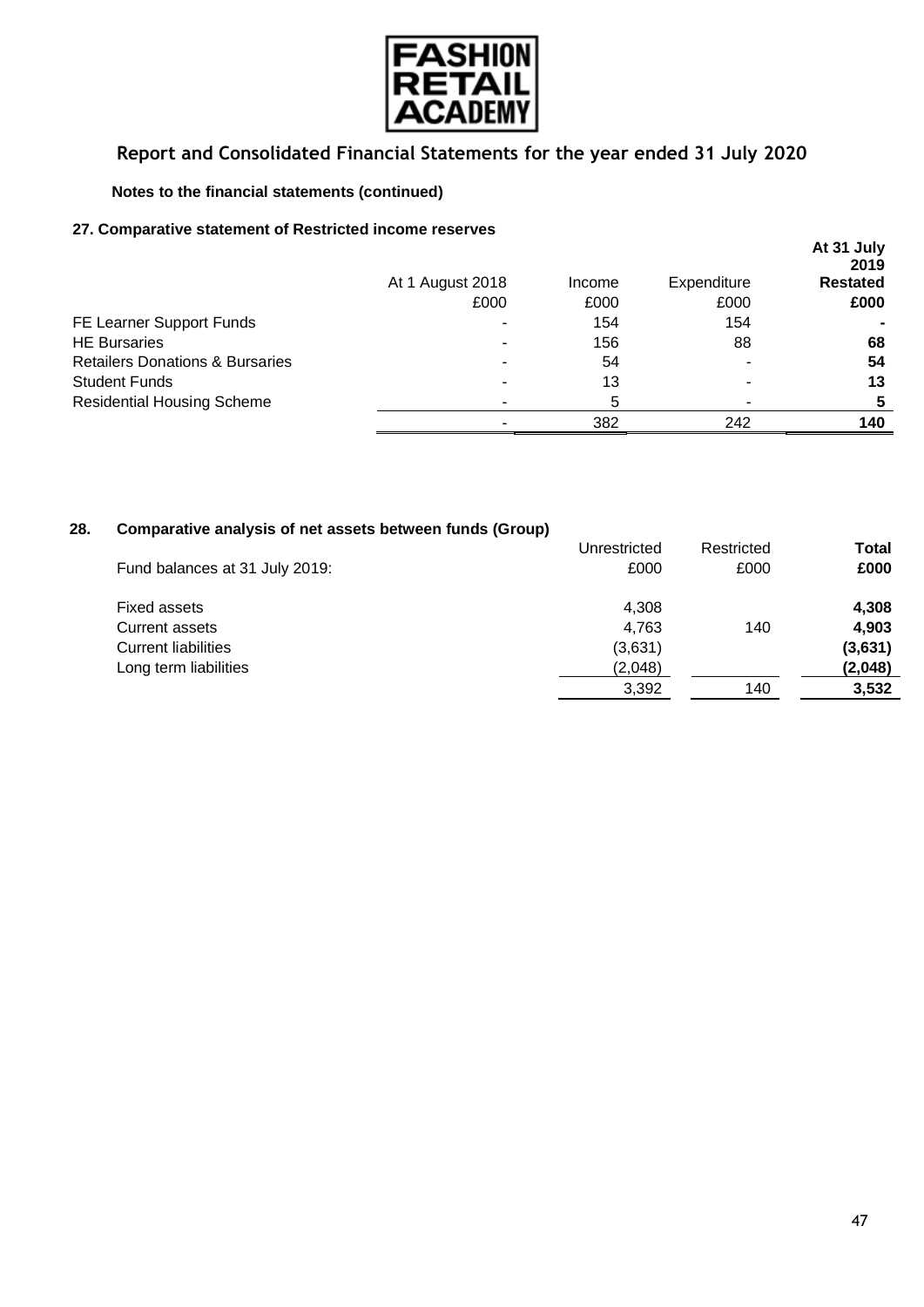# Report and Consolidated Financial Statements for the year ended 31 July 2020

**Notes to the financial statements (continued)**

**27. Comparative statement of Restricted income reserves**

| | At 1 August 2018 | Income | Expenditure | **At 31 July 2019 Restated** |
|---|---|---|---|---|
| | £000 | £000 | £000 | **£000** |
| FE Learner Support Funds | - | 154 | 154 | **-** |
| HE Bursaries | - | 156 | 88 | **68** |
| Retailers Donations & Bursaries | - | 54 | - | **54** |
| Student Funds | - | 13 | - | **13** |
| Residential Housing Scheme | - | 5 | - | **5** |
| | - | 382 | 242 | **140** |

**28. Comparative analysis of net assets between funds (Group)**

| Fund balances at 31 July 2019: | Unrestricted £000 | Restricted £000 | **Total £000** |
|---|---|---|---|
| Fixed assets | 4,308 | | **4,308** |
| Current assets | 4,763 | 140 | **4,903** |
| Current liabilities | (3,631) | | **(3,631)** |
| Long term liabilities | (2,048) | | **(2,048)** |
| | 3,392 | 140 | **3,532** |